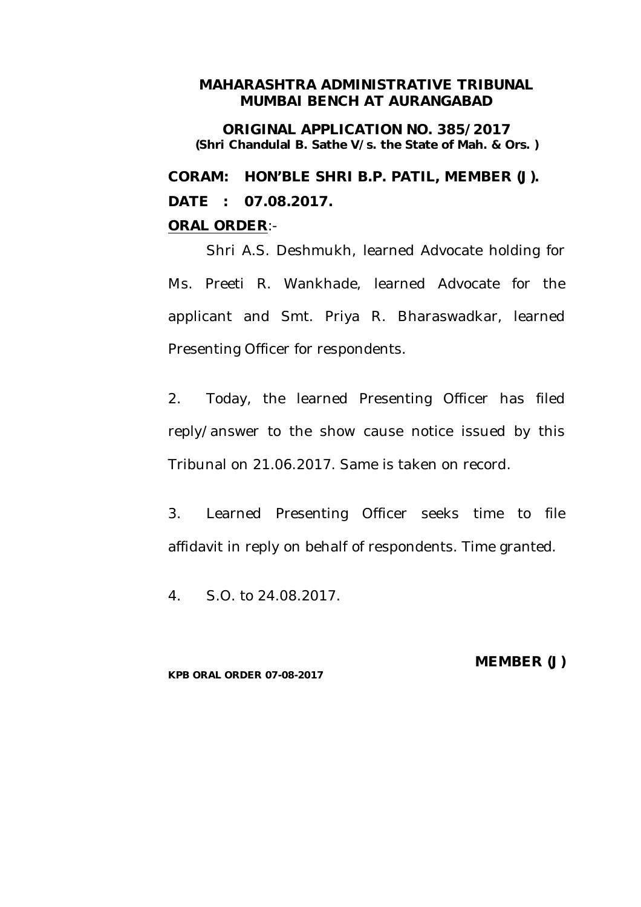**MAHARASHTRA ADMINISTRATIVE TRIBUNAL**
**MUMBAI BENCH AT AURANGABAD**

**ORIGINAL APPLICATION NO. 385/2017**
**(Shri Chandulal B. Sathe V/s. the State of Mah. & Ors. )**

**CORAM: HON'BLE SHRI B.P. PATIL, MEMBER (J).**

**DATE : 07.08.2017.**

**ORAL ORDER**:-

Shri A.S. Deshmukh, learned Advocate holding for Ms. Preeti R. Wankhade, learned Advocate for the applicant and Smt. Priya R. Bharaswadkar, learned Presenting Officer for respondents.

2. Today, the learned Presenting Officer has filed reply/answer to the show cause notice issued by this Tribunal on 21.06.2017. Same is taken on record.

3. Learned Presenting Officer seeks time to file affidavit in reply on behalf of respondents. Time granted.

4. S.O. to 24.08.2017.

**MEMBER (J)**

**KPB ORAL ORDER 07-08-2017**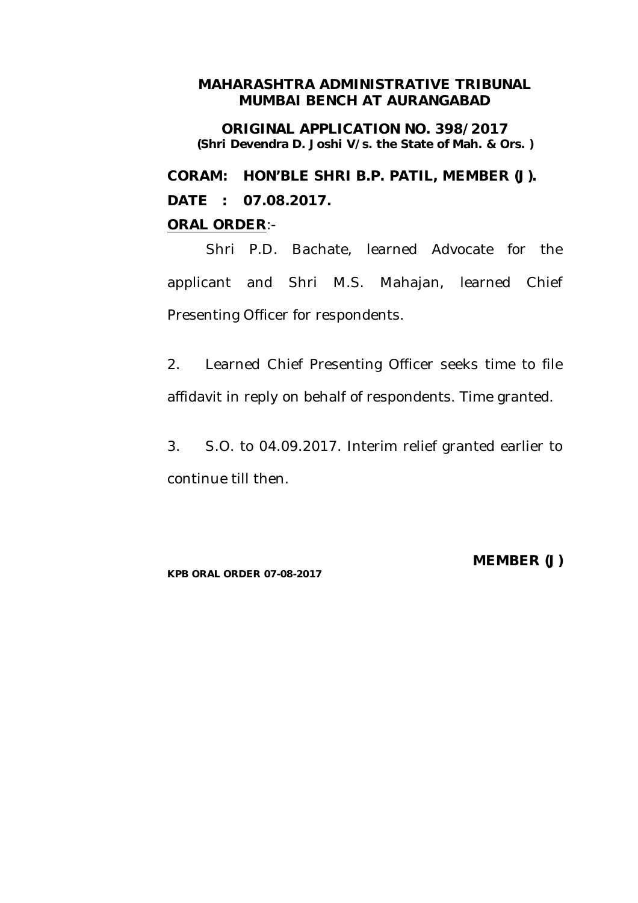**MAHARASHTRA ADMINISTRATIVE TRIBUNAL**
**MUMBAI BENCH AT AURANGABAD**

**ORIGINAL APPLICATION NO. 398/2017**
**(Shri Devendra D. Joshi V/s. the State of Mah. & Ors. )**

**CORAM: HON'BLE SHRI B.P. PATIL, MEMBER (J).**

**DATE : 07.08.2017.**

**ORAL ORDER**:-

Shri P.D. Bachate, learned Advocate for the applicant and Shri M.S. Mahajan, learned Chief Presenting Officer for respondents.

2. Learned Chief Presenting Officer seeks time to file affidavit in reply on behalf of respondents. Time granted.

3. S.O. to 04.09.2017. Interim relief granted earlier to continue till then.

**MEMBER (J)**

**KPB ORAL ORDER 07-08-2017**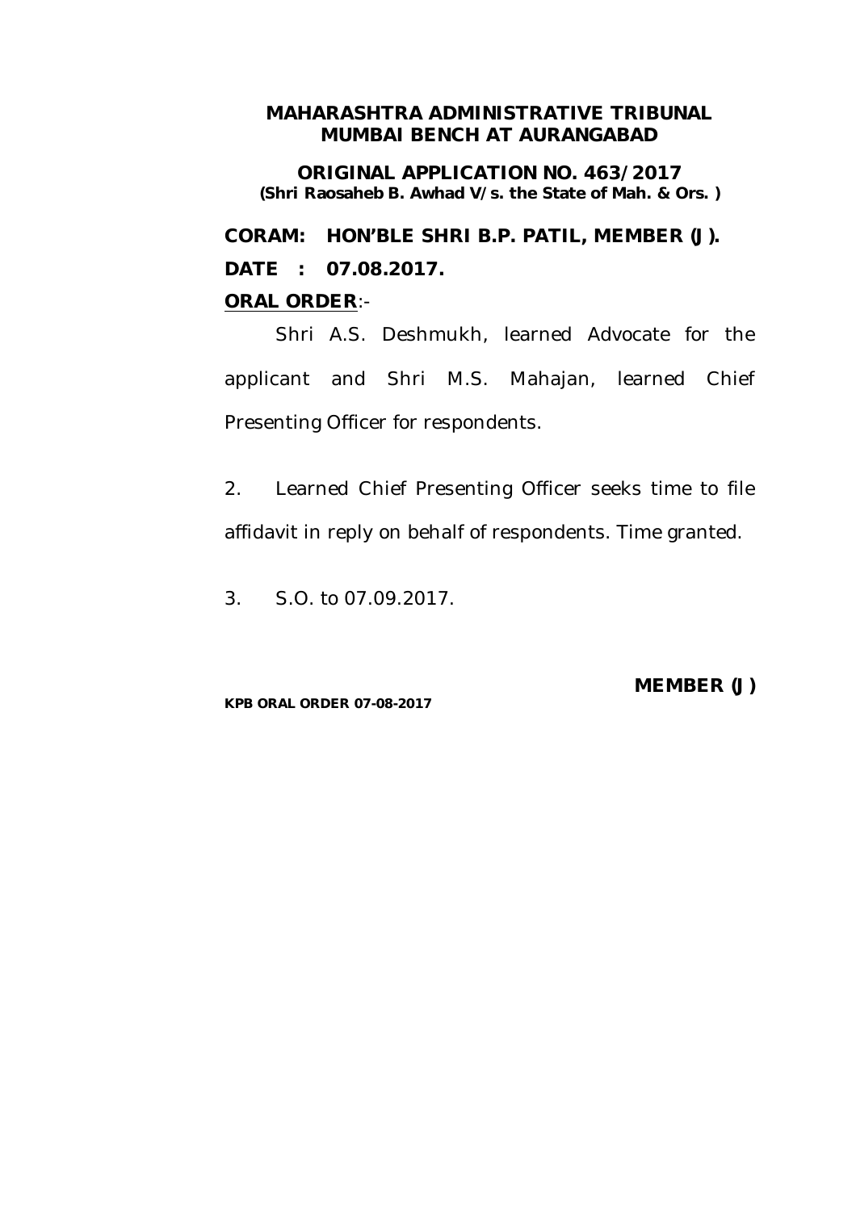**MAHARASHTRA ADMINISTRATIVE TRIBUNAL**
**MUMBAI BENCH AT AURANGABAD**

**ORIGINAL APPLICATION NO. 463/2017**
**(Shri Raosaheb B. Awhad V/s. the State of Mah. & Ors. )**

**CORAM: HON'BLE SHRI B.P. PATIL, MEMBER (J).**

**DATE : 07.08.2017.**

**ORAL ORDER**:-

Shri A.S. Deshmukh, learned Advocate for the applicant and Shri M.S. Mahajan, learned Chief Presenting Officer for respondents.

2. Learned Chief Presenting Officer seeks time to file affidavit in reply on behalf of respondents. Time granted.

3. S.O. to 07.09.2017.

**MEMBER (J)**

**KPB ORAL ORDER 07-08-2017**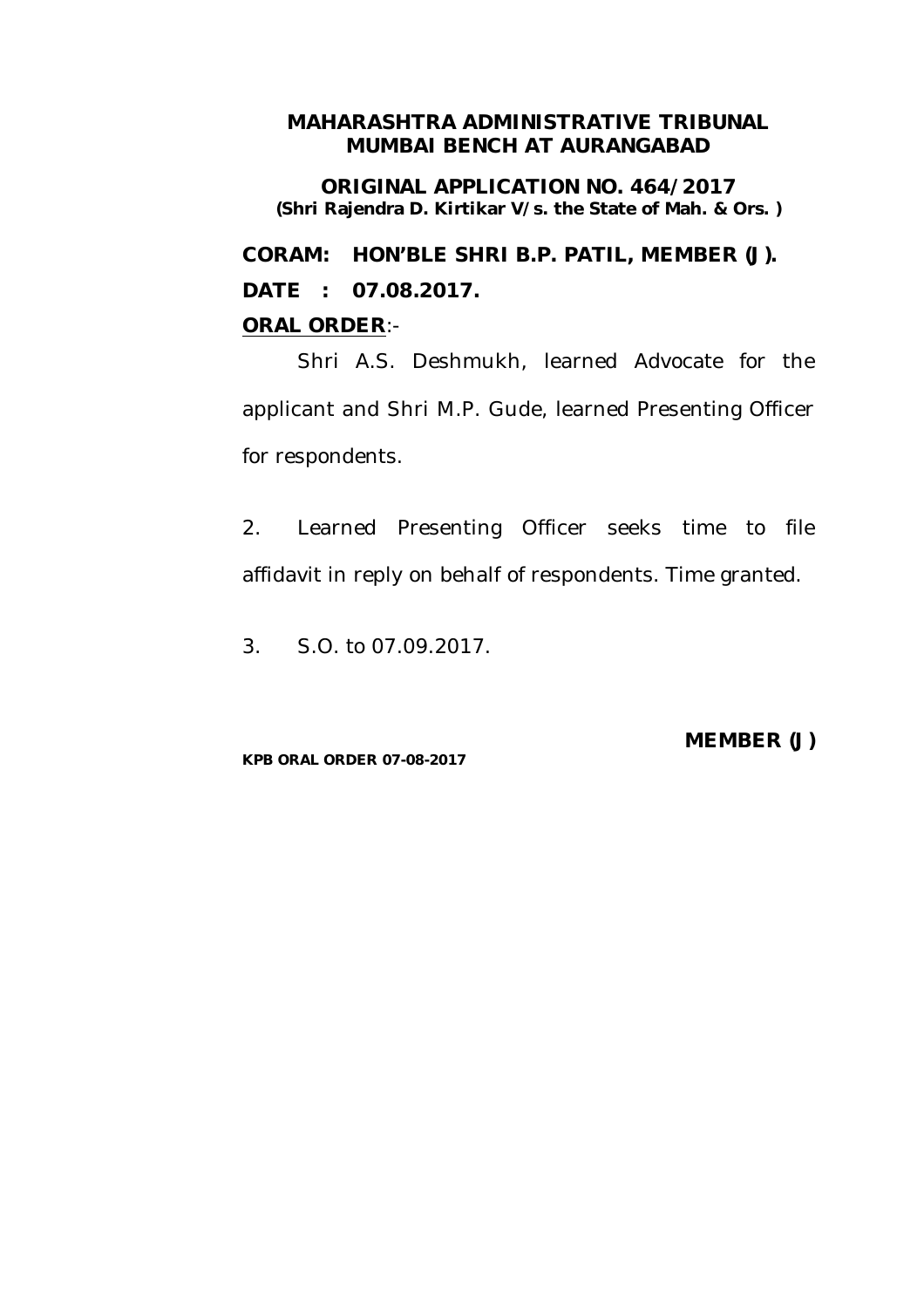**MAHARASHTRA ADMINISTRATIVE TRIBUNAL**
**MUMBAI BENCH AT AURANGABAD**

**ORIGINAL APPLICATION NO. 464/2017**
**(Shri Rajendra D. Kirtikar V/s. the State of Mah. & Ors. )**

**CORAM: HON'BLE SHRI B.P. PATIL, MEMBER (J).**

**DATE : 07.08.2017.**

**ORAL ORDER**:-

Shri A.S. Deshmukh, learned Advocate for the applicant and Shri M.P. Gude, learned Presenting Officer for respondents.

2. Learned Presenting Officer seeks time to file affidavit in reply on behalf of respondents. Time granted.

3. S.O. to 07.09.2017.

**MEMBER (J)**

**KPB ORAL ORDER 07-08-2017**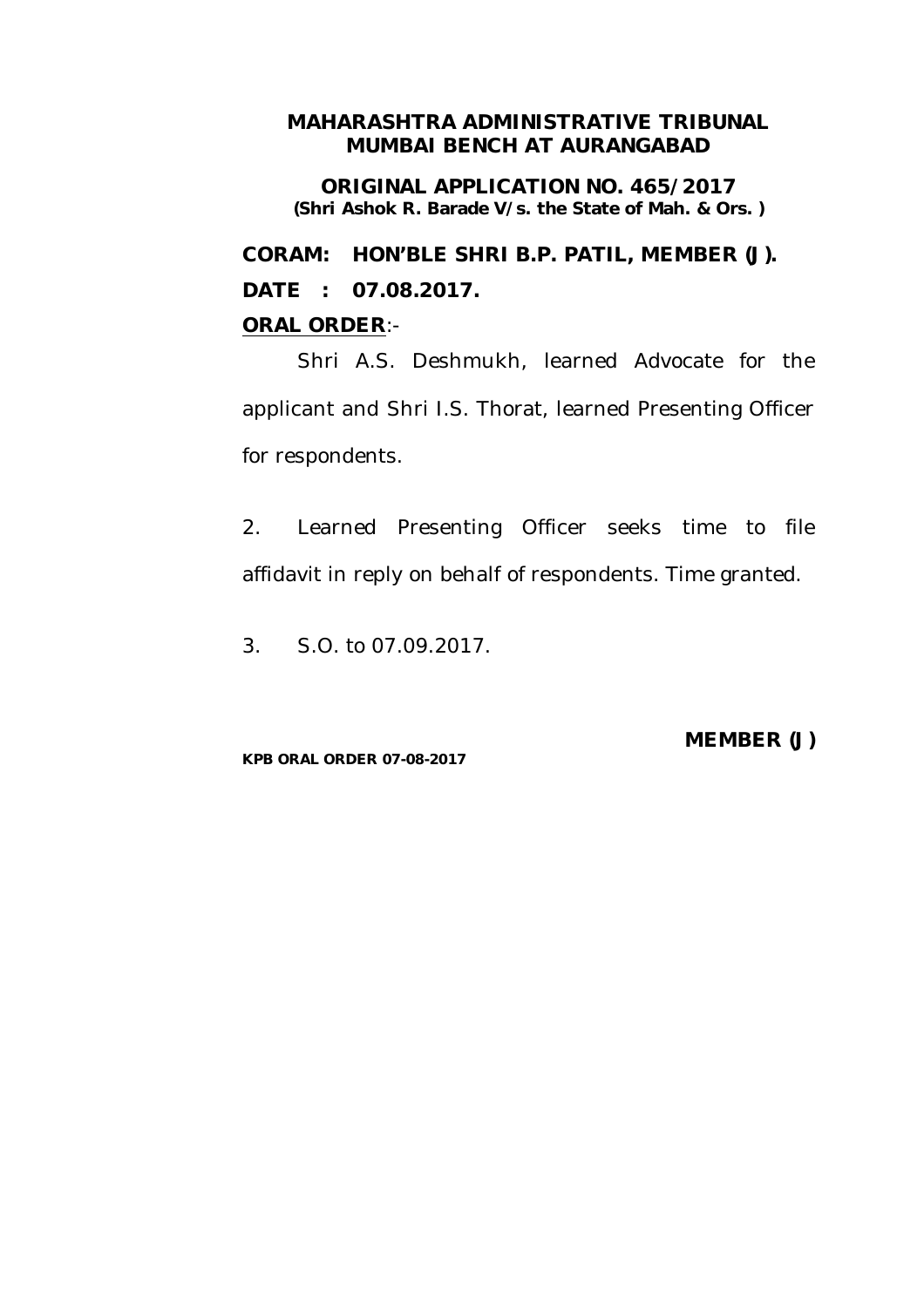**MAHARASHTRA ADMINISTRATIVE TRIBUNAL**
**MUMBAI BENCH AT AURANGABAD**

**ORIGINAL APPLICATION NO. 465/2017**
**(Shri Ashok R. Barade V/s. the State of Mah. & Ors. )**

**CORAM: HON'BLE SHRI B.P. PATIL, MEMBER (J).**

**DATE : 07.08.2017.**

**ORAL ORDER**:-

Shri A.S. Deshmukh, learned Advocate for the applicant and Shri I.S. Thorat, learned Presenting Officer for respondents.

2. Learned Presenting Officer seeks time to file affidavit in reply on behalf of respondents. Time granted.

3. S.O. to 07.09.2017.

**MEMBER (J)**

**KPB ORAL ORDER 07-08-2017**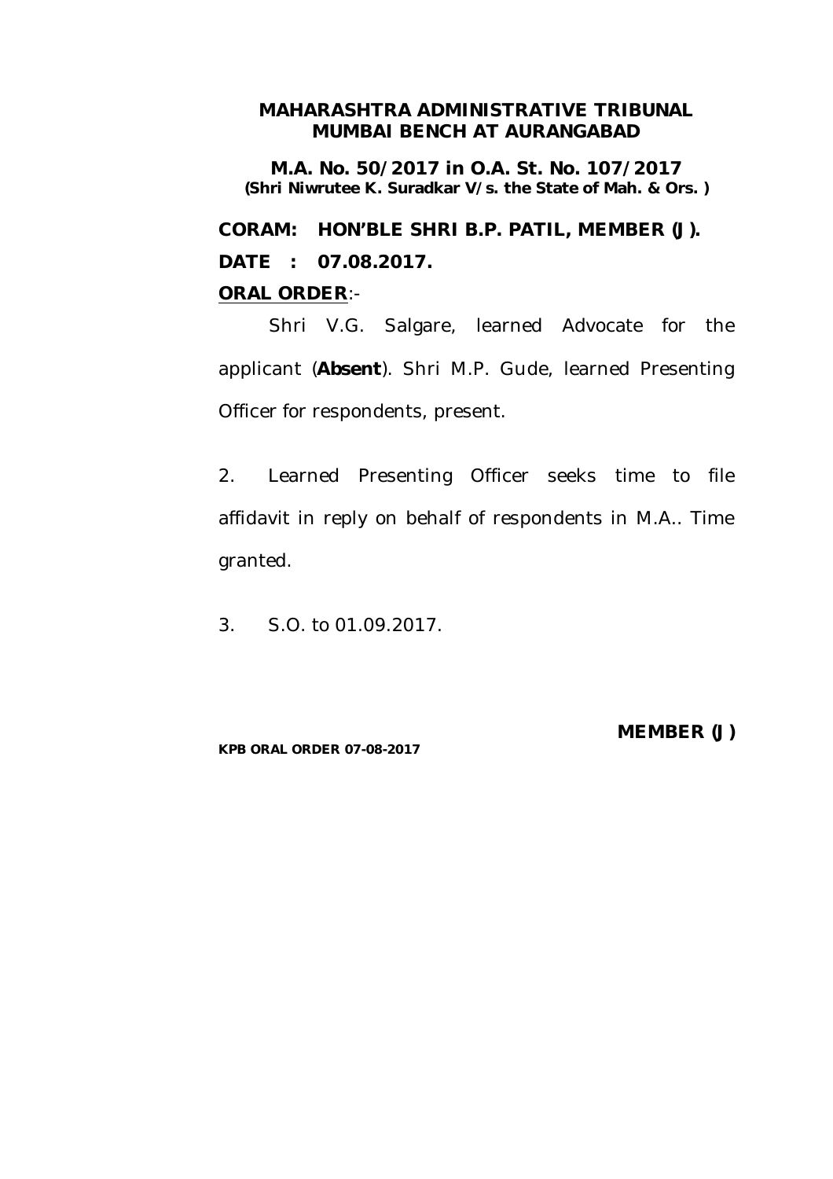**MAHARASHTRA ADMINISTRATIVE TRIBUNAL**
**MUMBAI BENCH AT AURANGABAD**

**M.A. No. 50/2017 in O.A. St. No. 107/2017**
**(Shri Niwrutee K. Suradkar V/s. the State of Mah. & Ors. )**

**CORAM: HON'BLE SHRI B.P. PATIL, MEMBER (J).**

**DATE : 07.08.2017.**

**ORAL ORDER**:-

Shri V.G. Salgare, learned Advocate for the applicant (**Absent**). Shri M.P. Gude, learned Presenting Officer for respondents, present.

2. Learned Presenting Officer seeks time to file affidavit in reply on behalf of respondents in M.A.. Time granted.

3. S.O. to 01.09.2017.

**MEMBER (J)**

**KPB ORAL ORDER 07-08-2017**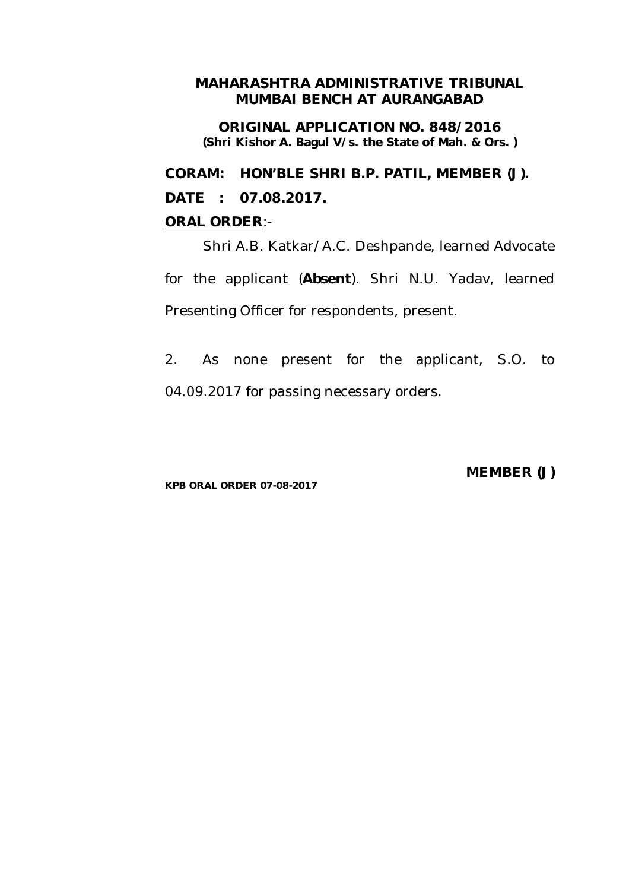**MAHARASHTRA ADMINISTRATIVE TRIBUNAL**
**MUMBAI BENCH AT AURANGABAD**

**ORIGINAL APPLICATION NO. 848/2016**
**(Shri Kishor A. Bagul V/s. the State of Mah. & Ors. )**

**CORAM: HON'BLE SHRI B.P. PATIL, MEMBER (J).**

**DATE : 07.08.2017.**

**ORAL ORDER**:-

Shri A.B. Katkar/A.C. Deshpande, learned Advocate for the applicant (**Absent**). Shri N.U. Yadav, learned Presenting Officer for respondents, present.

2. As none present for the applicant, S.O. to 04.09.2017 for passing necessary orders.

**MEMBER (J)**

**KPB ORAL ORDER 07-08-2017**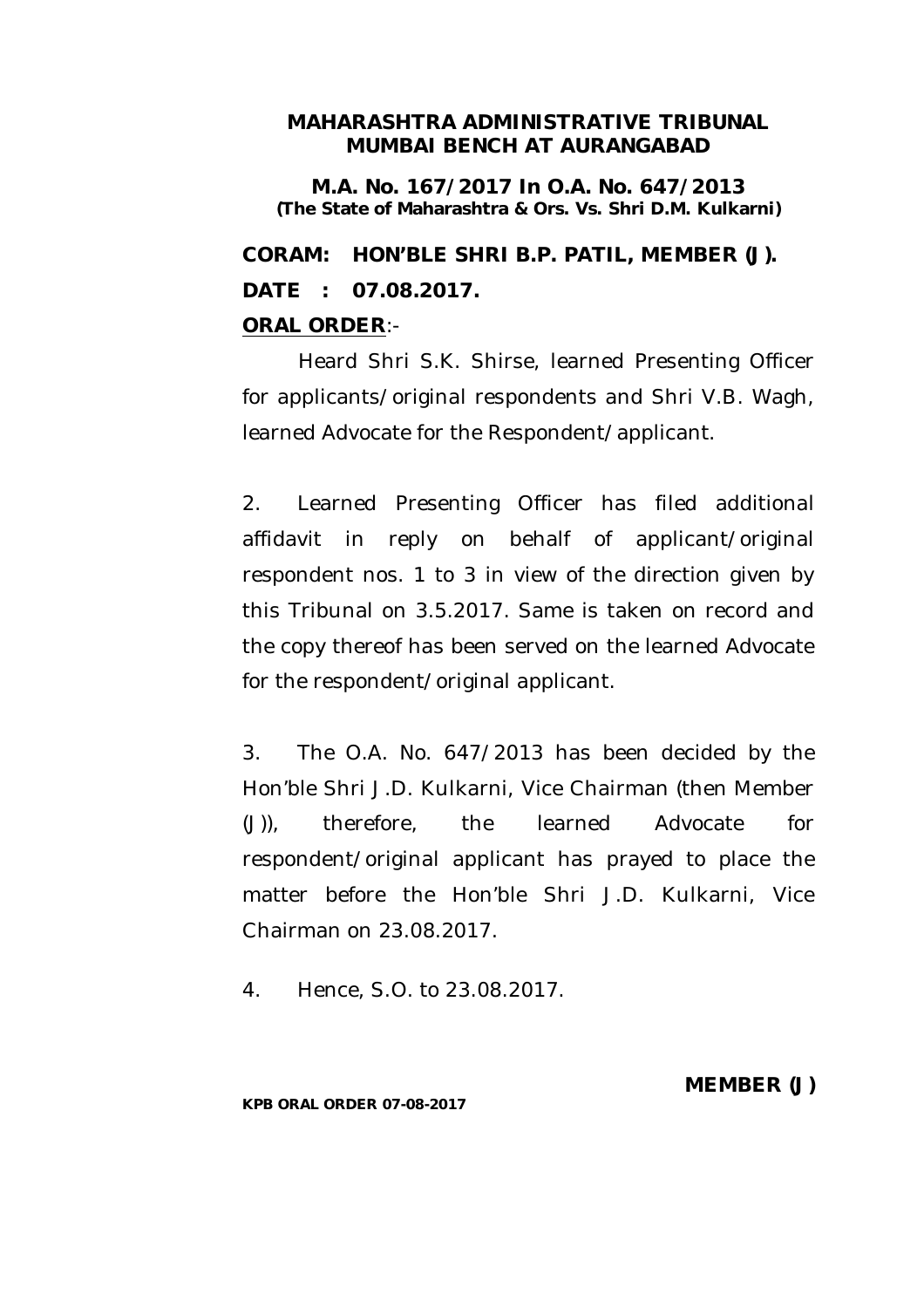**MAHARASHTRA ADMINISTRATIVE TRIBUNAL**
**MUMBAI BENCH AT AURANGABAD**

**M.A. No. 167/2017 In O.A. No. 647/2013**
**(The State of Maharashtra & Ors. Vs. Shri D.M. Kulkarni)**

**CORAM: HON'BLE SHRI B.P. PATIL, MEMBER (J).**

**DATE : 07.08.2017.**

**ORAL ORDER**:-

Heard Shri S.K. Shirse, learned Presenting Officer for applicants/original respondents and Shri V.B. Wagh, learned Advocate for the Respondent/applicant.

2. Learned Presenting Officer has filed additional affidavit in reply on behalf of applicant/original respondent nos. 1 to 3 in view of the direction given by this Tribunal on 3.5.2017. Same is taken on record and the copy thereof has been served on the learned Advocate for the respondent/original applicant.

3. The O.A. No. 647/2013 has been decided by the Hon'ble Shri J.D. Kulkarni, Vice Chairman (then Member (J)), therefore, the learned Advocate for respondent/original applicant has prayed to place the matter before the Hon'ble Shri J.D. Kulkarni, Vice Chairman on 23.08.2017.

4. Hence, S.O. to 23.08.2017.

**MEMBER (J)**

**KPB ORAL ORDER 07-08-2017**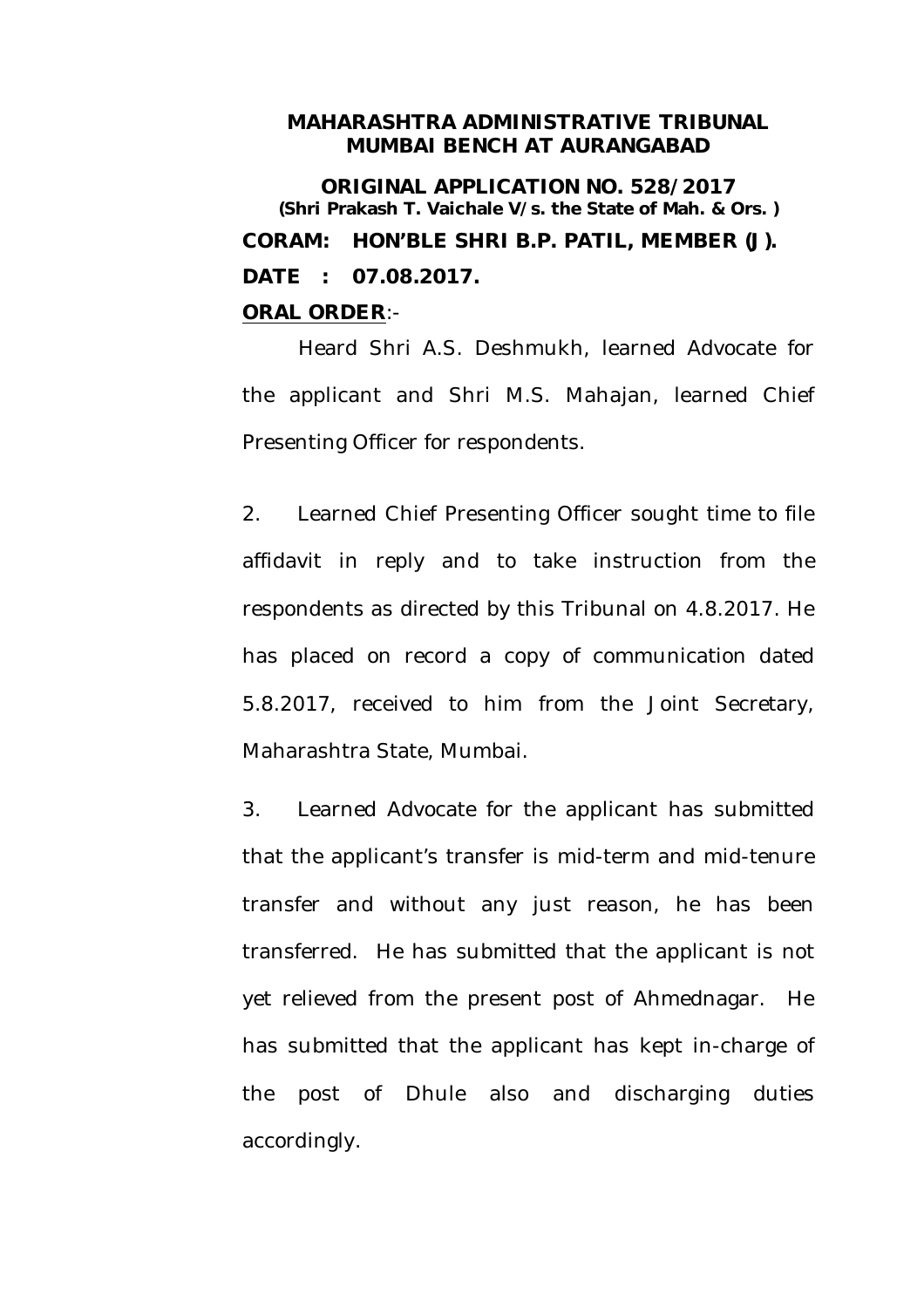**MAHARASHTRA ADMINISTRATIVE TRIBUNAL**
**MUMBAI BENCH AT AURANGABAD**

**ORIGINAL APPLICATION NO. 528/2017**
**(Shri Prakash T. Vaichale V/s. the State of Mah. & Ors. )**

**CORAM: HON'BLE SHRI B.P. PATIL, MEMBER (J).**

**DATE : 07.08.2017.**

**ORAL ORDER**:-

Heard Shri A.S. Deshmukh, learned Advocate for the applicant and Shri M.S. Mahajan, learned Chief Presenting Officer for respondents.

2. Learned Chief Presenting Officer sought time to file affidavit in reply and to take instruction from the respondents as directed by this Tribunal on 4.8.2017. He has placed on record a copy of communication dated 5.8.2017, received to him from the Joint Secretary, Maharashtra State, Mumbai.

3. Learned Advocate for the applicant has submitted that the applicant's transfer is mid-term and mid-tenure transfer and without any just reason, he has been transferred. He has submitted that the applicant is not yet relieved from the present post of Ahmednagar. He has submitted that the applicant has kept in-charge of the post of Dhule also and discharging duties accordingly.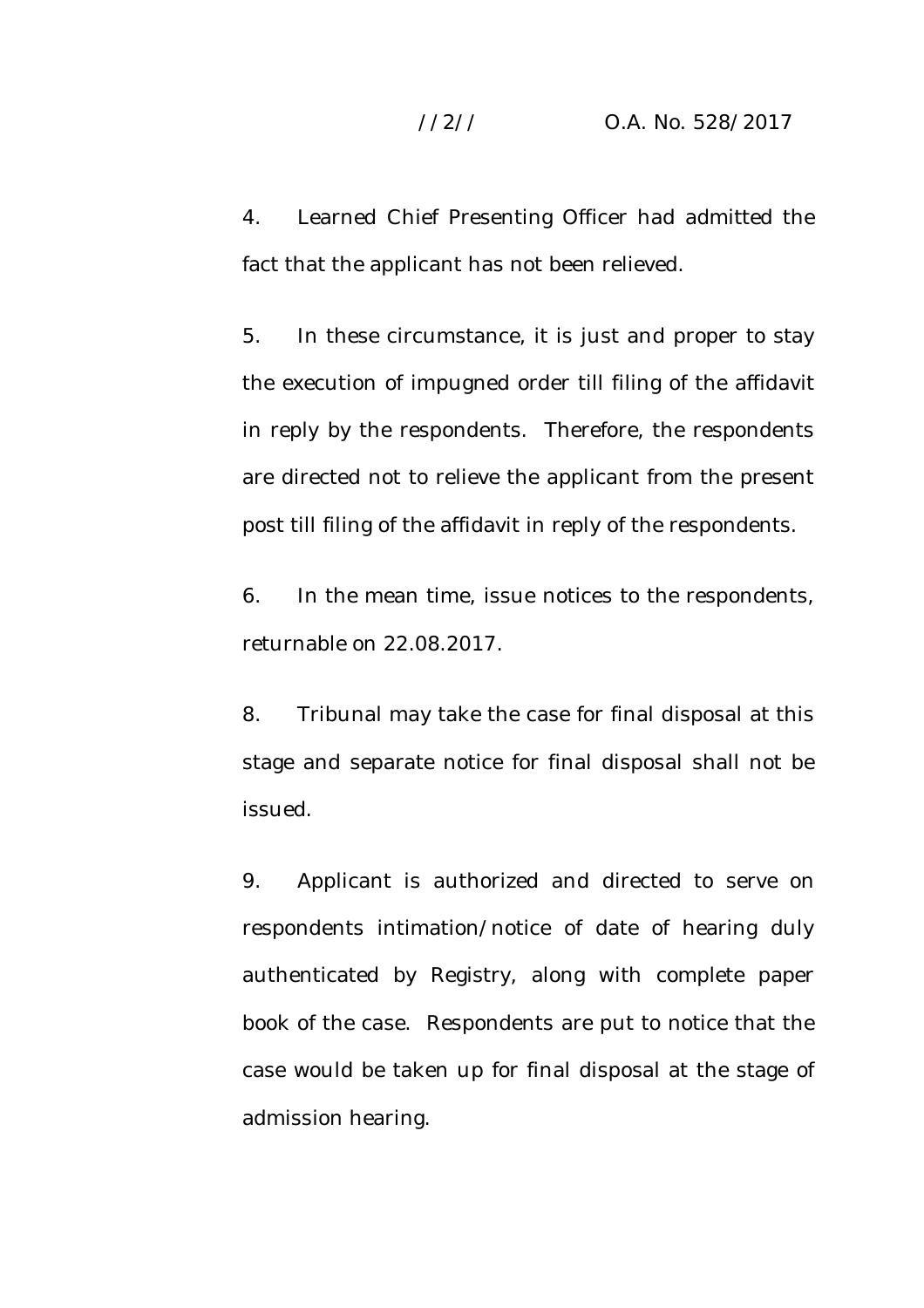4. Learned Chief Presenting Officer had admitted the fact that the applicant has not been relieved.

5. In these circumstance, it is just and proper to stay the execution of impugned order till filing of the affidavit in reply by the respondents. Therefore, the respondents are directed not to relieve the applicant from the present post till filing of the affidavit in reply of the respondents.

6. In the mean time, issue notices to the respondents, returnable on 22.08.2017.

8. Tribunal may take the case for final disposal at this stage and separate notice for final disposal shall not be issued.

9. Applicant is authorized and directed to serve on respondents intimation/notice of date of hearing duly authenticated by Registry, along with complete paper book of the case. Respondents are put to notice that the case would be taken up for final disposal at the stage of admission hearing.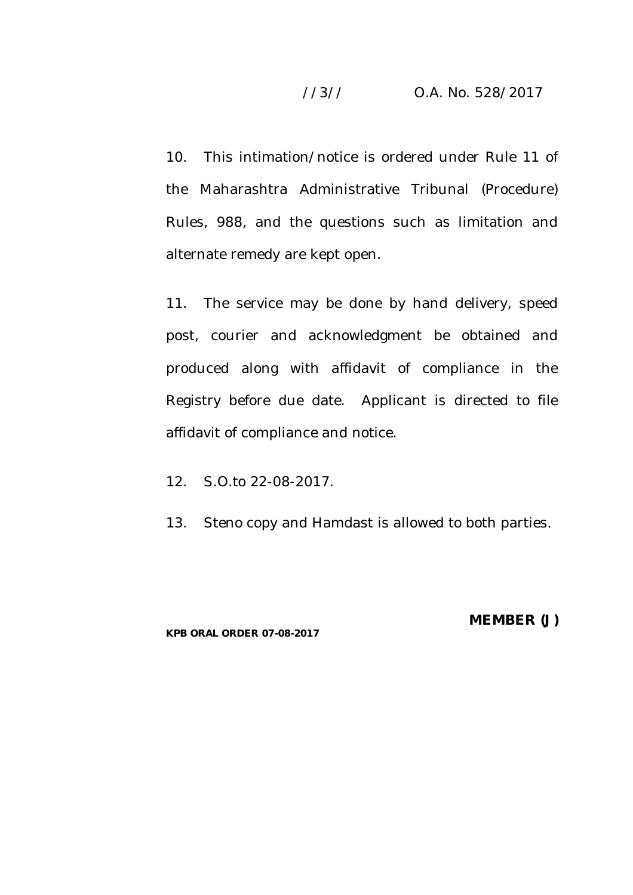10. This intimation/notice is ordered under Rule 11 of the Maharashtra Administrative Tribunal (Procedure) Rules, 988, and the questions such as limitation and alternate remedy are kept open.

11. The service may be done by hand delivery, speed post, courier and acknowledgment be obtained and produced along with affidavit of compliance in the Registry before due date. Applicant is directed to file affidavit of compliance and notice.

12. S.O.to 22-08-2017.

13. Steno copy and Hamdast is allowed to both parties.

**MEMBER (J)**

**KPB ORAL ORDER 07-08-2017**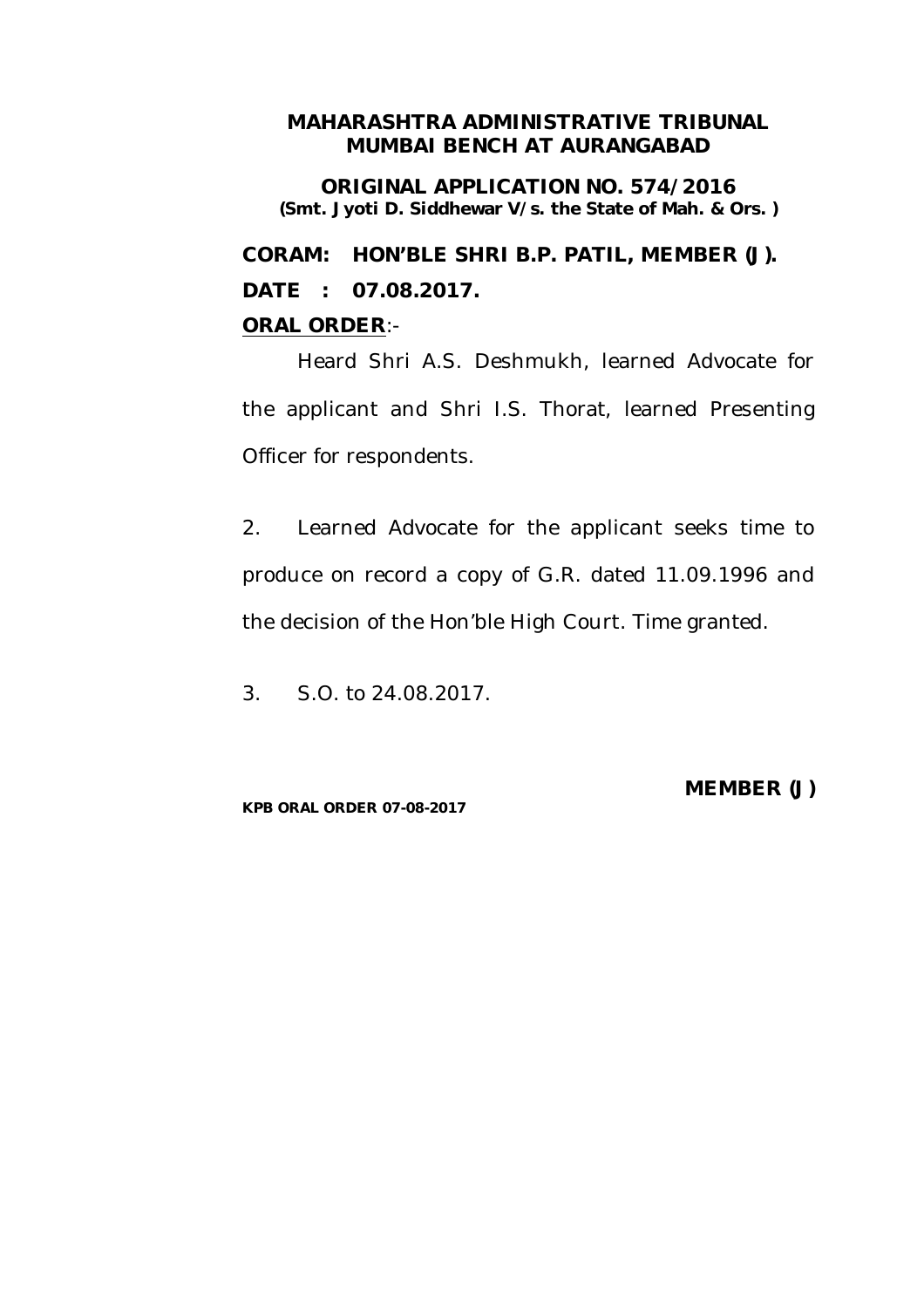**MAHARASHTRA ADMINISTRATIVE TRIBUNAL**
**MUMBAI BENCH AT AURANGABAD**

**ORIGINAL APPLICATION NO. 574/2016**
**(Smt. Jyoti D. Siddhewar V/s. the State of Mah. & Ors. )**

**CORAM: HON'BLE SHRI B.P. PATIL, MEMBER (J).**

**DATE : 07.08.2017.**

**ORAL ORDER**:-

Heard Shri A.S. Deshmukh, learned Advocate for the applicant and Shri I.S. Thorat, learned Presenting Officer for respondents.

2. Learned Advocate for the applicant seeks time to produce on record a copy of G.R. dated 11.09.1996 and the decision of the Hon'ble High Court. Time granted.

3. S.O. to 24.08.2017.

**MEMBER (J)**

**KPB ORAL ORDER 07-08-2017**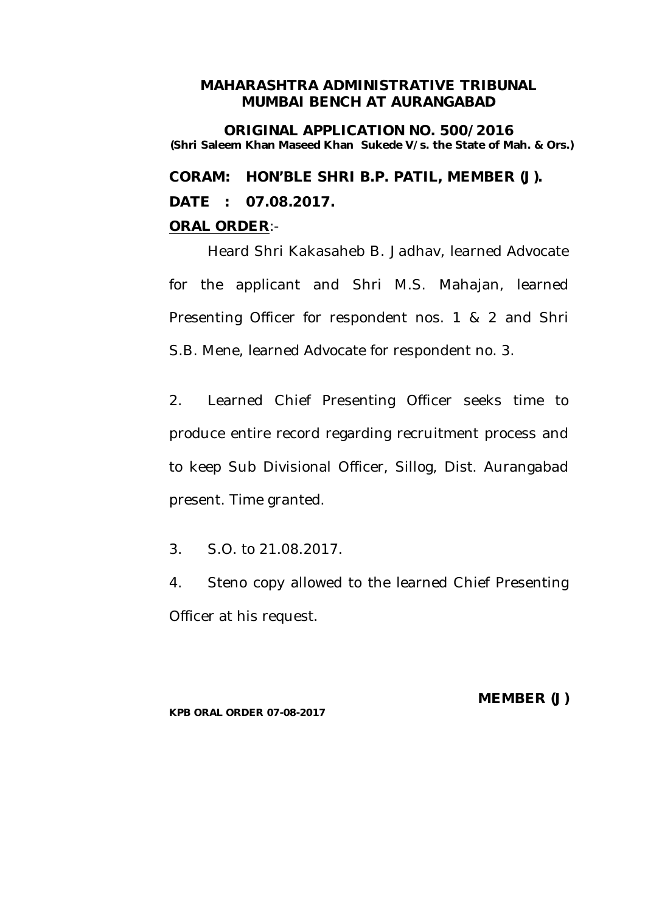**MAHARASHTRA ADMINISTRATIVE TRIBUNAL**
**MUMBAI BENCH AT AURANGABAD**

**ORIGINAL APPLICATION NO. 500/2016**
**(Shri Saleem Khan Maseed Khan Sukede V/s. the State of Mah. & Ors.)**

**CORAM: HON'BLE SHRI B.P. PATIL, MEMBER (J).**

**DATE : 07.08.2017.**

**ORAL ORDER**:-

Heard Shri Kakasaheb B. Jadhav, learned Advocate for the applicant and Shri M.S. Mahajan, learned Presenting Officer for respondent nos. 1 & 2 and Shri S.B. Mene, learned Advocate for respondent no. 3.

2. Learned Chief Presenting Officer seeks time to produce entire record regarding recruitment process and to keep Sub Divisional Officer, Sillog, Dist. Aurangabad present. Time granted.

3. S.O. to 21.08.2017.

4. Steno copy allowed to the learned Chief Presenting Officer at his request.

**MEMBER (J)**

**KPB ORAL ORDER 07-08-2017**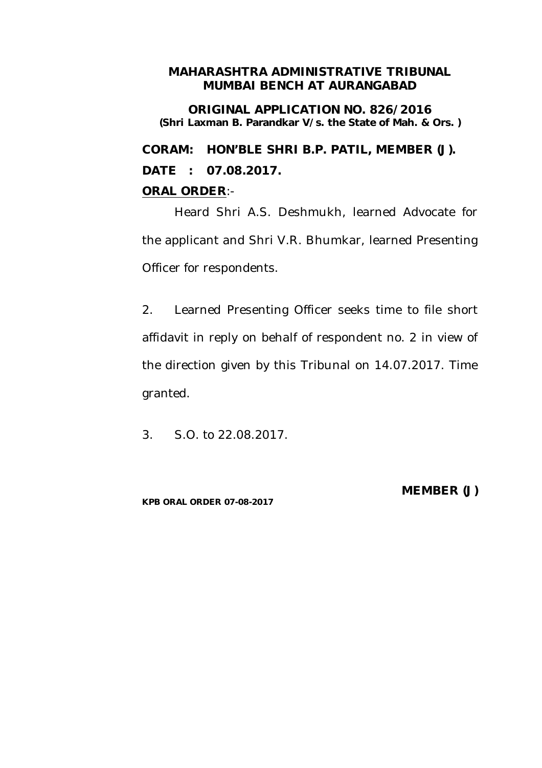**MAHARASHTRA ADMINISTRATIVE TRIBUNAL**
**MUMBAI BENCH AT AURANGABAD**

**ORIGINAL APPLICATION NO. 826/2016**
**(Shri Laxman B. Parandkar V/s. the State of Mah. & Ors. )**

**CORAM: HON'BLE SHRI B.P. PATIL, MEMBER (J).**

**DATE : 07.08.2017.**

**ORAL ORDER**:-

Heard Shri A.S. Deshmukh, learned Advocate for the applicant and Shri V.R. Bhumkar, learned Presenting Officer for respondents.

2. Learned Presenting Officer seeks time to file short affidavit in reply on behalf of respondent no. 2 in view of the direction given by this Tribunal on 14.07.2017. Time granted.

3. S.O. to 22.08.2017.

**MEMBER (J)**

**KPB ORAL ORDER 07-08-2017**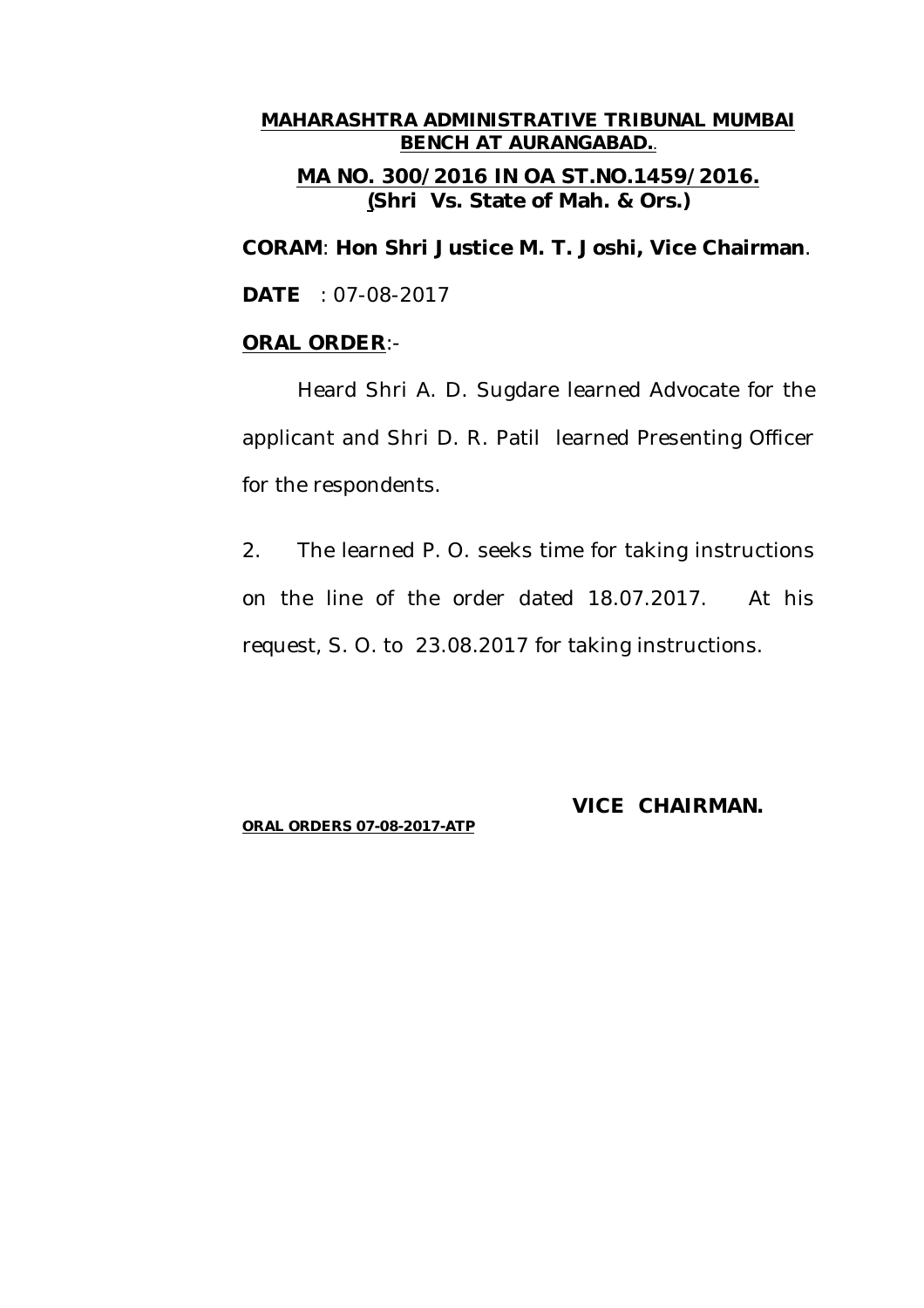**MAHARASHTRA ADMINISTRATIVE TRIBUNAL MUMBAI BENCH AT AURANGABAD.**

**MA NO. 300/2016 IN OA ST.NO.1459/2016.**
**(Shri Vs. State of Mah. & Ors.)**

**CORAM**: **Hon Shri Justice M. T. Joshi, Vice Chairman**.

**DATE** : 07-08-2017

**ORAL ORDER**:-

Heard Shri A. D. Sugdare learned Advocate for the applicant and Shri D. R. Patil learned Presenting Officer for the respondents.

2. The learned P. O. seeks time for taking instructions on the line of the order dated 18.07.2017. At his request, S. O. to 23.08.2017 for taking instructions.

**VICE CHAIRMAN.**

**ORAL ORDERS 07-08-2017-ATP**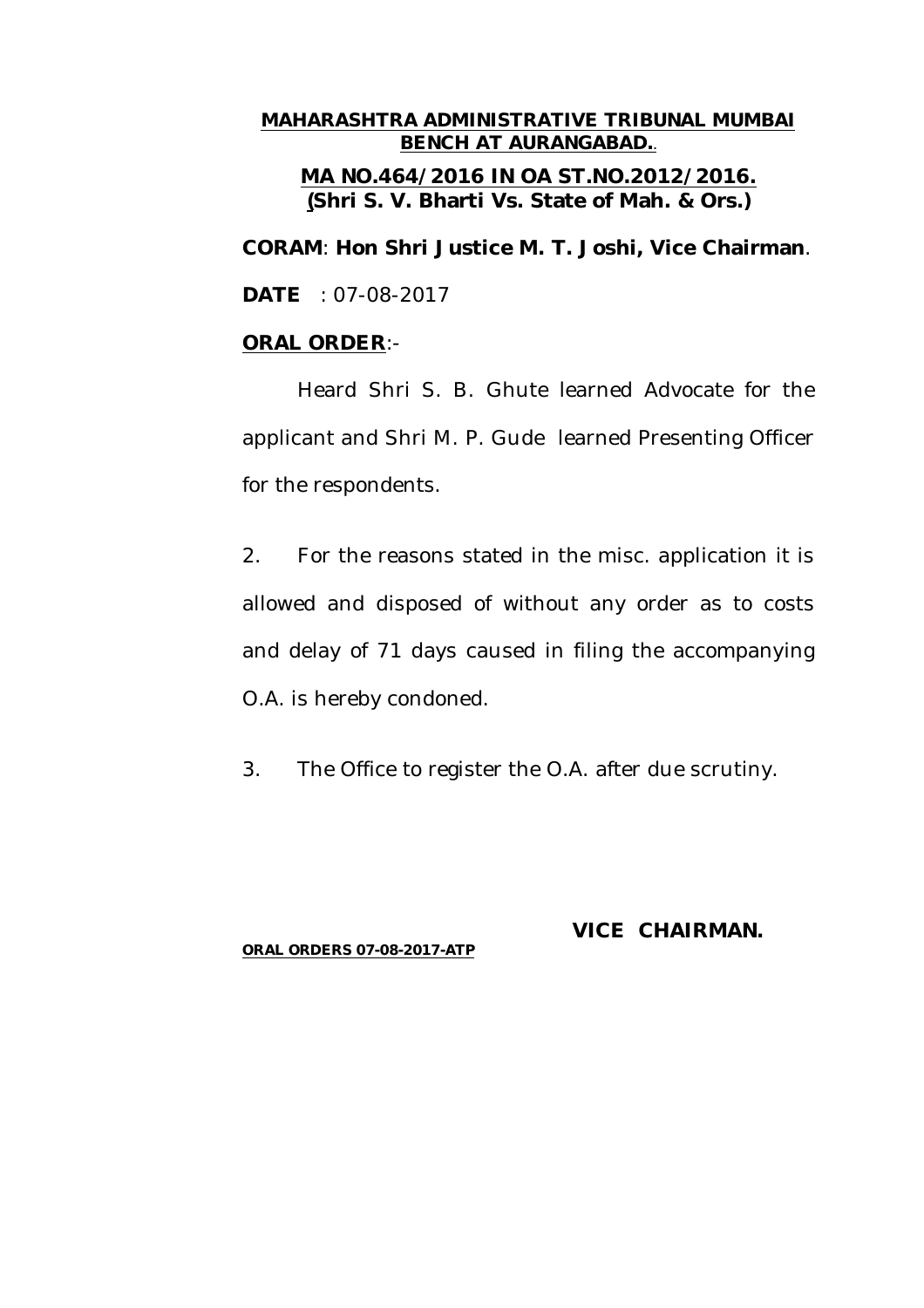**MAHARASHTRA ADMINISTRATIVE TRIBUNAL MUMBAI BENCH AT AURANGABAD.**

**MA NO.464/2016 IN OA ST.NO.2012/2016.**
**(Shri S. V. Bharti Vs. State of Mah. & Ors.)**

**CORAM**: **Hon Shri Justice M. T. Joshi, Vice Chairman**.

**DATE** : 07-08-2017

**ORAL ORDER**:-

Heard Shri S. B. Ghute learned Advocate for the applicant and Shri M. P. Gude learned Presenting Officer for the respondents.

2. For the reasons stated in the misc. application it is allowed and disposed of without any order as to costs and delay of 71 days caused in filing the accompanying O.A. is hereby condoned.

3. The Office to register the O.A. after due scrutiny.

**VICE CHAIRMAN.**

**ORAL ORDERS 07-08-2017-ATP**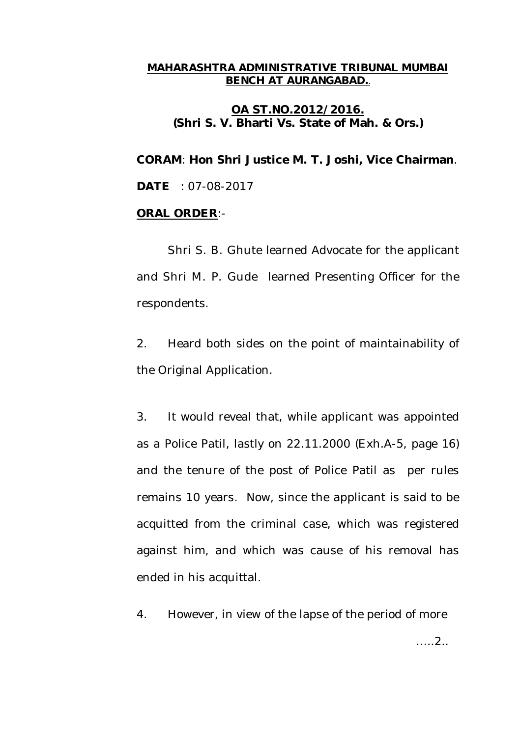**MAHARASHTRA ADMINISTRATIVE TRIBUNAL MUMBAI BENCH AT AURANGABAD.**

**OA ST.NO.2012/2016.**
**(Shri S. V. Bharti Vs. State of Mah. & Ors.)**

**CORAM**: **Hon Shri Justice M. T. Joshi, Vice Chairman**.

**DATE** : 07-08-2017

**ORAL ORDER**:-

Shri S. B. Ghute learned Advocate for the applicant and Shri M. P. Gude learned Presenting Officer for the respondents.

2. Heard both sides on the point of maintainability of the Original Application.

3. It would reveal that, while applicant was appointed as a Police Patil, lastly on 22.11.2000 (Exh.A-5, page 16) and the tenure of the post of Police Patil as per rules remains 10 years. Now, since the applicant is said to be acquitted from the criminal case, which was registered against him, and which was cause of his removal has ended in his acquittal.

4. However, in view of the lapse of the period of more

.....2..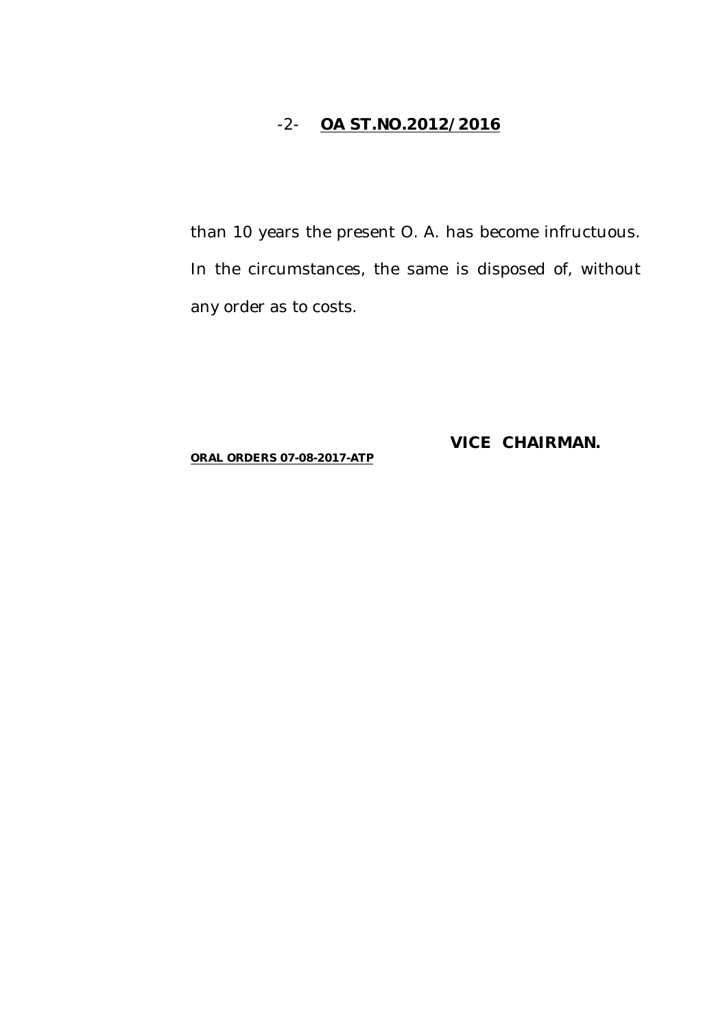than 10 years the present O. A. has become infructuous. In the circumstances, the same is disposed of, without any order as to costs.

**VICE CHAIRMAN.**

**ORAL ORDERS 07-08-2017-ATP**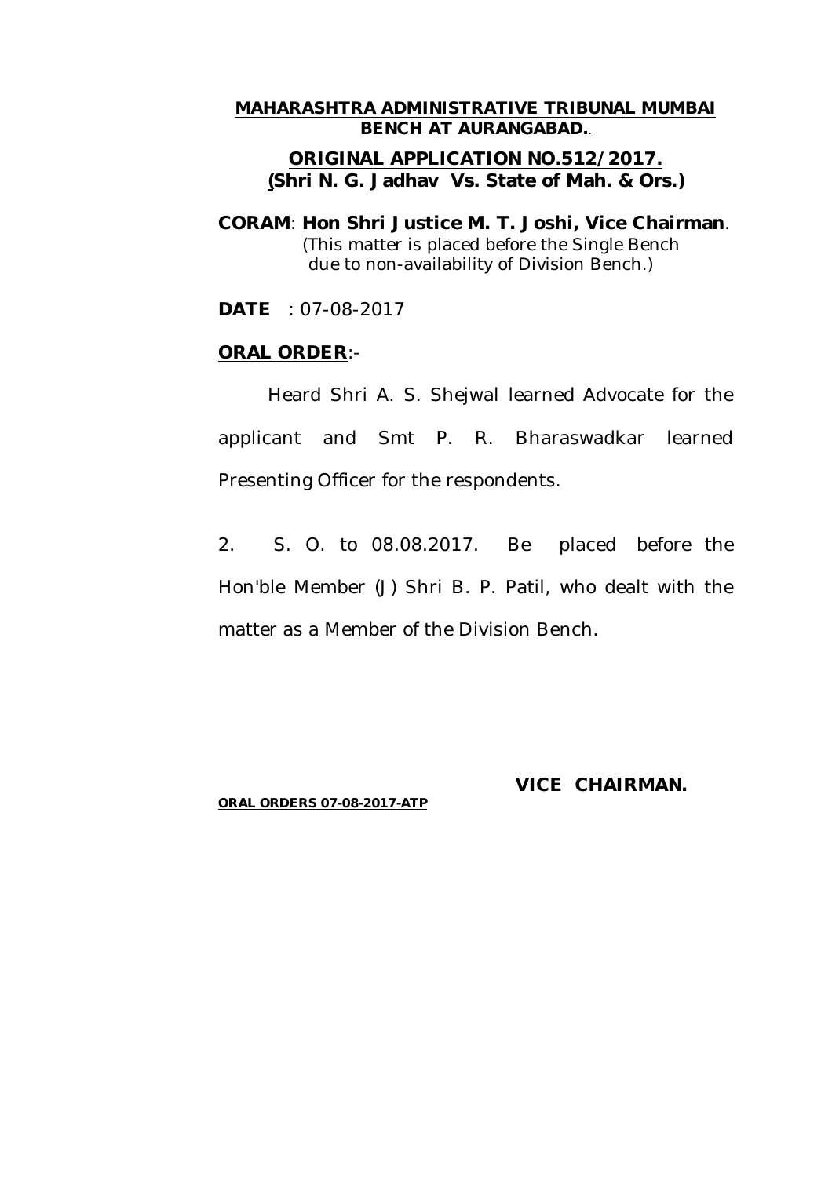**MAHARASHTRA ADMINISTRATIVE TRIBUNAL MUMBAI BENCH AT AURANGABAD.**

**ORIGINAL APPLICATION NO.512/2017.**
**(Shri N. G. Jadhav Vs. State of Mah. & Ors.)**

**CORAM**: **Hon Shri Justice M. T. Joshi, Vice Chairman**.
(This matter is placed before the Single Bench due to non-availability of Division Bench.)

**DATE** : 07-08-2017

**ORAL ORDER**:-

Heard Shri A. S. Shejwal learned Advocate for the applicant and Smt P. R. Bharaswadkar learned Presenting Officer for the respondents.

2. S. O. to 08.08.2017. Be placed before the Hon'ble Member (J) Shri B. P. Patil, who dealt with the matter as a Member of the Division Bench.

**VICE CHAIRMAN.**

**ORAL ORDERS 07-08-2017-ATP**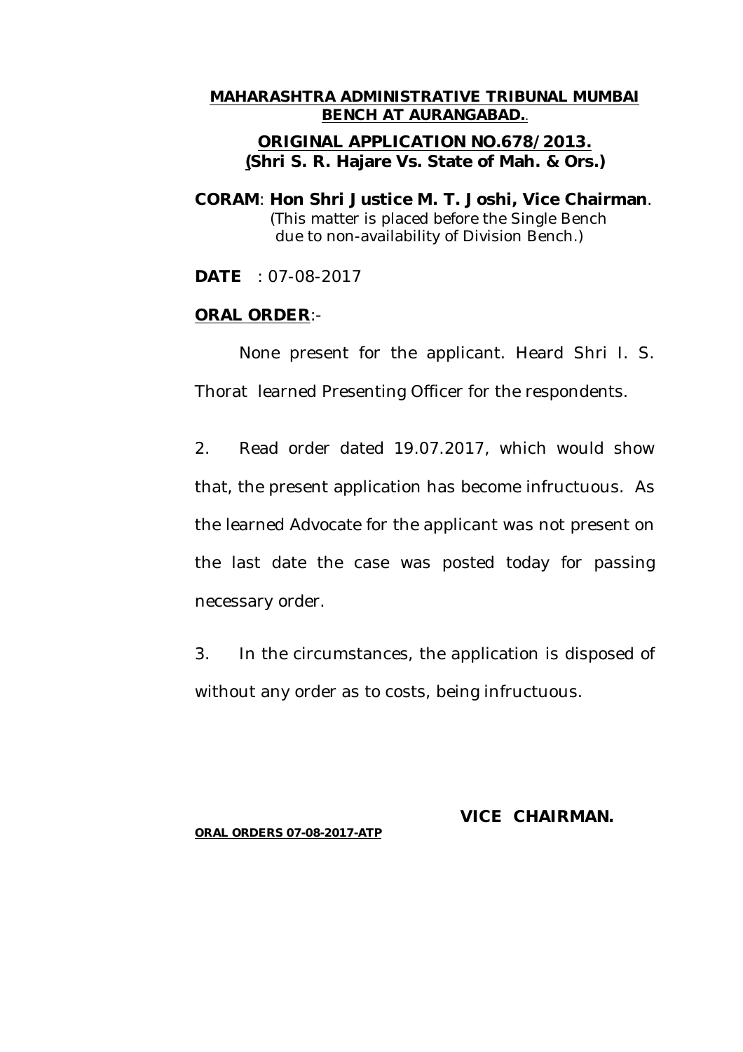**MAHARASHTRA ADMINISTRATIVE TRIBUNAL MUMBAI BENCH AT AURANGABAD.**

**ORIGINAL APPLICATION NO.678/2013.**
**(Shri S. R. Hajare Vs. State of Mah. & Ors.)**

**CORAM**: **Hon Shri Justice M. T. Joshi, Vice Chairman**.
(This matter is placed before the Single Bench due to non-availability of Division Bench.)

**DATE** : 07-08-2017

**ORAL ORDER**:-

None present for the applicant. Heard Shri I. S. Thorat learned Presenting Officer for the respondents.

2. Read order dated 19.07.2017, which would show that, the present application has become infructuous. As the learned Advocate for the applicant was not present on the last date the case was posted today for passing necessary order.

3. In the circumstances, the application is disposed of without any order as to costs, being infructuous.

**VICE CHAIRMAN.**

**ORAL ORDERS 07-08-2017-ATP**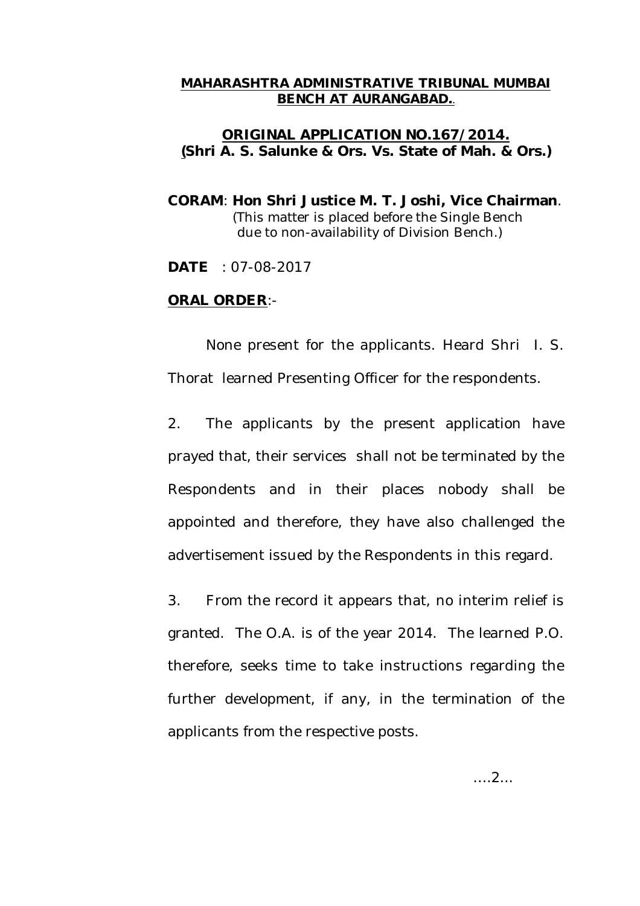**MAHARASHTRA ADMINISTRATIVE TRIBUNAL MUMBAI BENCH AT AURANGABAD.**

**ORIGINAL APPLICATION NO.167/2014.**
**(Shri A. S. Salunke & Ors. Vs. State of Mah. & Ors.)**

**CORAM**: **Hon Shri Justice M. T. Joshi, Vice Chairman**.
(This matter is placed before the Single Bench due to non-availability of Division Bench.)

**DATE** : 07-08-2017

**ORAL ORDER**:-

None present for the applicants. Heard Shri I. S. Thorat learned Presenting Officer for the respondents.

2. The applicants by the present application have prayed that, their services shall not be terminated by the Respondents and in their places nobody shall be appointed and therefore, they have also challenged the advertisement issued by the Respondents in this regard.

3. From the record it appears that, no interim relief is granted. The O.A. is of the year 2014. The learned P.O. therefore, seeks time to take instructions regarding the further development, if any, in the termination of the applicants from the respective posts.

....2...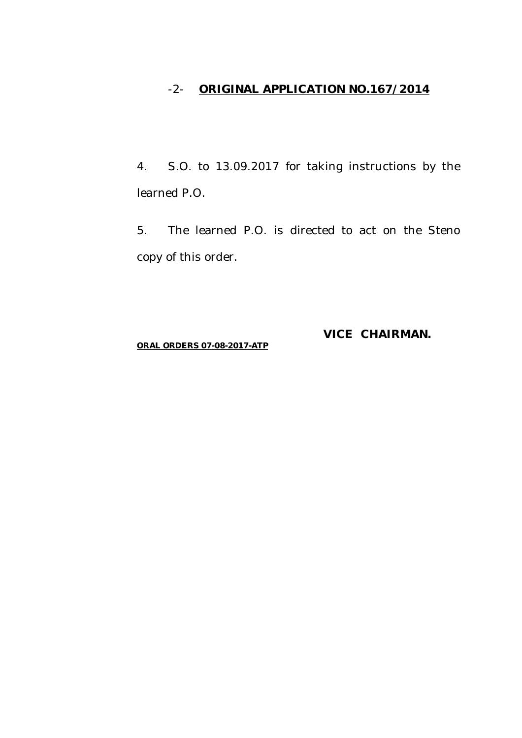-2- **ORIGINAL APPLICATION NO.167/2014**

4. S.O. to 13.09.2017 for taking instructions by the learned P.O.

5. The learned P.O. is directed to act on the Steno copy of this order.

**VICE CHAIRMAN.**

**ORAL ORDERS 07-08-2017-ATP**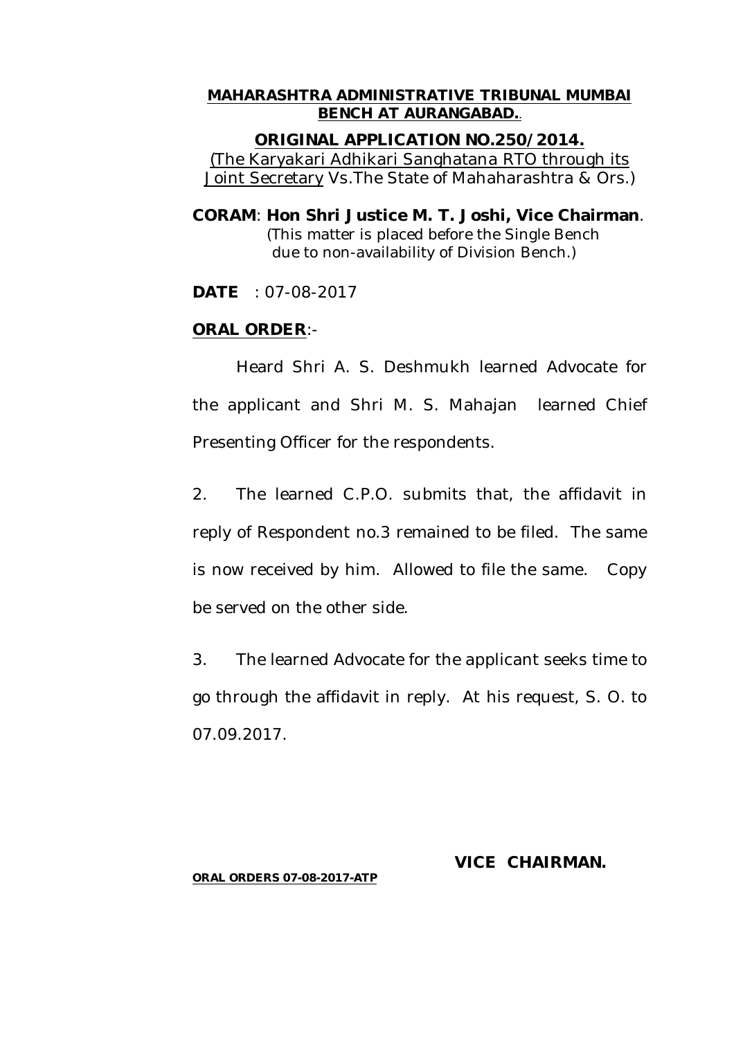**MAHARASHTRA ADMINISTRATIVE TRIBUNAL MUMBAI BENCH AT AURANGABAD.**

**ORIGINAL APPLICATION NO.250/2014.**
(The Karyakari Adhikari Sanghatana RTO through its Joint Secretary Vs.The State of Mahaharashtra & Ors.)

**CORAM**: **Hon Shri Justice M. T. Joshi, Vice Chairman**.
(This matter is placed before the Single Bench due to non-availability of Division Bench.)

**DATE** : 07-08-2017

**ORAL ORDER**:-

Heard Shri A. S. Deshmukh learned Advocate for the applicant and Shri M. S. Mahajan learned Chief Presenting Officer for the respondents.

2. The learned C.P.O. submits that, the affidavit in reply of Respondent no.3 remained to be filed. The same is now received by him. Allowed to file the same. Copy be served on the other side.

3. The learned Advocate for the applicant seeks time to go through the affidavit in reply. At his request, S. O. to 07.09.2017.

**VICE CHAIRMAN.**

**ORAL ORDERS 07-08-2017-ATP**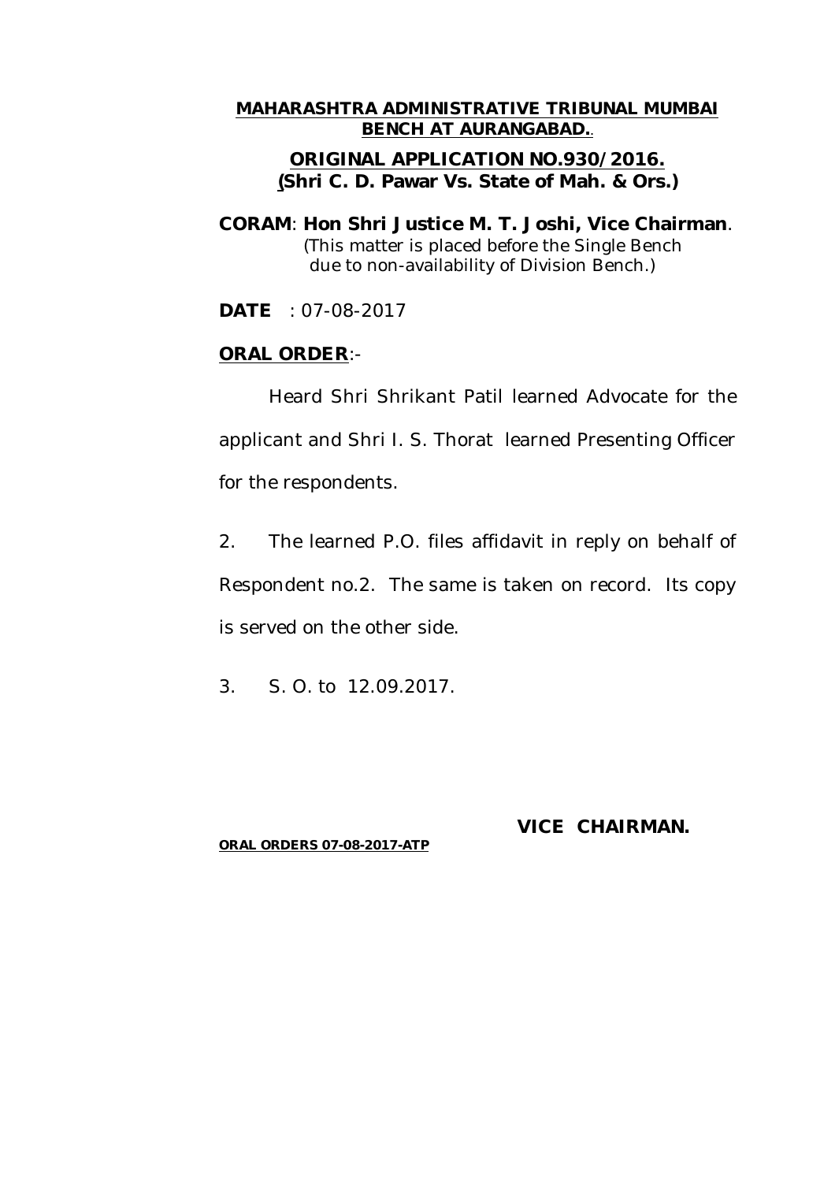**MAHARASHTRA ADMINISTRATIVE TRIBUNAL MUMBAI BENCH AT AURANGABAD.**

**ORIGINAL APPLICATION NO.930/2016.**
**(Shri C. D. Pawar Vs. State of Mah. & Ors.)**

**CORAM**: **Hon Shri Justice M. T. Joshi, Vice Chairman**.
(This matter is placed before the Single Bench due to non-availability of Division Bench.)

**DATE** : 07-08-2017

**ORAL ORDER**:-

Heard Shri Shrikant Patil learned Advocate for the applicant and Shri I. S. Thorat learned Presenting Officer for the respondents.

2. The learned P.O. files affidavit in reply on behalf of Respondent no.2. The same is taken on record. Its copy is served on the other side.

3. S. O. to 12.09.2017.

**VICE CHAIRMAN.**

**ORAL ORDERS 07-08-2017-ATP**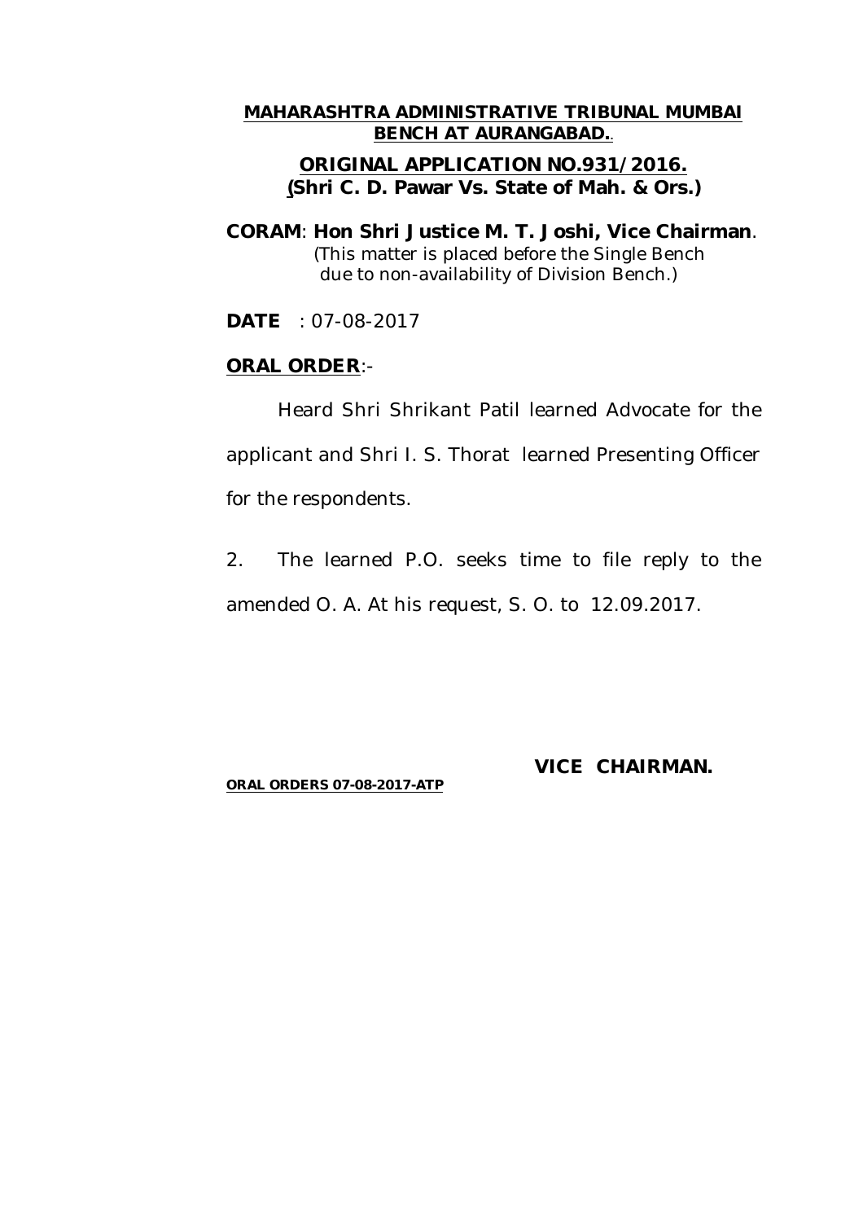**MAHARASHTRA ADMINISTRATIVE TRIBUNAL MUMBAI BENCH AT AURANGABAD.**

**ORIGINAL APPLICATION NO.931/2016.**
**(Shri C. D. Pawar Vs. State of Mah. & Ors.)**

**CORAM**: **Hon Shri Justice M. T. Joshi, Vice Chairman**.
(This matter is placed before the Single Bench due to non-availability of Division Bench.)

**DATE** : 07-08-2017

**ORAL ORDER**:-

Heard Shri Shrikant Patil learned Advocate for the applicant and Shri I. S. Thorat learned Presenting Officer for the respondents.

2. The learned P.O. seeks time to file reply to the amended O. A. At his request, S. O. to 12.09.2017.

**VICE CHAIRMAN.**

**ORAL ORDERS 07-08-2017-ATP**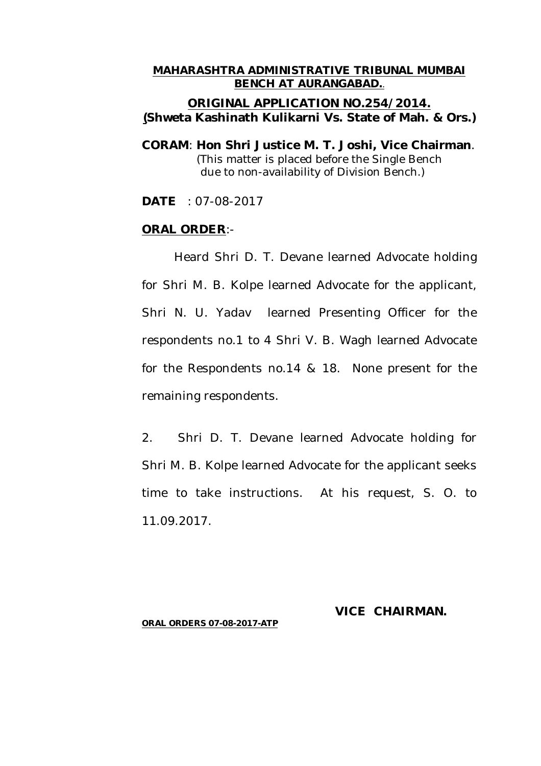**MAHARASHTRA ADMINISTRATIVE TRIBUNAL MUMBAI BENCH AT AURANGABAD.**

**ORIGINAL APPLICATION NO.254/2014.**
**(Shweta Kashinath Kulikarni Vs. State of Mah. & Ors.)**

**CORAM**: **Hon Shri Justice M. T. Joshi, Vice Chairman**.
(This matter is placed before the Single Bench due to non-availability of Division Bench.)

**DATE** : 07-08-2017

**ORAL ORDER**:-

Heard Shri D. T. Devane learned Advocate holding for Shri M. B. Kolpe learned Advocate for the applicant, Shri N. U. Yadav learned Presenting Officer for the respondents no.1 to 4 Shri V. B. Wagh learned Advocate for the Respondents no.14 & 18. None present for the remaining respondents.

2. Shri D. T. Devane learned Advocate holding for Shri M. B. Kolpe learned Advocate for the applicant seeks time to take instructions. At his request, S. O. to 11.09.2017.

**VICE CHAIRMAN.**

**ORAL ORDERS 07-08-2017-ATP**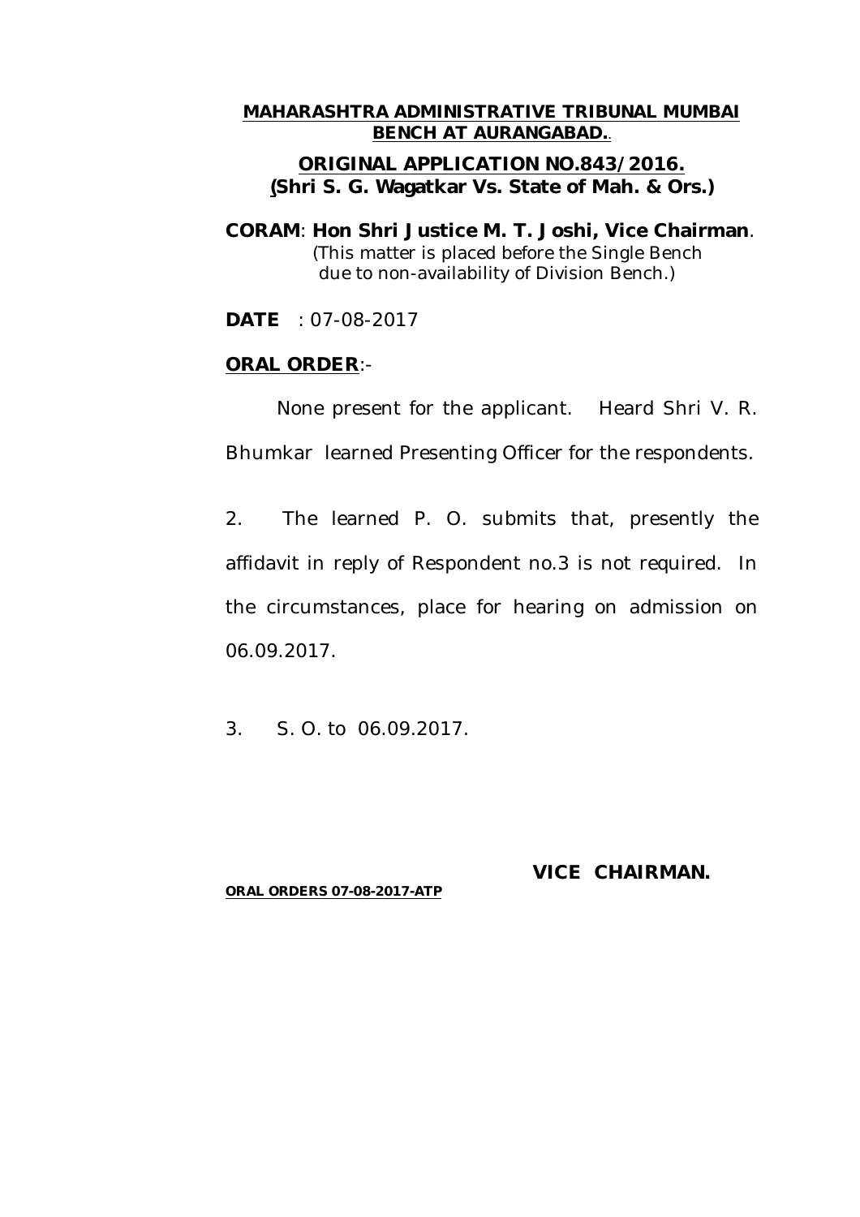**MAHARASHTRA ADMINISTRATIVE TRIBUNAL MUMBAI BENCH AT AURANGABAD.**

**ORIGINAL APPLICATION NO.843/2016.**
**(Shri S. G. Wagatkar Vs. State of Mah. & Ors.)**

**CORAM**: **Hon Shri Justice M. T. Joshi, Vice Chairman**.
(This matter is placed before the Single Bench due to non-availability of Division Bench.)

**DATE** : 07-08-2017

**ORAL ORDER**:-

None present for the applicant. Heard Shri V. R. Bhumkar learned Presenting Officer for the respondents.

2. The learned P. O. submits that, presently the affidavit in reply of Respondent no.3 is not required. In the circumstances, place for hearing on admission on 06.09.2017.

3. S. O. to 06.09.2017.

**VICE CHAIRMAN.**

**ORAL ORDERS 07-08-2017-ATP**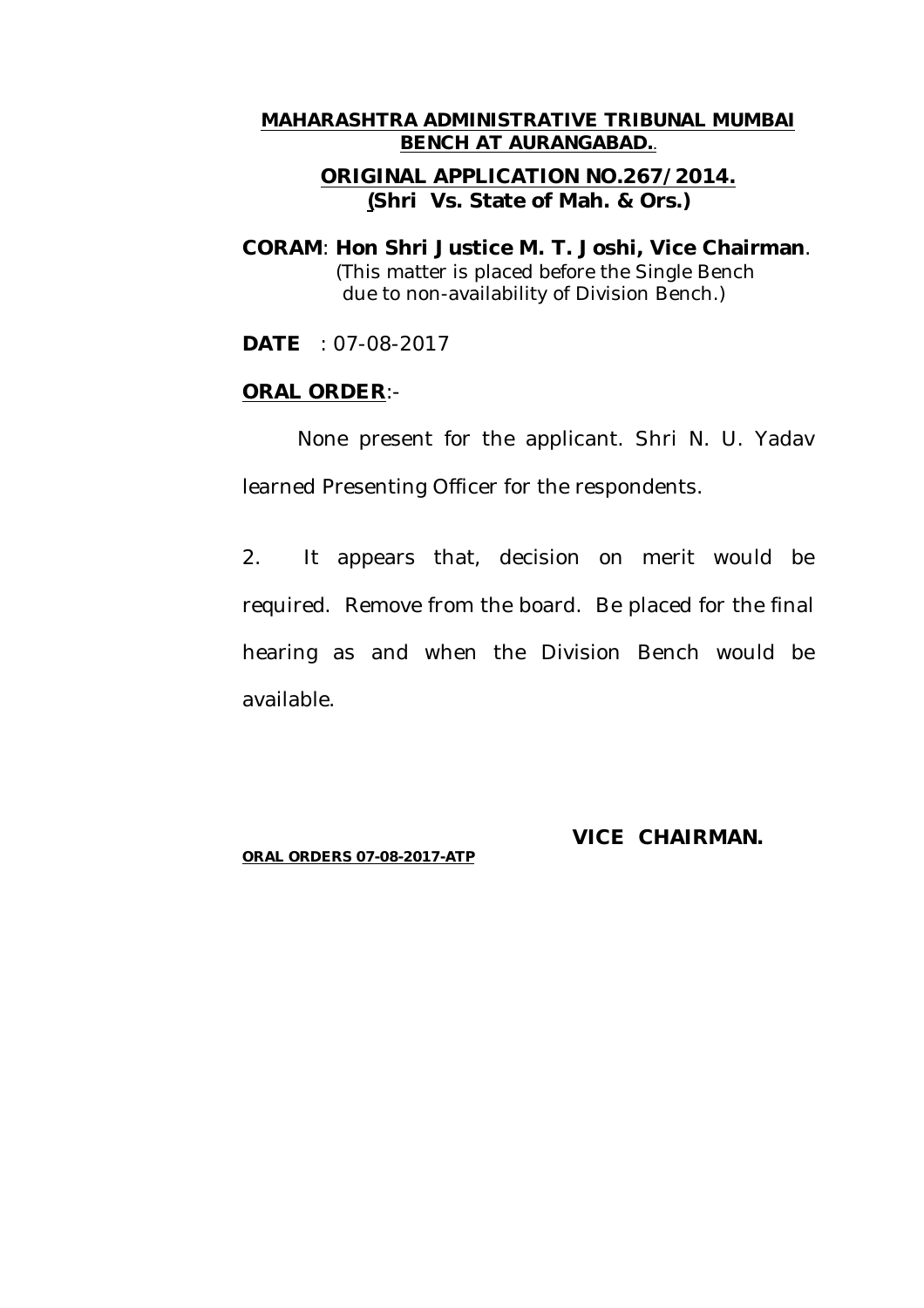**MAHARASHTRA ADMINISTRATIVE TRIBUNAL MUMBAI BENCH AT AURANGABAD.**

**ORIGINAL APPLICATION NO.267/2014.**
**(Shri Vs. State of Mah. & Ors.)**

**CORAM**: **Hon Shri Justice M. T. Joshi, Vice Chairman**.
(This matter is placed before the Single Bench due to non-availability of Division Bench.)

**DATE** : 07-08-2017

**ORAL ORDER**:-

None present for the applicant. Shri N. U. Yadav learned Presenting Officer for the respondents.

2. It appears that, decision on merit would be required. Remove from the board. Be placed for the final hearing as and when the Division Bench would be available.

**VICE CHAIRMAN.**

**ORAL ORDERS 07-08-2017-ATP**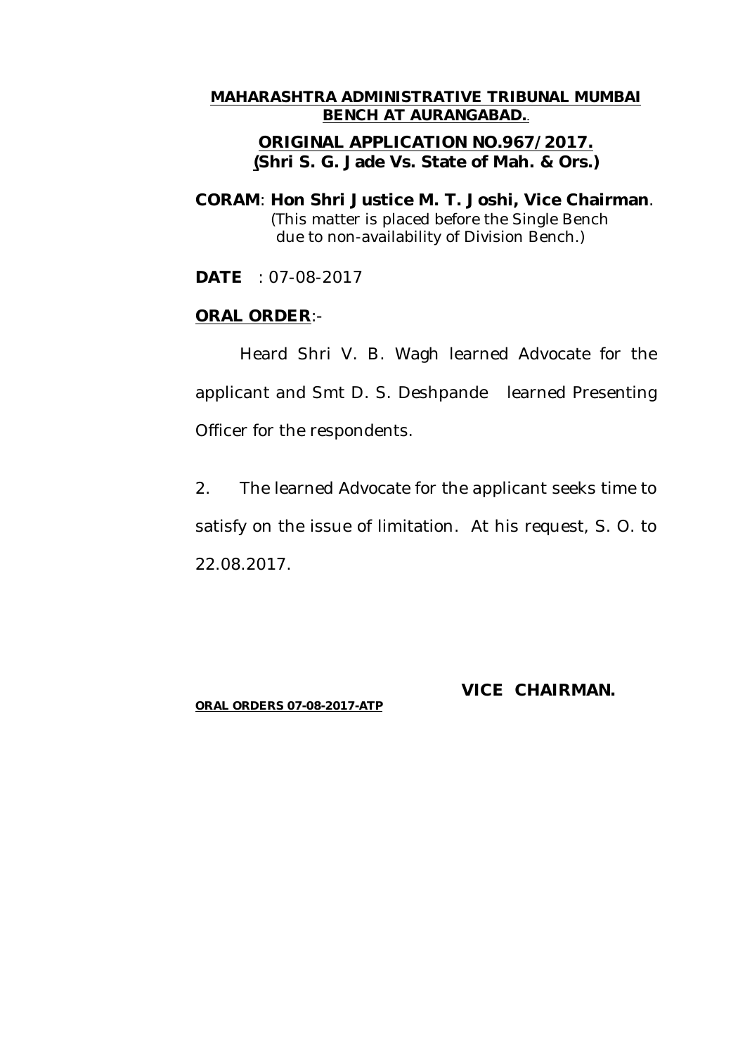**MAHARASHTRA ADMINISTRATIVE TRIBUNAL MUMBAI BENCH AT AURANGABAD.**

**ORIGINAL APPLICATION NO.967/2017.**
**(Shri S. G. Jade Vs. State of Mah. & Ors.)**

**CORAM**: **Hon Shri Justice M. T. Joshi, Vice Chairman**.
(This matter is placed before the Single Bench due to non-availability of Division Bench.)

**DATE** : 07-08-2017

**ORAL ORDER**:-

Heard Shri V. B. Wagh learned Advocate for the applicant and Smt D. S. Deshpande learned Presenting Officer for the respondents.

2. The learned Advocate for the applicant seeks time to satisfy on the issue of limitation. At his request, S. O. to 22.08.2017.

**VICE CHAIRMAN.**

**ORAL ORDERS 07-08-2017-ATP**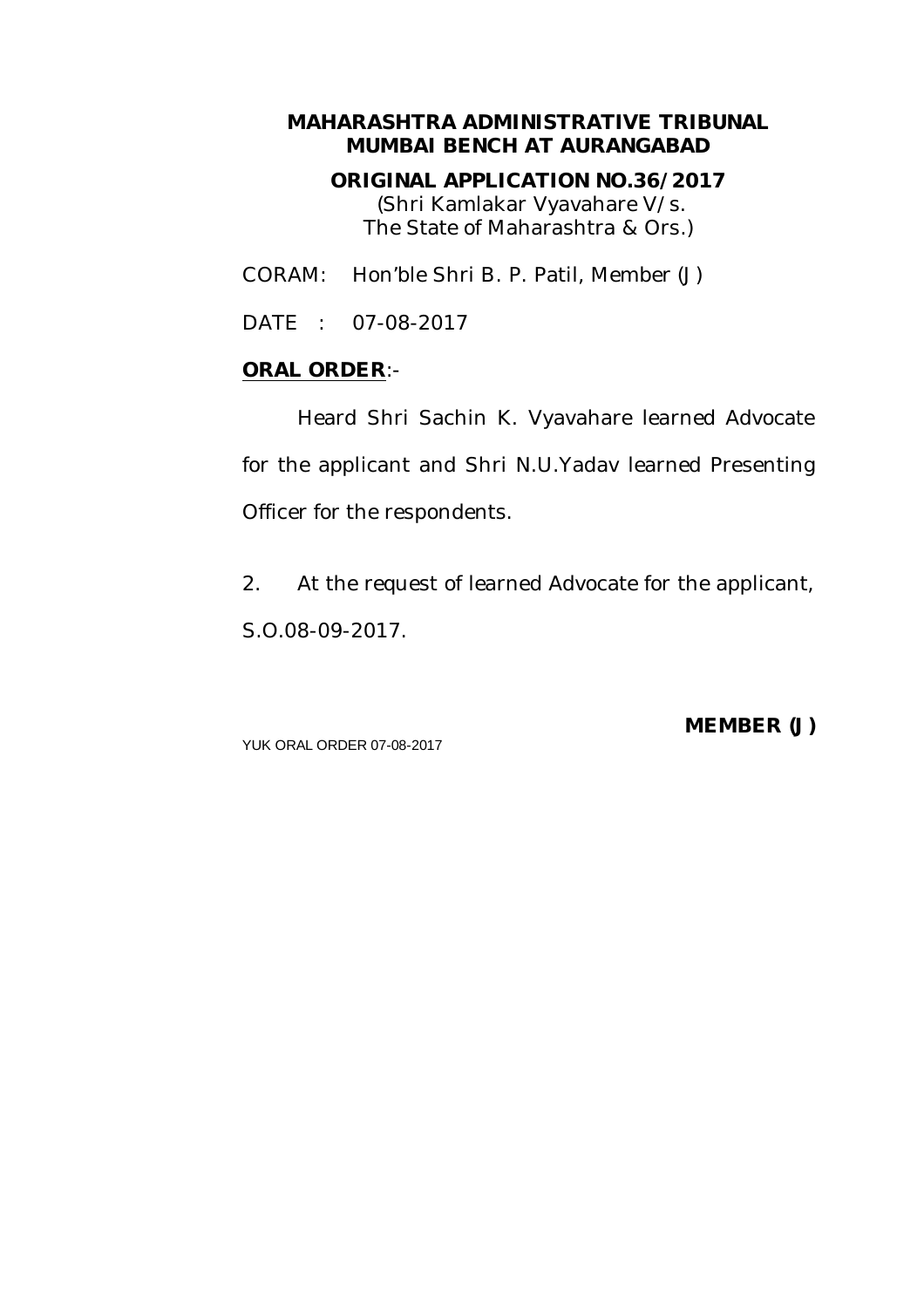**MAHARASHTRA ADMINISTRATIVE TRIBUNAL**
**MUMBAI BENCH AT AURANGABAD**

**ORIGINAL APPLICATION NO.36/2017**
(Shri Kamlakar Vyavahare V/s.
The State of Maharashtra & Ors.)

CORAM: Hon'ble Shri B. P. Patil, Member (J)

DATE : 07-08-2017

**ORAL ORDER**:-

Heard Shri Sachin K. Vyavahare learned Advocate for the applicant and Shri N.U.Yadav learned Presenting Officer for the respondents.

2. At the request of learned Advocate for the applicant, S.O.08-09-2017.

**MEMBER (J)**

YUK ORAL ORDER 07-08-2017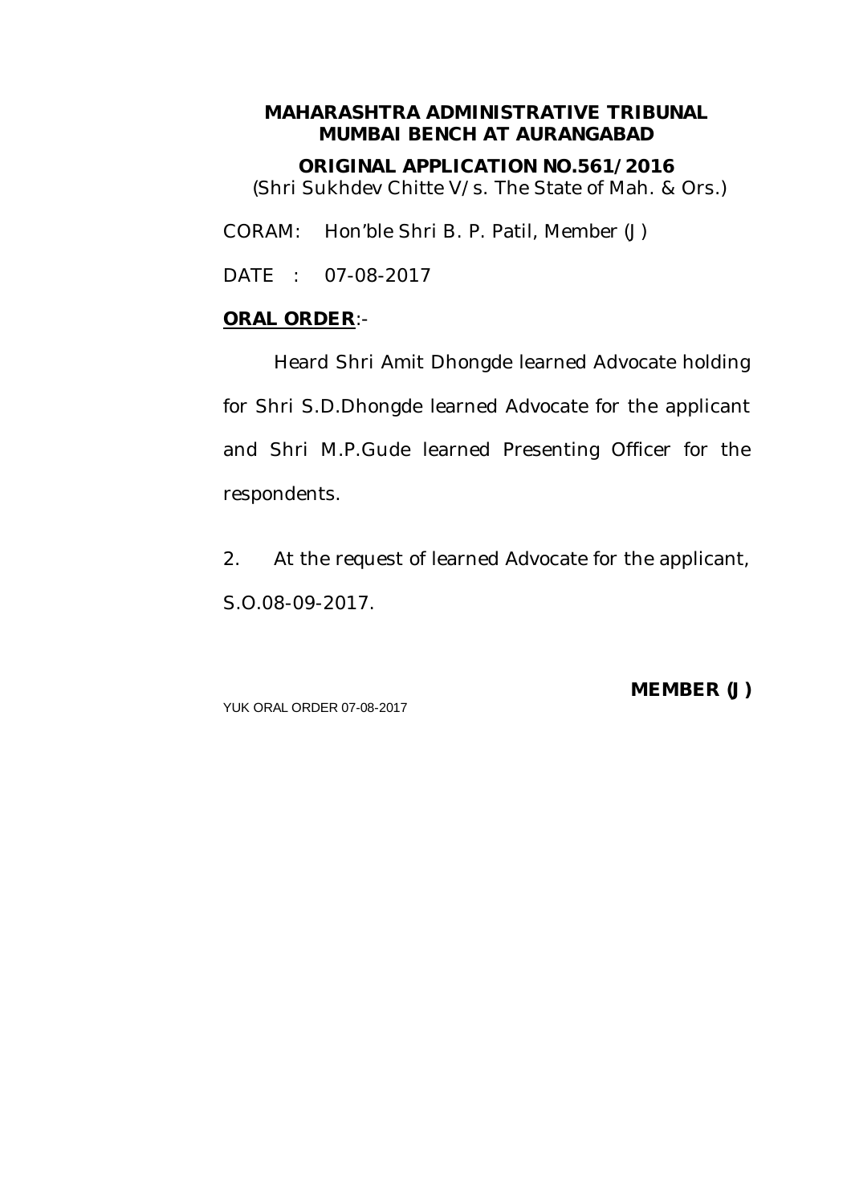**MAHARASHTRA ADMINISTRATIVE TRIBUNAL**
**MUMBAI BENCH AT AURANGABAD**

**ORIGINAL APPLICATION NO.561/2016**
(Shri Sukhdev Chitte V/s. The State of Mah. & Ors.)

CORAM: Hon'ble Shri B. P. Patil, Member (J)

DATE : 07-08-2017

**ORAL ORDER**:-

Heard Shri Amit Dhongde learned Advocate holding for Shri S.D.Dhongde learned Advocate for the applicant and Shri M.P.Gude learned Presenting Officer for the respondents.

2. At the request of learned Advocate for the applicant, S.O.08-09-2017.

**MEMBER (J)**

YUK ORAL ORDER 07-08-2017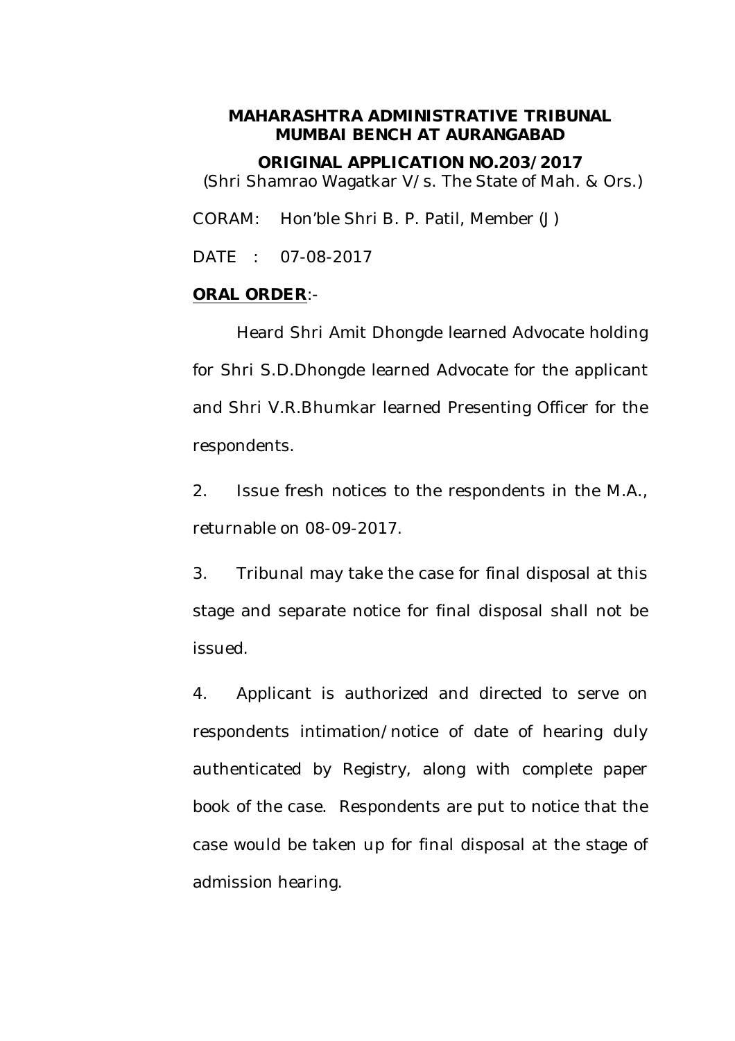**MAHARASHTRA ADMINISTRATIVE TRIBUNAL**
**MUMBAI BENCH AT AURANGABAD**

**ORIGINAL APPLICATION NO.203/2017**

(Shri Shamrao Wagatkar V/s. The State of Mah. & Ors.)

CORAM: Hon'ble Shri B. P. Patil, Member (J)

DATE : 07-08-2017

**ORAL ORDER**:-

Heard Shri Amit Dhongde learned Advocate holding for Shri S.D.Dhongde learned Advocate for the applicant and Shri V.R.Bhumkar learned Presenting Officer for the respondents.

2. Issue fresh notices to the respondents in the M.A., returnable on 08-09-2017.

3. Tribunal may take the case for final disposal at this stage and separate notice for final disposal shall not be issued.

4. Applicant is authorized and directed to serve on respondents intimation/notice of date of hearing duly authenticated by Registry, along with complete paper book of the case. Respondents are put to notice that the case would be taken up for final disposal at the stage of admission hearing.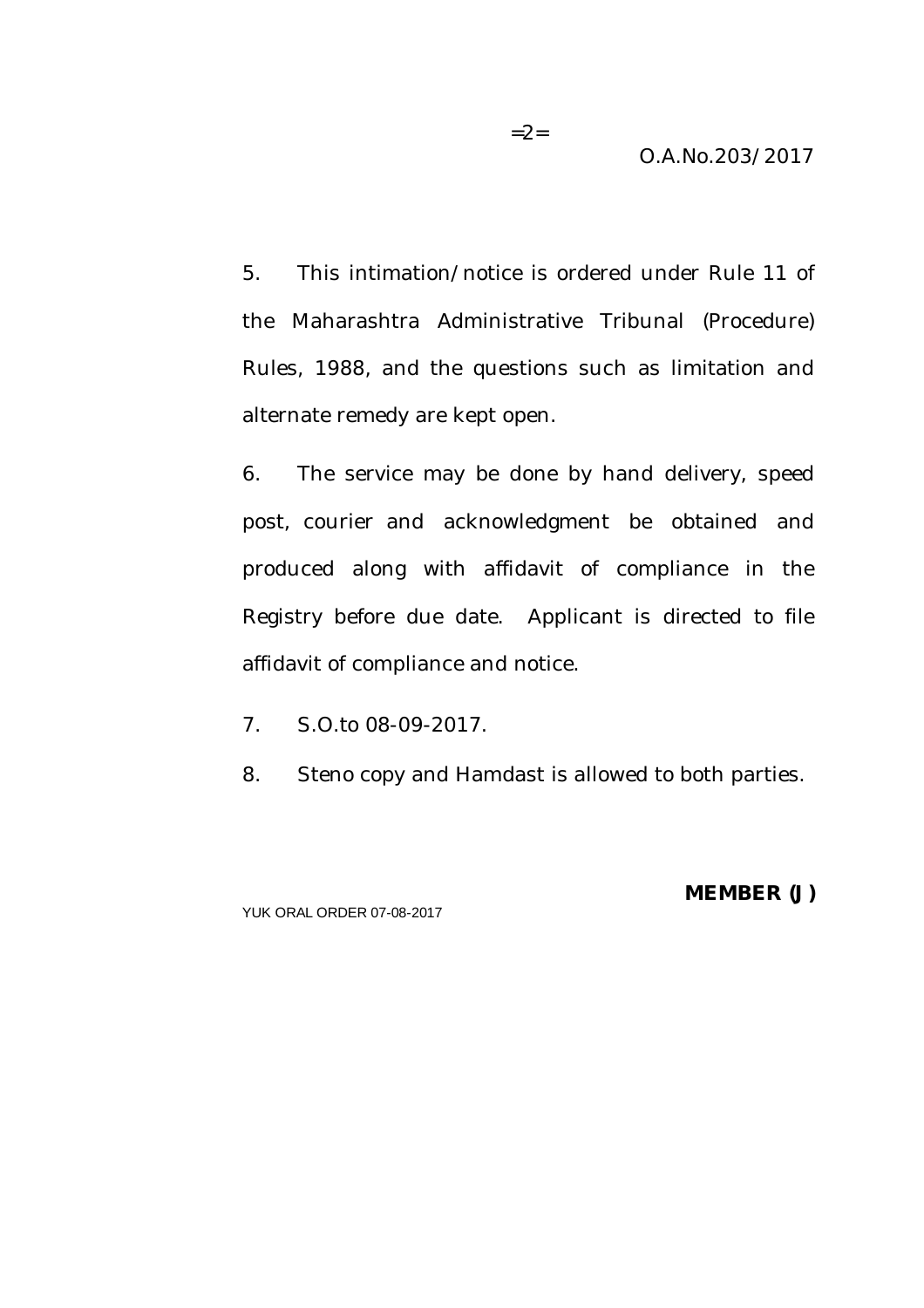5. This intimation/notice is ordered under Rule 11 of the Maharashtra Administrative Tribunal (Procedure) Rules, 1988, and the questions such as limitation and alternate remedy are kept open.

6. The service may be done by hand delivery, speed post, courier and acknowledgment be obtained and produced along with affidavit of compliance in the Registry before due date. Applicant is directed to file affidavit of compliance and notice.

7. S.O.to 08-09-2017.

8. Steno copy and Hamdast is allowed to both parties.

**MEMBER (J)**

YUK ORAL ORDER 07-08-2017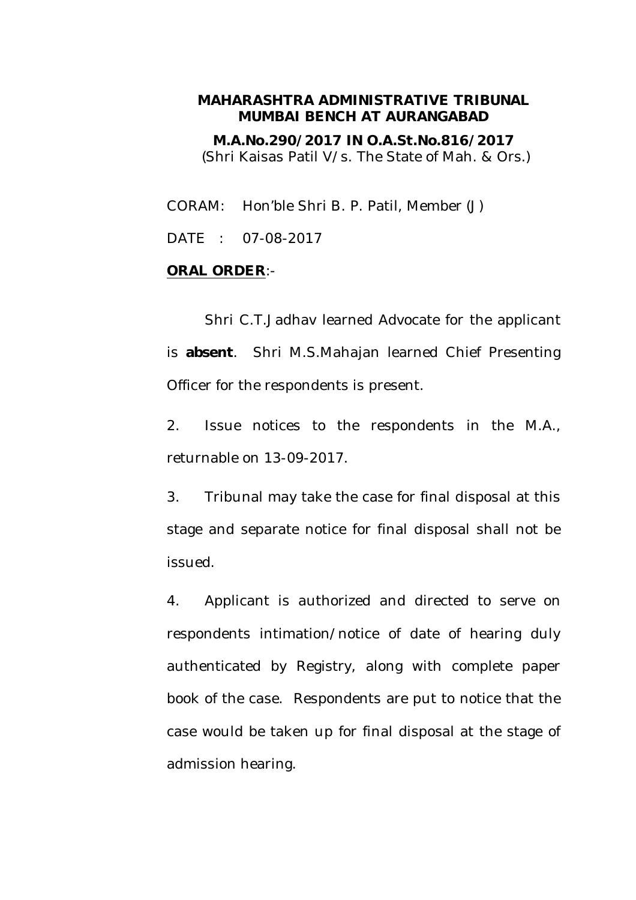**MAHARASHTRA ADMINISTRATIVE TRIBUNAL
MUMBAI BENCH AT AURANGABAD**

**M.A.No.290/2017 IN O.A.St.No.816/2017**
(Shri Kaisas Patil V/s. The State of Mah. & Ors.)

CORAM: Hon'ble Shri B. P. Patil, Member (J)

DATE : 07-08-2017

**ORAL ORDER**:-

Shri C.T.Jadhav learned Advocate for the applicant is **absent**. Shri M.S.Mahajan learned Chief Presenting Officer for the respondents is present.

2. Issue notices to the respondents in the M.A., returnable on 13-09-2017.

3. Tribunal may take the case for final disposal at this stage and separate notice for final disposal shall not be issued.

4. Applicant is authorized and directed to serve on respondents intimation/notice of date of hearing duly authenticated by Registry, along with complete paper book of the case. Respondents are put to notice that the case would be taken up for final disposal at the stage of admission hearing.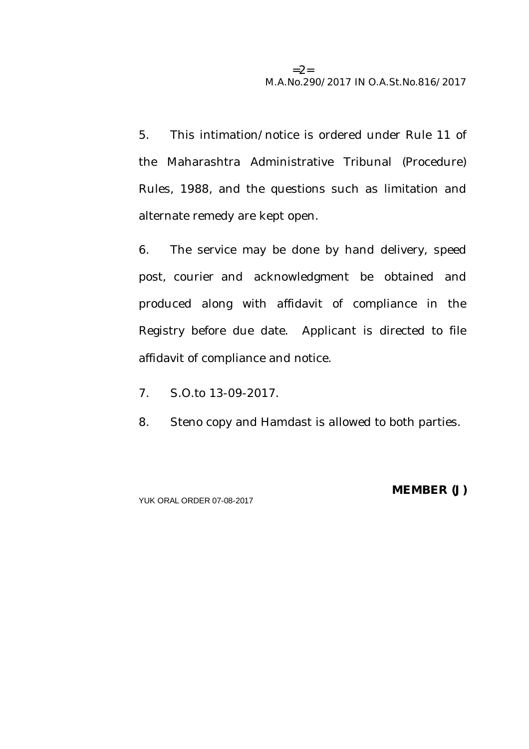M.A.No.290/2017 IN O.A.St.No.816/2017

5. This intimation/notice is ordered under Rule 11 of the Maharashtra Administrative Tribunal (Procedure) Rules, 1988, and the questions such as limitation and alternate remedy are kept open.

6. The service may be done by hand delivery, speed post, courier and acknowledgment be obtained and produced along with affidavit of compliance in the Registry before due date. Applicant is directed to file affidavit of compliance and notice.

7. S.O.to 13-09-2017.

8. Steno copy and Hamdast is allowed to both parties.

**MEMBER (J)**

YUK ORAL ORDER 07-08-2017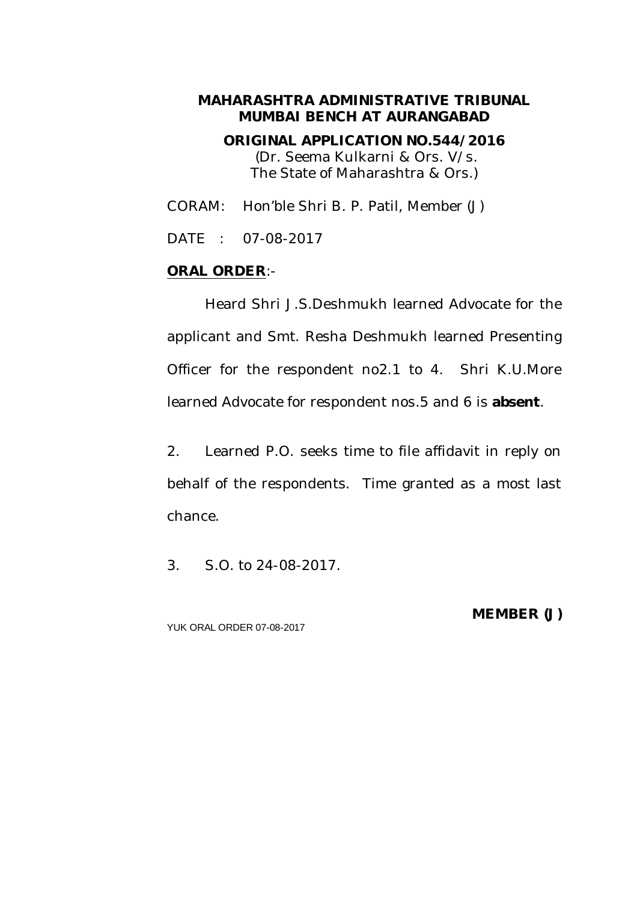**MAHARASHTRA ADMINISTRATIVE TRIBUNAL**
**MUMBAI BENCH AT AURANGABAD**

**ORIGINAL APPLICATION NO.544/2016**
(Dr. Seema Kulkarni & Ors. V/s.
The State of Maharashtra & Ors.)

CORAM: Hon'ble Shri B. P. Patil, Member (J)

DATE : 07-08-2017

**ORAL ORDER**:-

Heard Shri J.S.Deshmukh learned Advocate for the applicant and Smt. Resha Deshmukh learned Presenting Officer for the respondent no2.1 to 4. Shri K.U.More learned Advocate for respondent nos.5 and 6 is **absent**.

2. Learned P.O. seeks time to file affidavit in reply on behalf of the respondents. Time granted as a most last chance.

3. S.O. to 24-08-2017.

**MEMBER (J)**

YUK ORAL ORDER 07-08-2017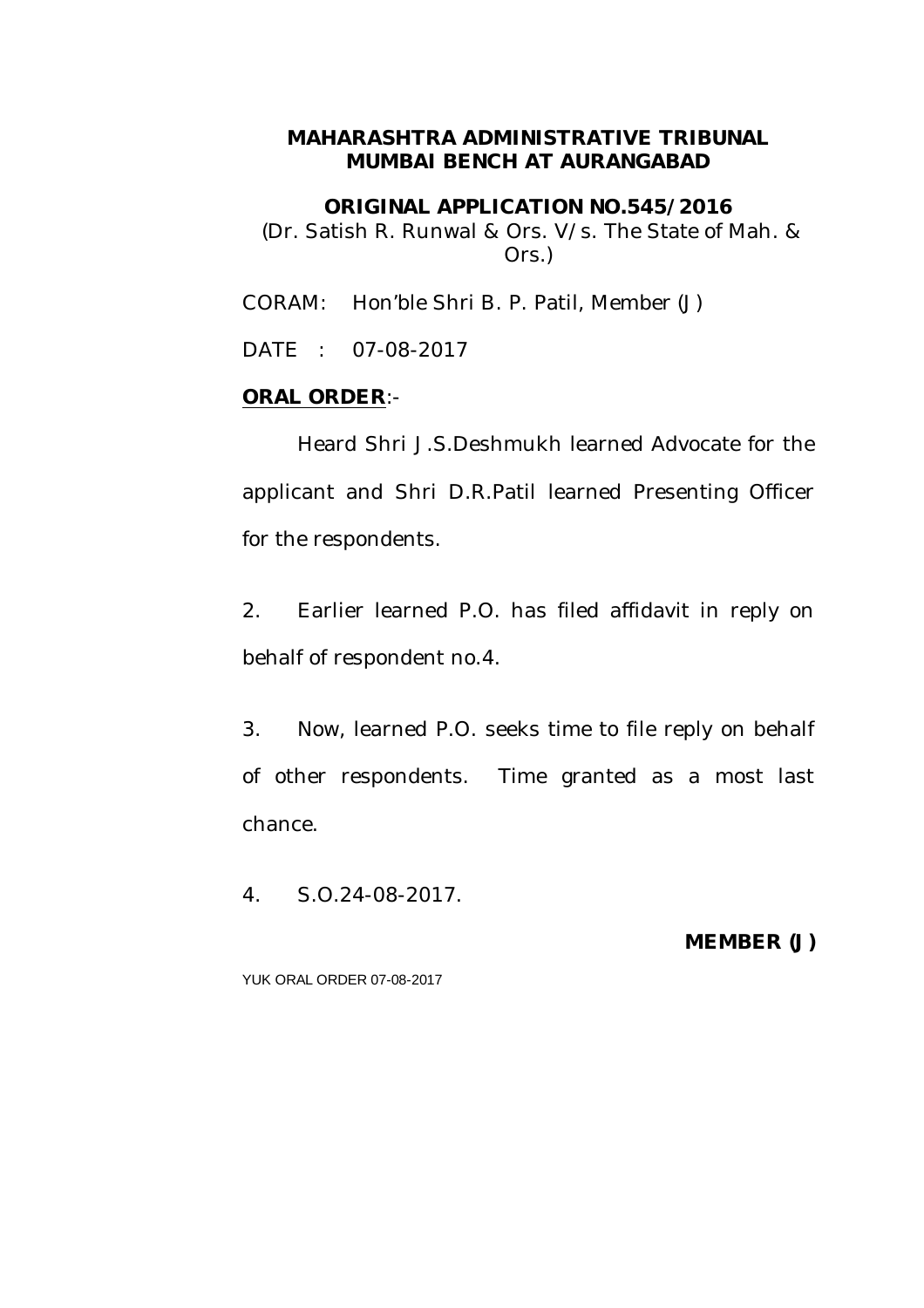**MAHARASHTRA ADMINISTRATIVE TRIBUNAL**
**MUMBAI BENCH AT AURANGABAD**

**ORIGINAL APPLICATION NO.545/2016**
(Dr. Satish R. Runwal & Ors. V/s. The State of Mah. & Ors.)

CORAM: Hon'ble Shri B. P. Patil, Member (J)

DATE : 07-08-2017

**ORAL ORDER**:-

Heard Shri J.S.Deshmukh learned Advocate for the applicant and Shri D.R.Patil learned Presenting Officer for the respondents.

2. Earlier learned P.O. has filed affidavit in reply on behalf of respondent no.4.

3. Now, learned P.O. seeks time to file reply on behalf of other respondents. Time granted as a most last chance.

4. S.O.24-08-2017.

**MEMBER (J)**

YUK ORAL ORDER 07-08-2017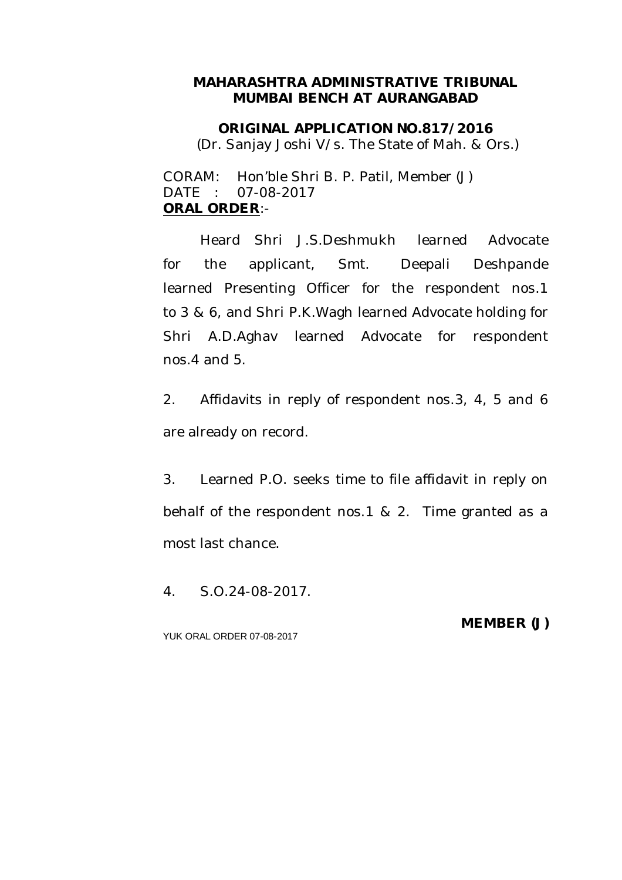**MAHARASHTRA ADMINISTRATIVE TRIBUNAL**
**MUMBAI BENCH AT AURANGABAD**

**ORIGINAL APPLICATION NO.817/2016**
(Dr. Sanjay Joshi V/s. The State of Mah. & Ors.)

CORAM: Hon'ble Shri B. P. Patil, Member (J)
DATE : 07-08-2017
**ORAL ORDER**:-

Heard Shri J.S.Deshmukh learned Advocate for the applicant, Smt. Deepali Deshpande learned Presenting Officer for the respondent nos.1 to 3 & 6, and Shri P.K.Wagh learned Advocate holding for Shri A.D.Aghav learned Advocate for respondent nos.4 and 5.

2. Affidavits in reply of respondent nos.3, 4, 5 and 6 are already on record.

3. Learned P.O. seeks time to file affidavit in reply on behalf of the respondent nos.1 & 2. Time granted as a most last chance.

4. S.O.24-08-2017.

**MEMBER (J)**

YUK ORAL ORDER 07-08-2017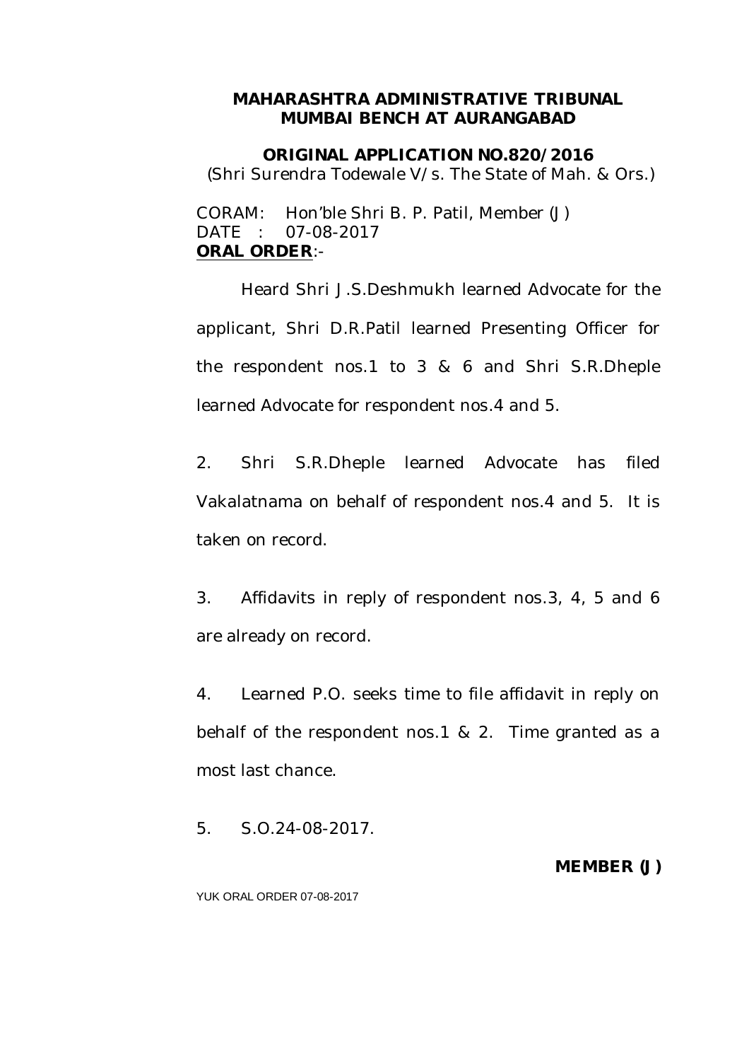**MAHARASHTRA ADMINISTRATIVE TRIBUNAL**
**MUMBAI BENCH AT AURANGABAD**

**ORIGINAL APPLICATION NO.820/2016**
(Shri Surendra Todewale V/s. The State of Mah. & Ors.)

CORAM: Hon'ble Shri B. P. Patil, Member (J)
DATE : 07-08-2017
**ORAL ORDER**:-

Heard Shri J.S.Deshmukh learned Advocate for the applicant, Shri D.R.Patil learned Presenting Officer for the respondent nos.1 to 3 & 6 and Shri S.R.Dheple learned Advocate for respondent nos.4 and 5.

2. Shri S.R.Dheple learned Advocate has filed Vakalatnama on behalf of respondent nos.4 and 5. It is taken on record.

3. Affidavits in reply of respondent nos.3, 4, 5 and 6 are already on record.

4. Learned P.O. seeks time to file affidavit in reply on behalf of the respondent nos.1 & 2. Time granted as a most last chance.

5. S.O.24-08-2017.

**MEMBER (J)**

YUK ORAL ORDER 07-08-2017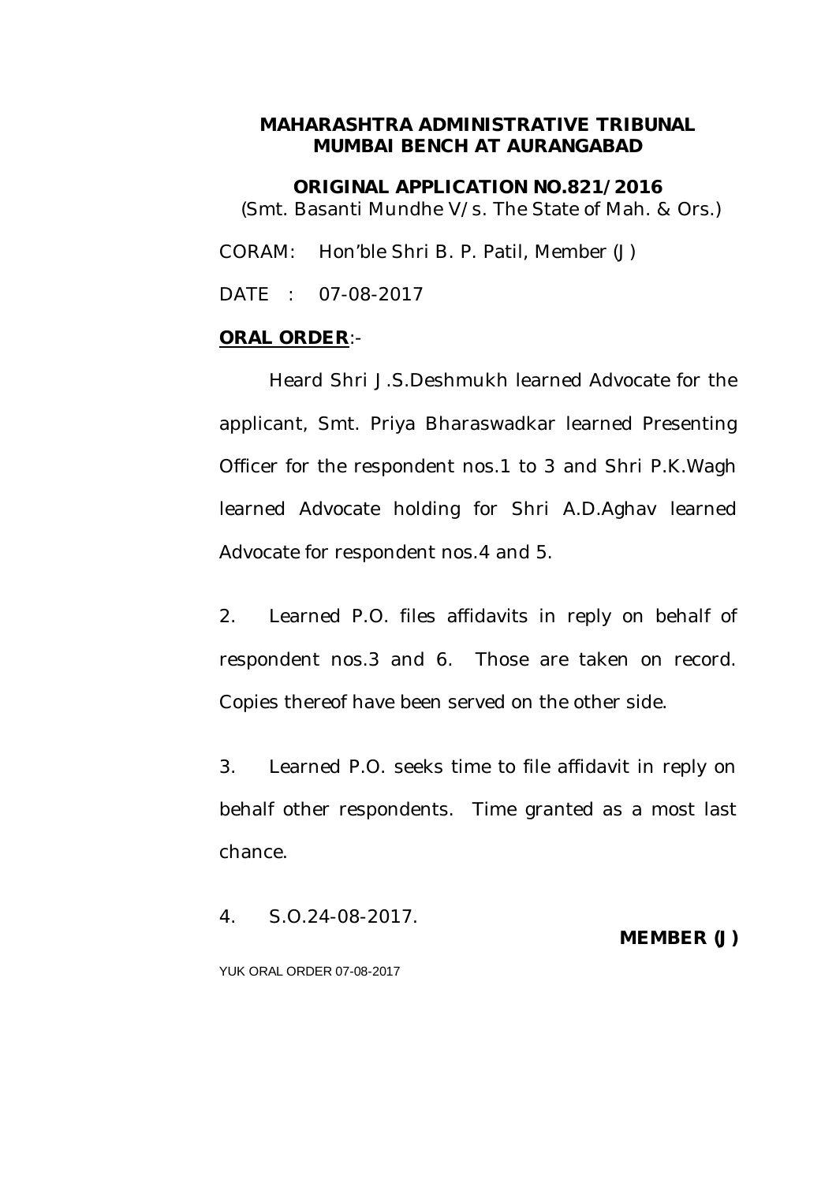**MAHARASHTRA ADMINISTRATIVE TRIBUNAL**
**MUMBAI BENCH AT AURANGABAD**

**ORIGINAL APPLICATION NO.821/2016**
(Smt. Basanti Mundhe V/s. The State of Mah. & Ors.)

CORAM: Hon'ble Shri B. P. Patil, Member (J)

DATE : 07-08-2017

**ORAL ORDER**:-

Heard Shri J.S.Deshmukh learned Advocate for the applicant, Smt. Priya Bharaswadkar learned Presenting Officer for the respondent nos.1 to 3 and Shri P.K.Wagh learned Advocate holding for Shri A.D.Aghav learned Advocate for respondent nos.4 and 5.

2. Learned P.O. files affidavits in reply on behalf of respondent nos.3 and 6. Those are taken on record. Copies thereof have been served on the other side.

3. Learned P.O. seeks time to file affidavit in reply on behalf other respondents. Time granted as a most last chance.

4. S.O.24-08-2017.

**MEMBER (J)**

YUK ORAL ORDER 07-08-2017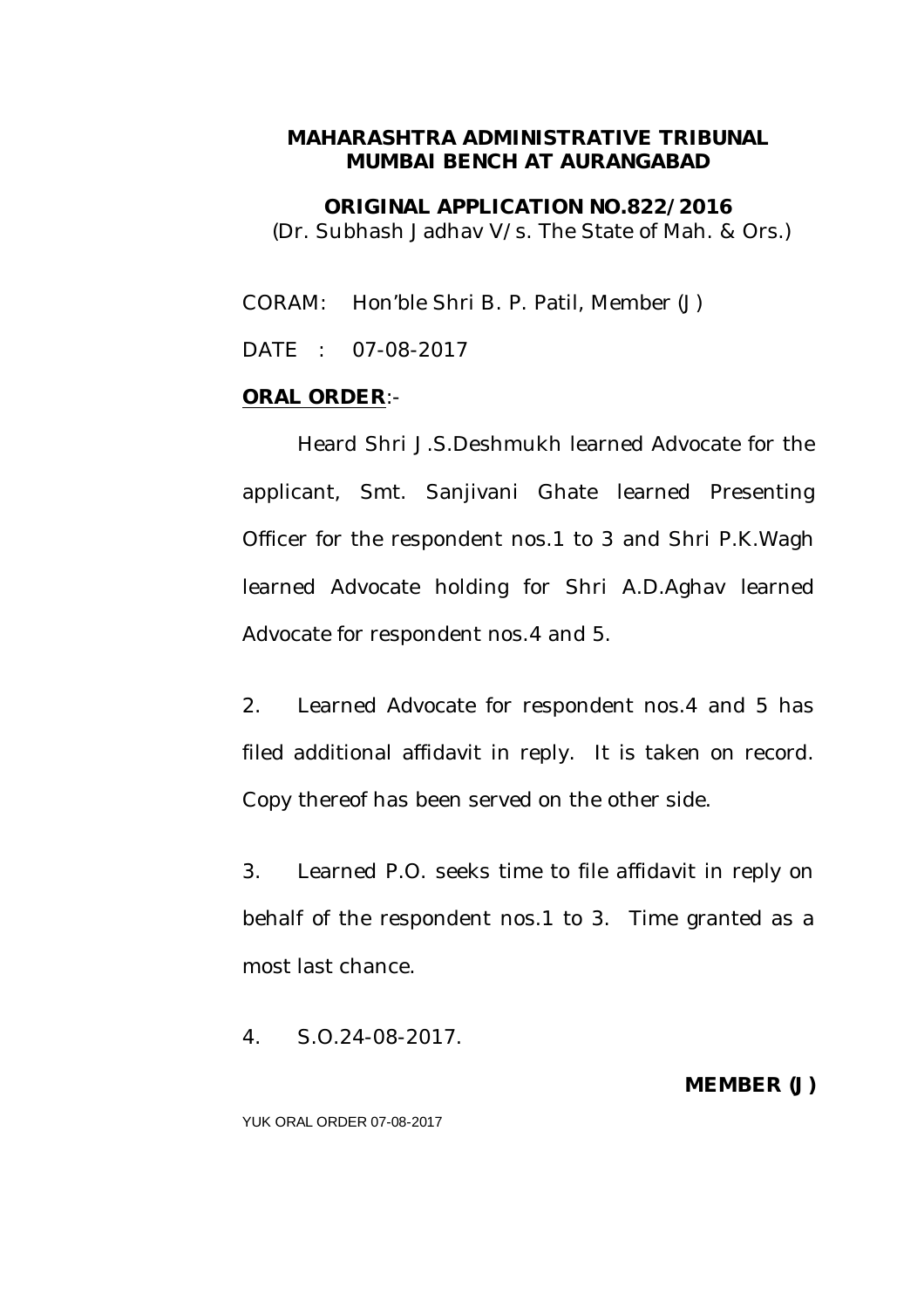**MAHARASHTRA ADMINISTRATIVE TRIBUNAL**
**MUMBAI BENCH AT AURANGABAD**

**ORIGINAL APPLICATION NO.822/2016**
(Dr. Subhash Jadhav V/s. The State of Mah. & Ors.)

CORAM: Hon'ble Shri B. P. Patil, Member (J)

DATE : 07-08-2017

**ORAL ORDER**:-

Heard Shri J.S.Deshmukh learned Advocate for the applicant, Smt. Sanjivani Ghate learned Presenting Officer for the respondent nos.1 to 3 and Shri P.K.Wagh learned Advocate holding for Shri A.D.Aghav learned Advocate for respondent nos.4 and 5.

2. Learned Advocate for respondent nos.4 and 5 has filed additional affidavit in reply. It is taken on record. Copy thereof has been served on the other side.

3. Learned P.O. seeks time to file affidavit in reply on behalf of the respondent nos.1 to 3. Time granted as a most last chance.

4. S.O.24-08-2017.

**MEMBER (J)**

YUK ORAL ORDER 07-08-2017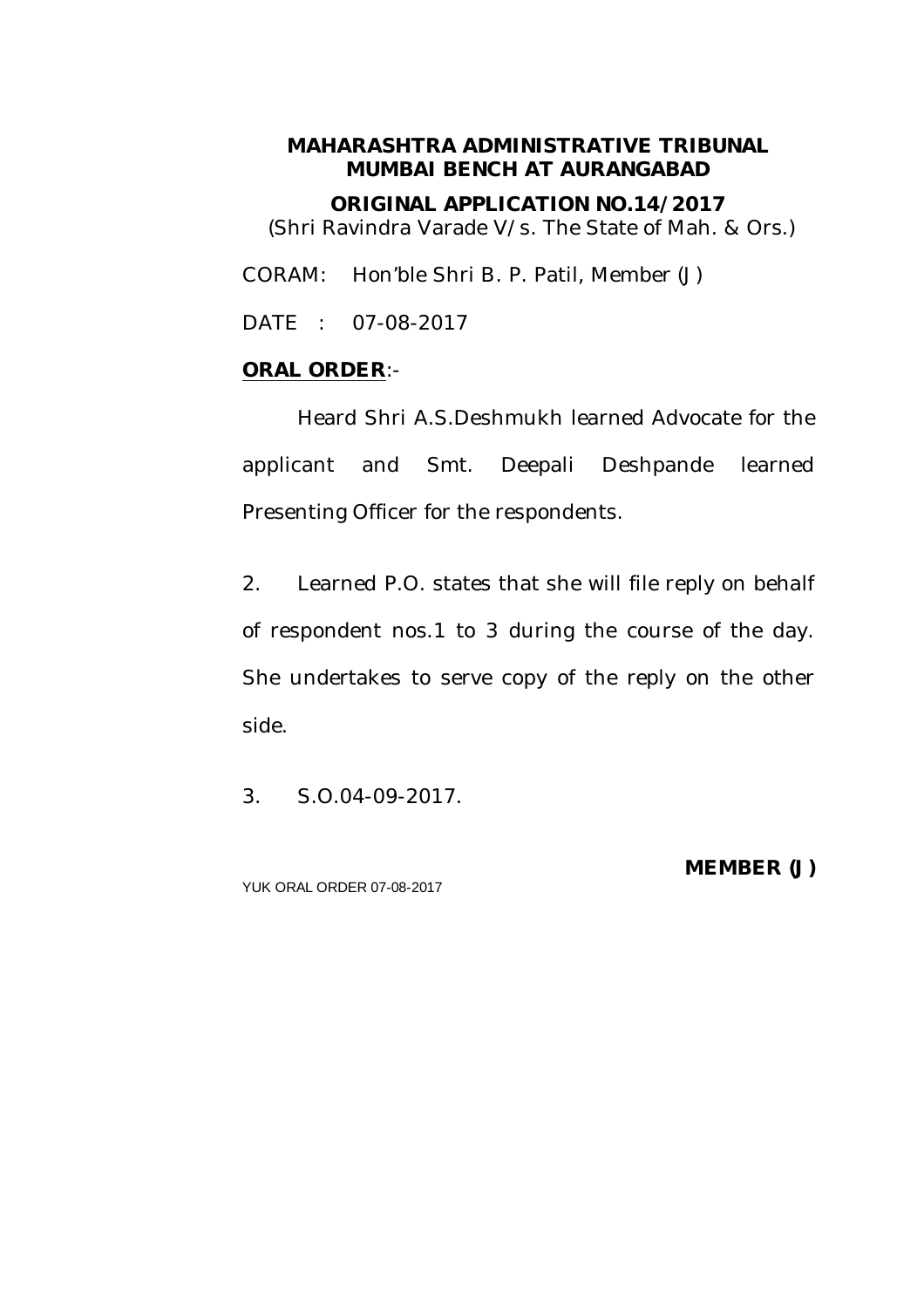**MAHARASHTRA ADMINISTRATIVE TRIBUNAL**
**MUMBAI BENCH AT AURANGABAD**

**ORIGINAL APPLICATION NO.14/2017**
(Shri Ravindra Varade V/s. The State of Mah. & Ors.)

CORAM: Hon'ble Shri B. P. Patil, Member (J)

DATE : 07-08-2017

**ORAL ORDER**:-

Heard Shri A.S.Deshmukh learned Advocate for the applicant and Smt. Deepali Deshpande learned Presenting Officer for the respondents.

2. Learned P.O. states that she will file reply on behalf of respondent nos.1 to 3 during the course of the day. She undertakes to serve copy of the reply on the other side.

3. S.O.04-09-2017.

**MEMBER (J)**

YUK ORAL ORDER 07-08-2017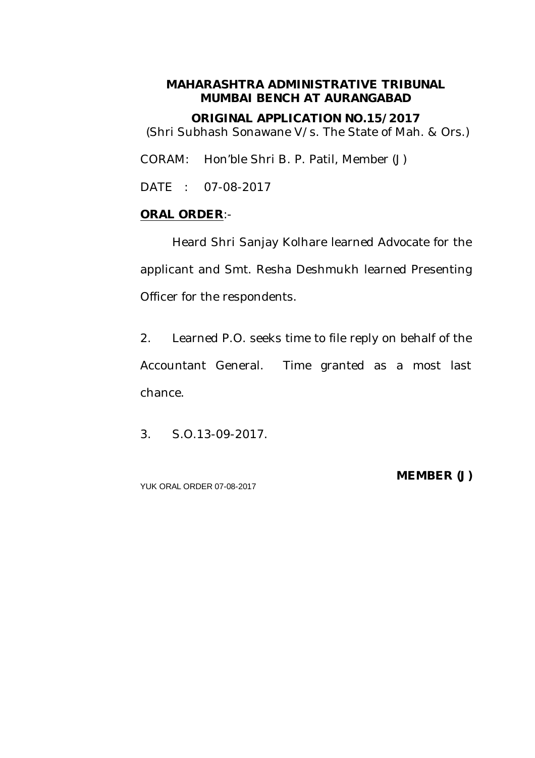**MAHARASHTRA ADMINISTRATIVE TRIBUNAL**
**MUMBAI BENCH AT AURANGABAD**

**ORIGINAL APPLICATION NO.15/2017**

(Shri Subhash Sonawane V/s. The State of Mah. & Ors.)

CORAM: Hon'ble Shri B. P. Patil, Member (J)

DATE : 07-08-2017

**ORAL ORDER**:-

Heard Shri Sanjay Kolhare learned Advocate for the applicant and Smt. Resha Deshmukh learned Presenting Officer for the respondents.

2. Learned P.O. seeks time to file reply on behalf of the Accountant General. Time granted as a most last chance.

3. S.O.13-09-2017.

**MEMBER (J)**

YUK ORAL ORDER 07-08-2017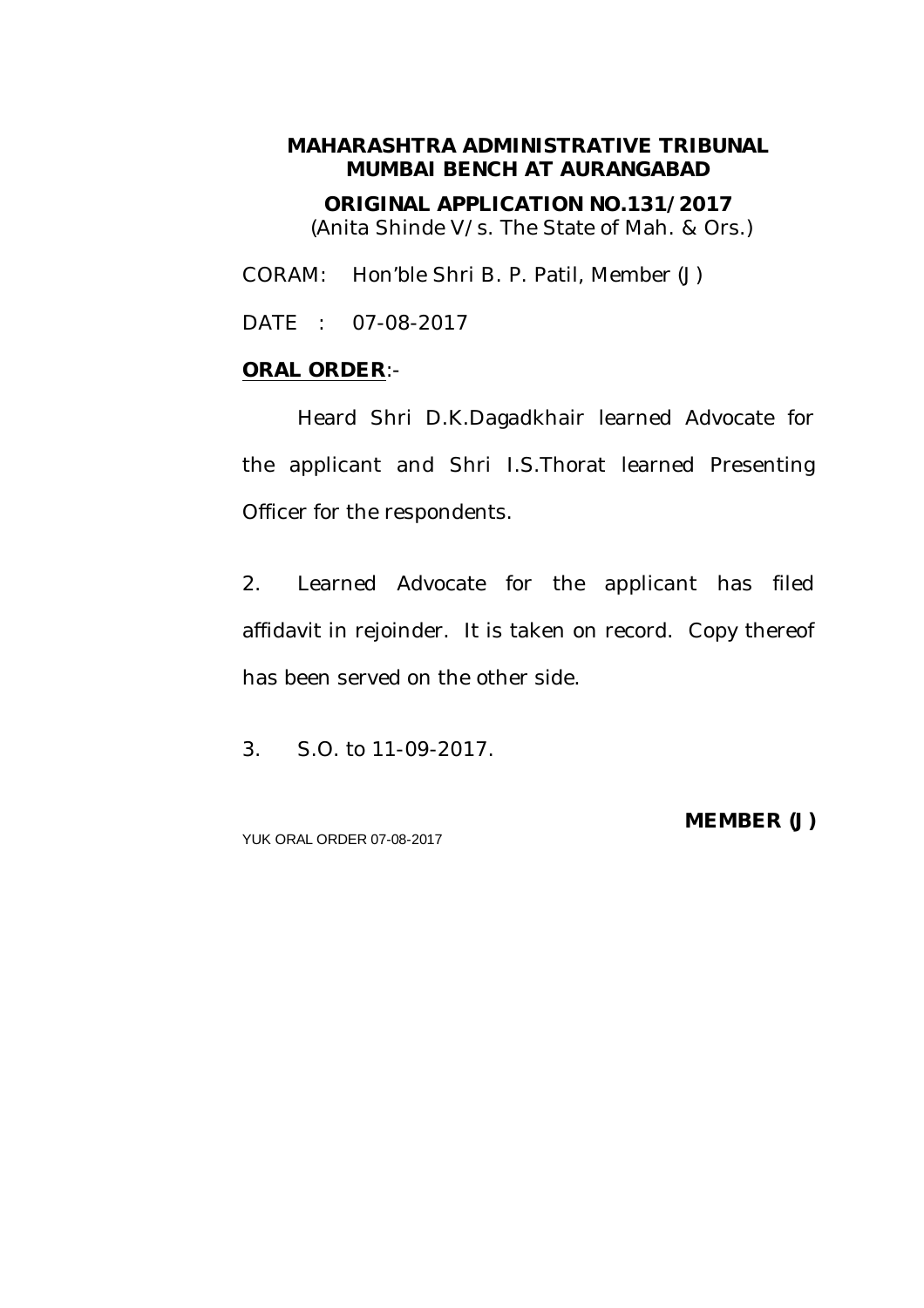**MAHARASHTRA ADMINISTRATIVE TRIBUNAL**
**MUMBAI BENCH AT AURANGABAD**

**ORIGINAL APPLICATION NO.131/2017**
(Anita Shinde V/s. The State of Mah. & Ors.)

CORAM: Hon'ble Shri B. P. Patil, Member (J)

DATE : 07-08-2017

**ORAL ORDER**:-

Heard Shri D.K.Dagadkhair learned Advocate for the applicant and Shri I.S.Thorat learned Presenting Officer for the respondents.

2. Learned Advocate for the applicant has filed affidavit in rejoinder. It is taken on record. Copy thereof has been served on the other side.

3. S.O. to 11-09-2017.

**MEMBER (J)**

YUK ORAL ORDER 07-08-2017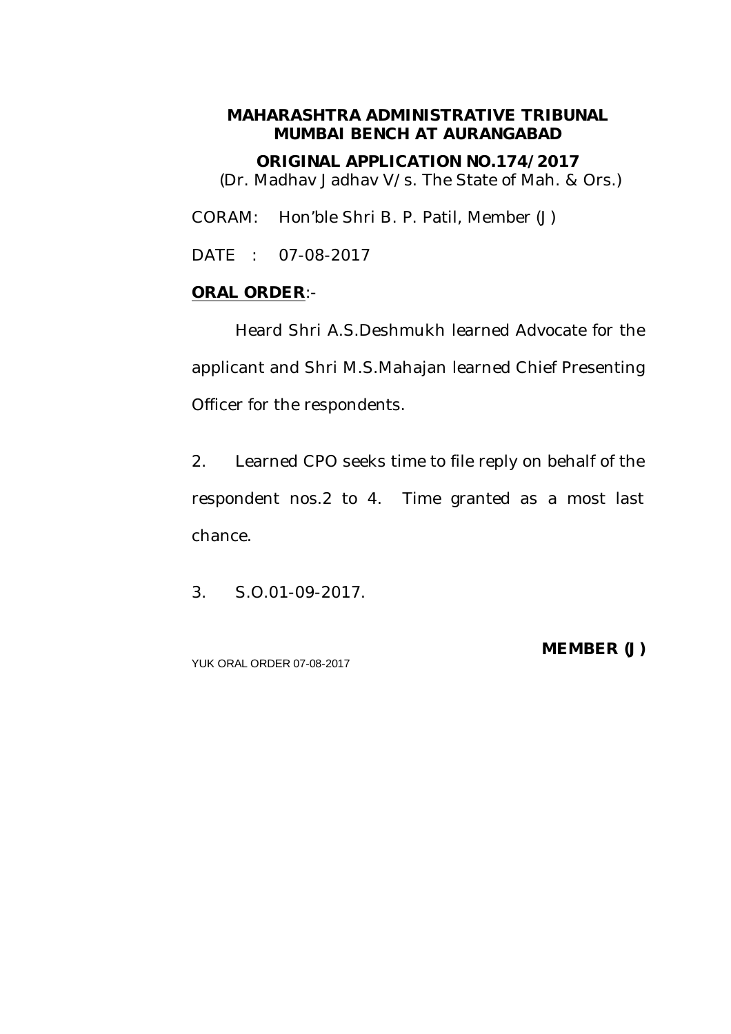**MAHARASHTRA ADMINISTRATIVE TRIBUNAL**
**MUMBAI BENCH AT AURANGABAD**

**ORIGINAL APPLICATION NO.174/2017**
(Dr. Madhav Jadhav V/s. The State of Mah. & Ors.)

CORAM: Hon'ble Shri B. P. Patil, Member (J)

DATE : 07-08-2017

**ORAL ORDER**:-

Heard Shri A.S.Deshmukh learned Advocate for the applicant and Shri M.S.Mahajan learned Chief Presenting Officer for the respondents.

2. Learned CPO seeks time to file reply on behalf of the respondent nos.2 to 4. Time granted as a most last chance.

3. S.O.01-09-2017.

**MEMBER (J)**

YUK ORAL ORDER 07-08-2017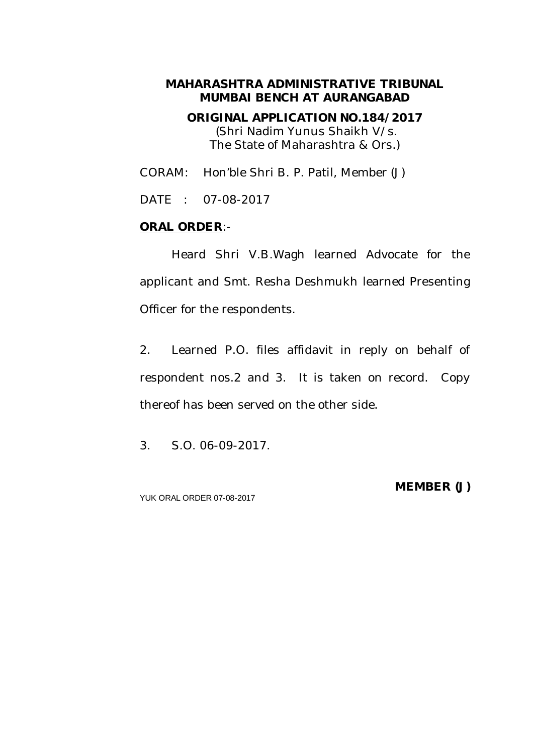**MAHARASHTRA ADMINISTRATIVE TRIBUNAL**
**MUMBAI BENCH AT AURANGABAD**

**ORIGINAL APPLICATION NO.184/2017**
(Shri Nadim Yunus Shaikh V/s.
The State of Maharashtra & Ors.)

CORAM: Hon'ble Shri B. P. Patil, Member (J)

DATE : 07-08-2017

**ORAL ORDER**:-

Heard Shri V.B.Wagh learned Advocate for the applicant and Smt. Resha Deshmukh learned Presenting Officer for the respondents.

2. Learned P.O. files affidavit in reply on behalf of respondent nos.2 and 3. It is taken on record. Copy thereof has been served on the other side.

3. S.O. 06-09-2017.

**MEMBER (J)**

YUK ORAL ORDER 07-08-2017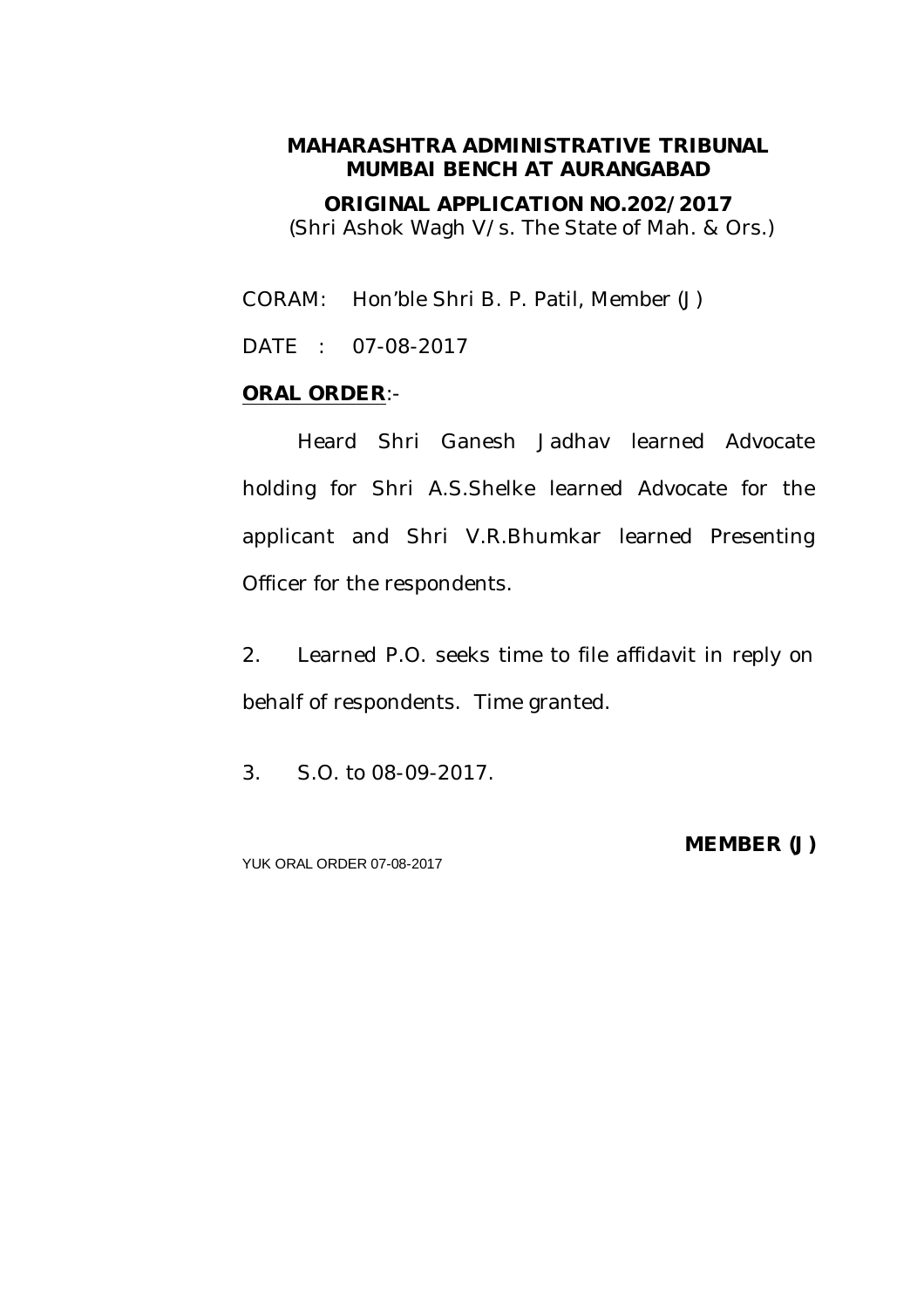**MAHARASHTRA ADMINISTRATIVE TRIBUNAL**
**MUMBAI BENCH AT AURANGABAD**

**ORIGINAL APPLICATION NO.202/2017**
(Shri Ashok Wagh V/s. The State of Mah. & Ors.)

CORAM: Hon'ble Shri B. P. Patil, Member (J)

DATE : 07-08-2017

**ORAL ORDER**:-

Heard Shri Ganesh Jadhav learned Advocate holding for Shri A.S.Shelke learned Advocate for the applicant and Shri V.R.Bhumkar learned Presenting Officer for the respondents.

2. Learned P.O. seeks time to file affidavit in reply on behalf of respondents. Time granted.

3. S.O. to 08-09-2017.

**MEMBER (J)**

YUK ORAL ORDER 07-08-2017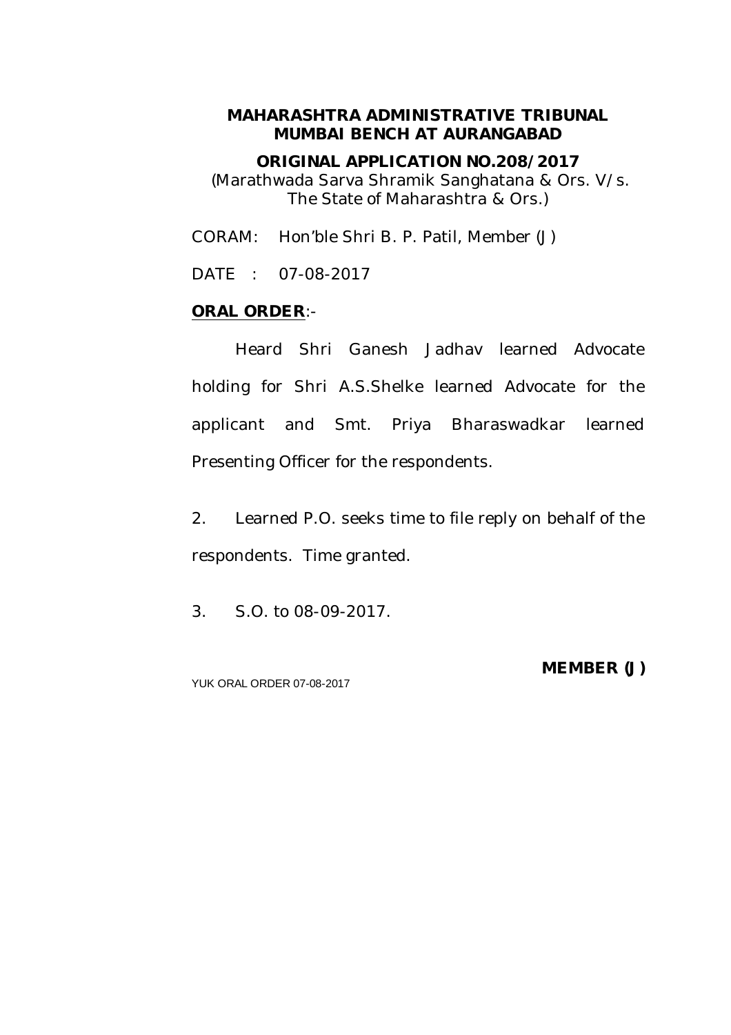**MAHARASHTRA ADMINISTRATIVE TRIBUNAL**
**MUMBAI BENCH AT AURANGABAD**

**ORIGINAL APPLICATION NO.208/2017**
(Marathwada Sarva Shramik Sanghatana & Ors. V/s. The State of Maharashtra & Ors.)

CORAM: Hon'ble Shri B. P. Patil, Member (J)

DATE : 07-08-2017

**<u>ORAL ORDER</u>**:-

Heard Shri Ganesh Jadhav learned Advocate holding for Shri A.S.Shelke learned Advocate for the applicant and Smt. Priya Bharaswadkar learned Presenting Officer for the respondents.

2. Learned P.O. seeks time to file reply on behalf of the respondents. Time granted.

3. S.O. to 08-09-2017.

**MEMBER (J)**

YUK ORAL ORDER 07-08-2017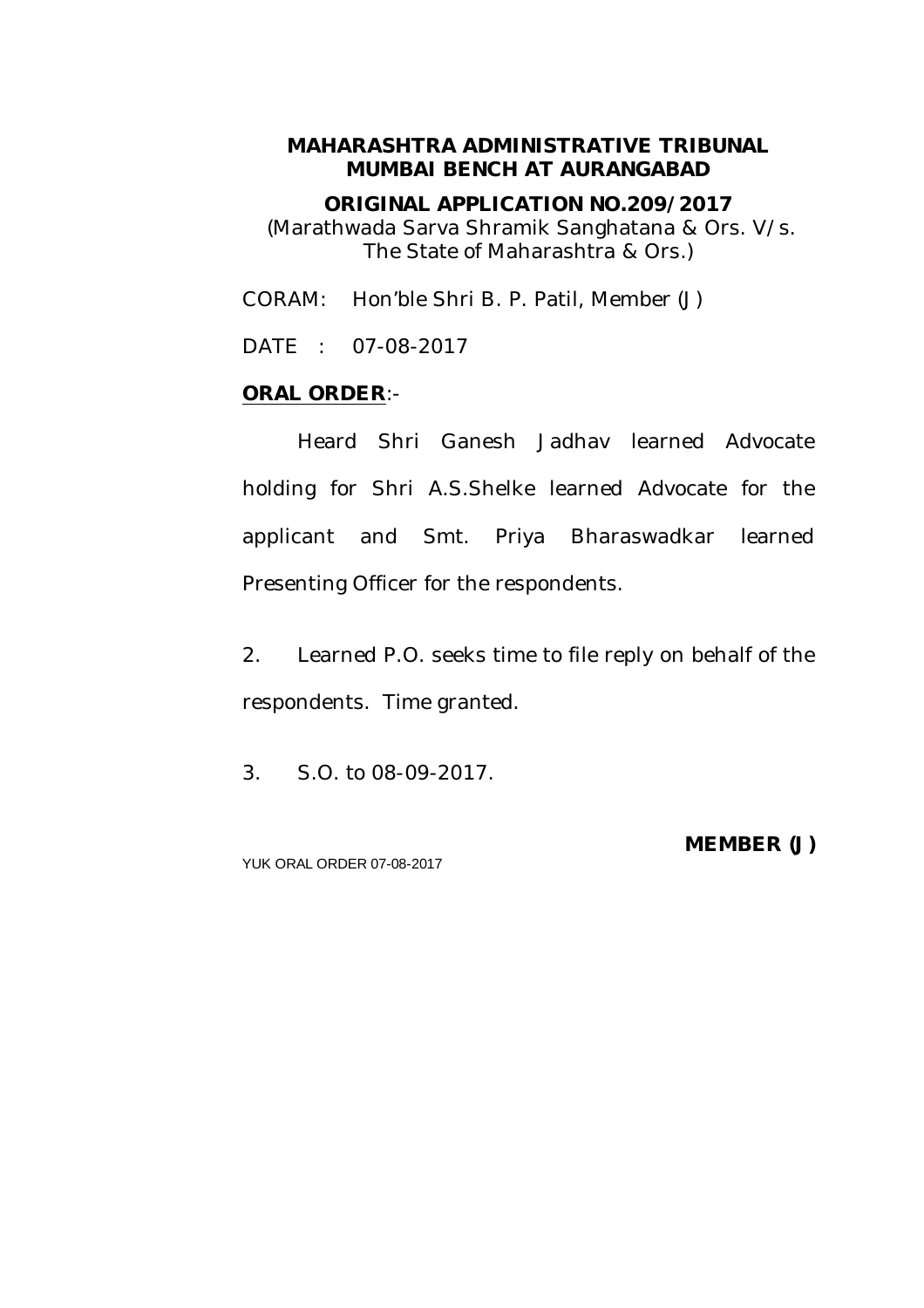**MAHARASHTRA ADMINISTRATIVE TRIBUNAL**
**MUMBAI BENCH AT AURANGABAD**

**ORIGINAL APPLICATION NO.209/2017**
(Marathwada Sarva Shramik Sanghatana & Ors. V/s. The State of Maharashtra & Ors.)

CORAM: Hon'ble Shri B. P. Patil, Member (J)

DATE : 07-08-2017

**ORAL ORDER**:-

Heard Shri Ganesh Jadhav learned Advocate holding for Shri A.S.Shelke learned Advocate for the applicant and Smt. Priya Bharaswadkar learned Presenting Officer for the respondents.

2. Learned P.O. seeks time to file reply on behalf of the respondents. Time granted.

3. S.O. to 08-09-2017.

**MEMBER (J)**

YUK ORAL ORDER 07-08-2017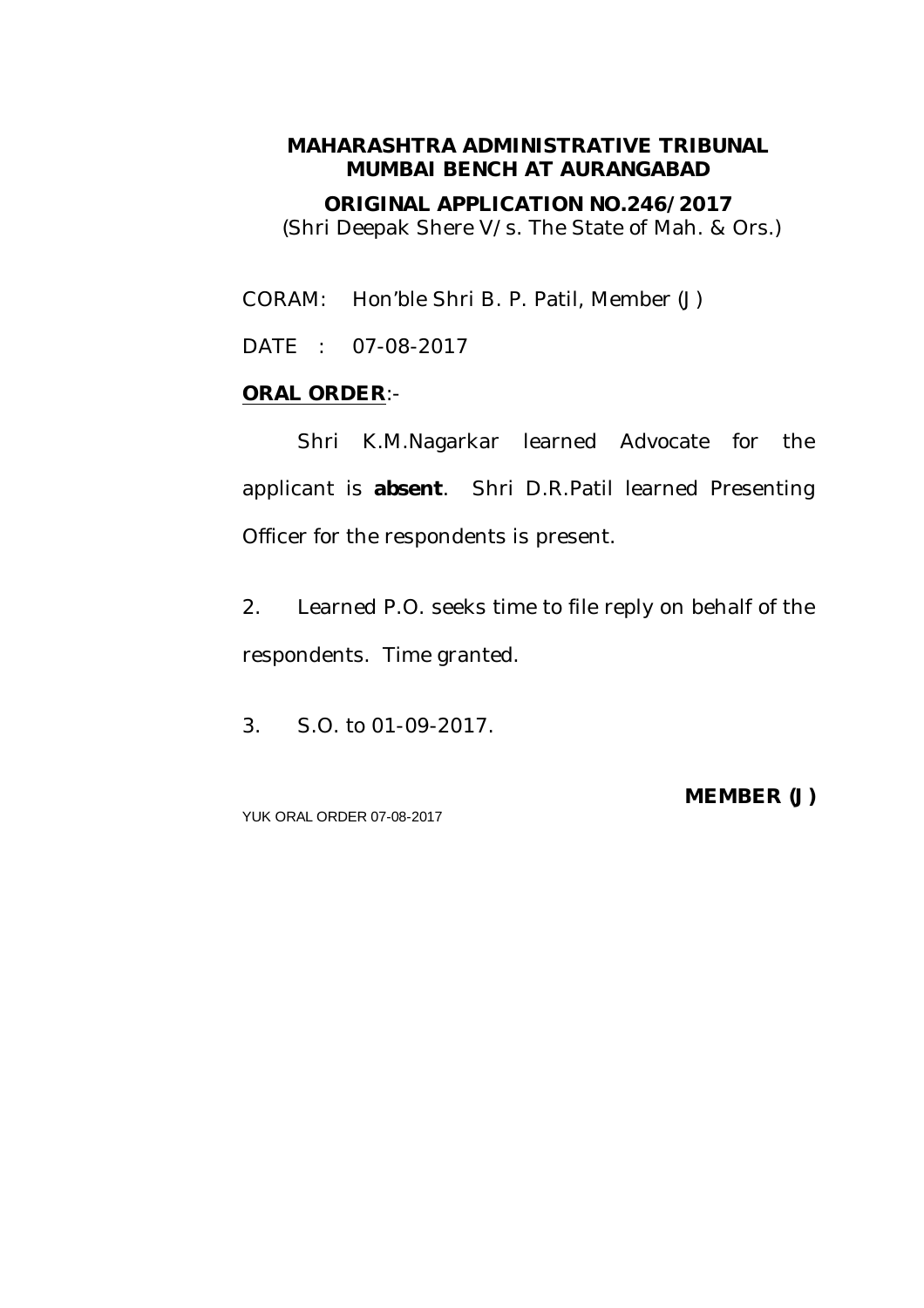**MAHARASHTRA ADMINISTRATIVE TRIBUNAL**
**MUMBAI BENCH AT AURANGABAD**

**ORIGINAL APPLICATION NO.246/2017**
(Shri Deepak Shere V/s. The State of Mah. & Ors.)

CORAM: Hon'ble Shri B. P. Patil, Member (J)

DATE : 07-08-2017

**ORAL ORDER**:-

Shri K.M.Nagarkar learned Advocate for the applicant is **absent**. Shri D.R.Patil learned Presenting Officer for the respondents is present.

2. Learned P.O. seeks time to file reply on behalf of the respondents. Time granted.

3. S.O. to 01-09-2017.

**MEMBER (J)**

YUK ORAL ORDER 07-08-2017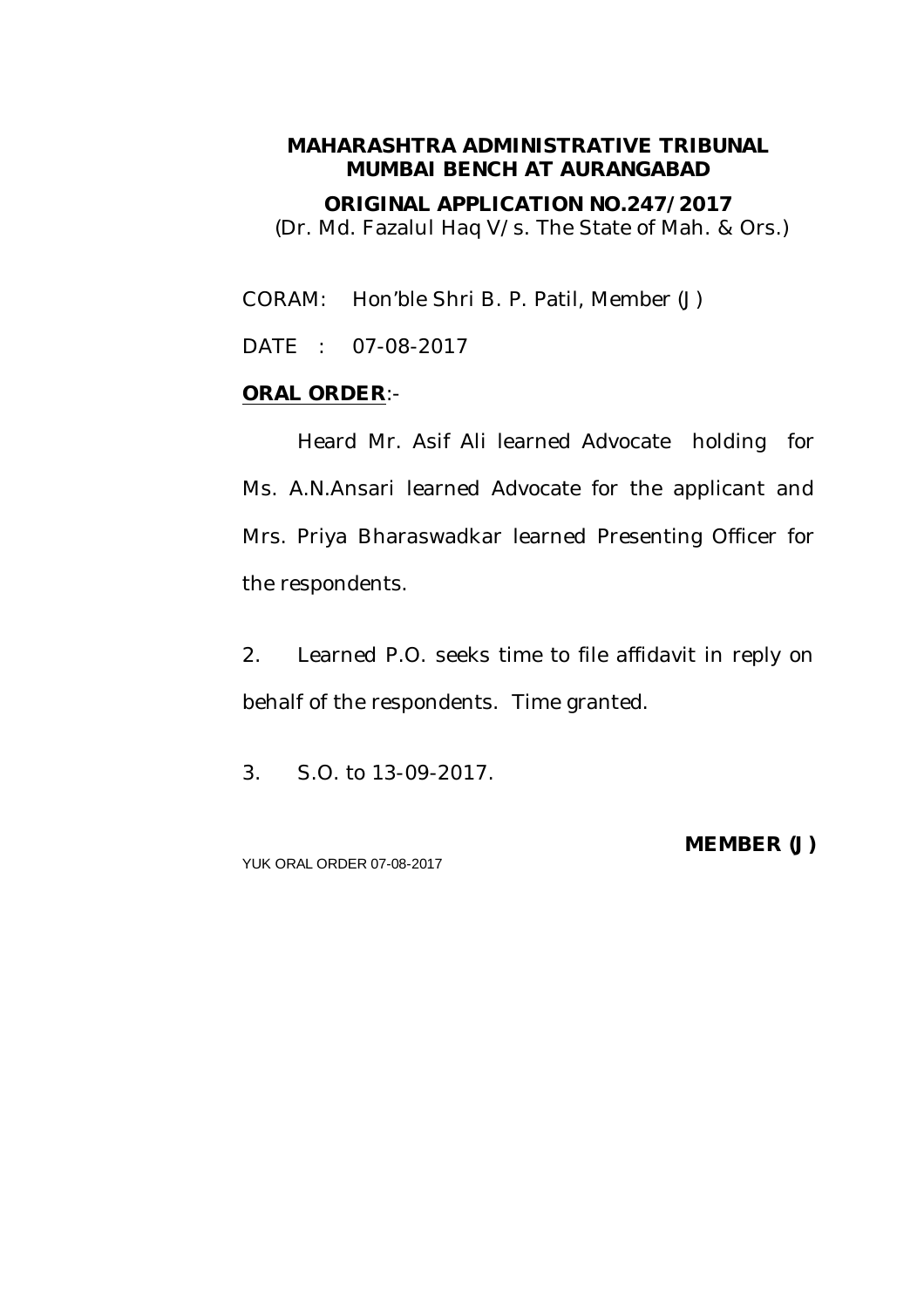**MAHARASHTRA ADMINISTRATIVE TRIBUNAL**
**MUMBAI BENCH AT AURANGABAD**

**ORIGINAL APPLICATION NO.247/2017**
(Dr. Md. Fazalul Haq V/s. The State of Mah. & Ors.)

CORAM: Hon'ble Shri B. P. Patil, Member (J)

DATE : 07-08-2017

**ORAL ORDER**:-

Heard Mr. Asif Ali learned Advocate holding for Ms. A.N.Ansari learned Advocate for the applicant and Mrs. Priya Bharaswadkar learned Presenting Officer for the respondents.

2. Learned P.O. seeks time to file affidavit in reply on behalf of the respondents. Time granted.

3. S.O. to 13-09-2017.

**MEMBER (J)**

YUK ORAL ORDER 07-08-2017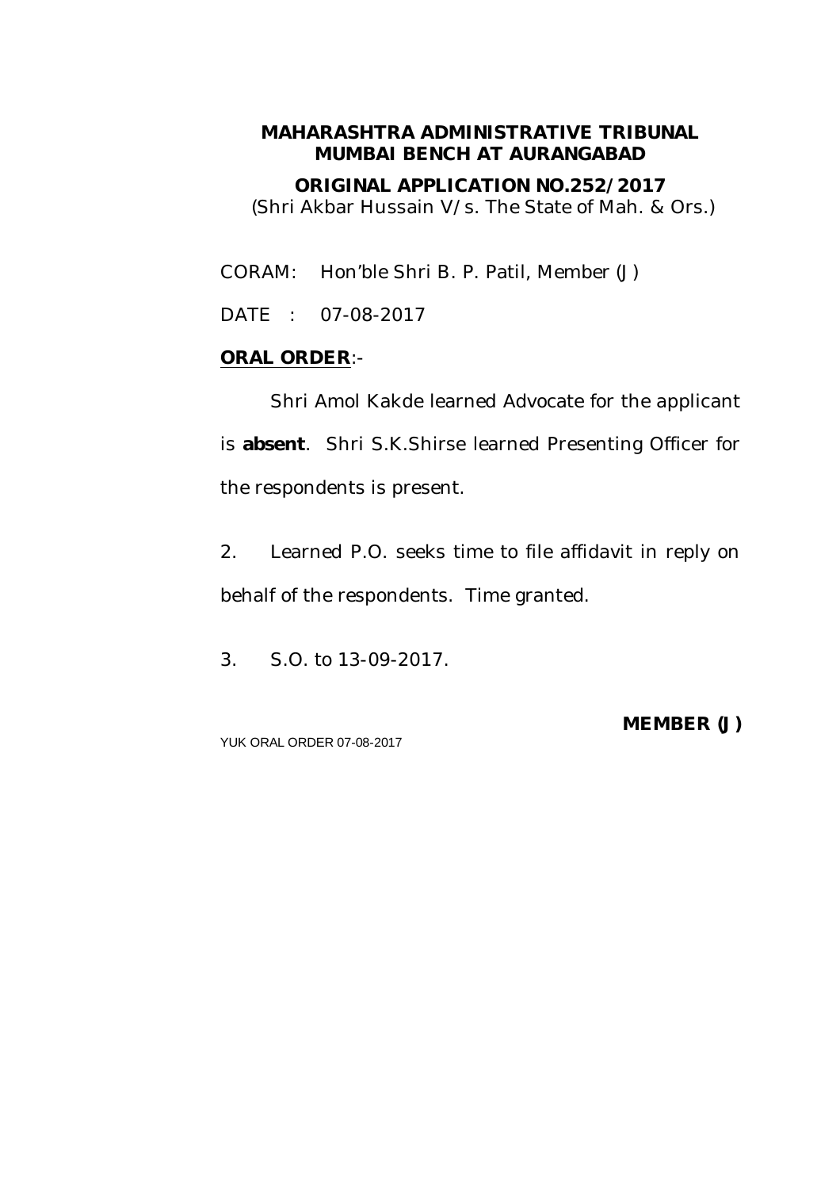**MAHARASHTRA ADMINISTRATIVE TRIBUNAL**
**MUMBAI BENCH AT AURANGABAD**

**ORIGINAL APPLICATION NO.252/2017**
(Shri Akbar Hussain V/s. The State of Mah. & Ors.)

CORAM: Hon'ble Shri B. P. Patil, Member (J)

DATE : 07-08-2017

**ORAL ORDER**:-

Shri Amol Kakde learned Advocate for the applicant is **absent**. Shri S.K.Shirse learned Presenting Officer for the respondents is present.

2. Learned P.O. seeks time to file affidavit in reply on behalf of the respondents. Time granted.

3. S.O. to 13-09-2017.

**MEMBER (J)**

YUK ORAL ORDER 07-08-2017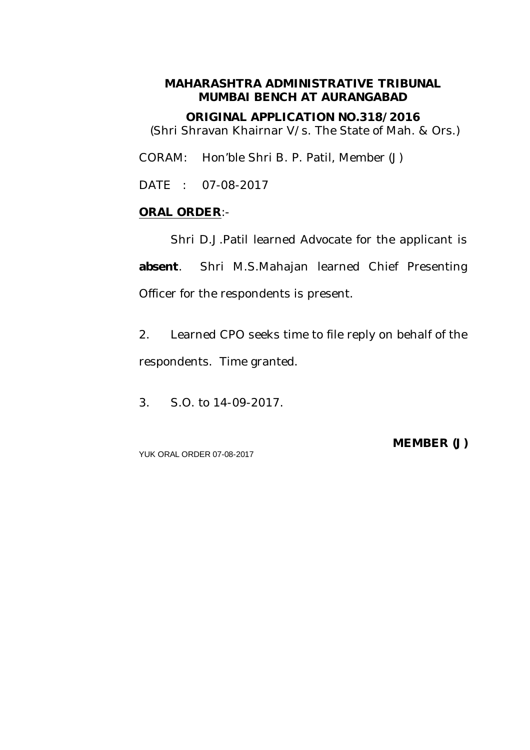**MAHARASHTRA ADMINISTRATIVE TRIBUNAL**
**MUMBAI BENCH AT AURANGABAD**

**ORIGINAL APPLICATION NO.318/2016**
(Shri Shravan Khairnar V/s. The State of Mah. & Ors.)

CORAM: Hon'ble Shri B. P. Patil, Member (J)

DATE : 07-08-2017

**ORAL ORDER**:-

Shri D.J.Patil learned Advocate for the applicant is **absent**. Shri M.S.Mahajan learned Chief Presenting Officer for the respondents is present.

2. Learned CPO seeks time to file reply on behalf of the respondents. Time granted.

3. S.O. to 14-09-2017.

**MEMBER (J)**

YUK ORAL ORDER 07-08-2017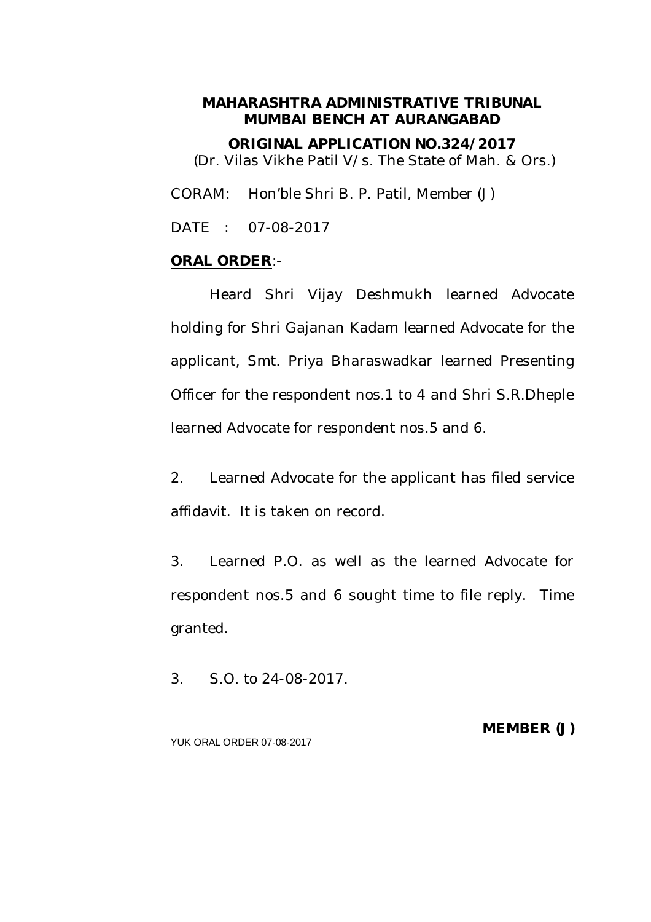**MAHARASHTRA ADMINISTRATIVE TRIBUNAL**
**MUMBAI BENCH AT AURANGABAD**

**ORIGINAL APPLICATION NO.324/2017**
(Dr. Vilas Vikhe Patil V/s. The State of Mah. & Ors.)

CORAM: Hon'ble Shri B. P. Patil, Member (J)

DATE : 07-08-2017

**ORAL ORDER**:-

Heard Shri Vijay Deshmukh learned Advocate holding for Shri Gajanan Kadam learned Advocate for the applicant, Smt. Priya Bharaswadkar learned Presenting Officer for the respondent nos.1 to 4 and Shri S.R.Dheple learned Advocate for respondent nos.5 and 6.

2. Learned Advocate for the applicant has filed service affidavit. It is taken on record.

3. Learned P.O. as well as the learned Advocate for respondent nos.5 and 6 sought time to file reply. Time granted.

3. S.O. to 24-08-2017.

**MEMBER (J)**

YUK ORAL ORDER 07-08-2017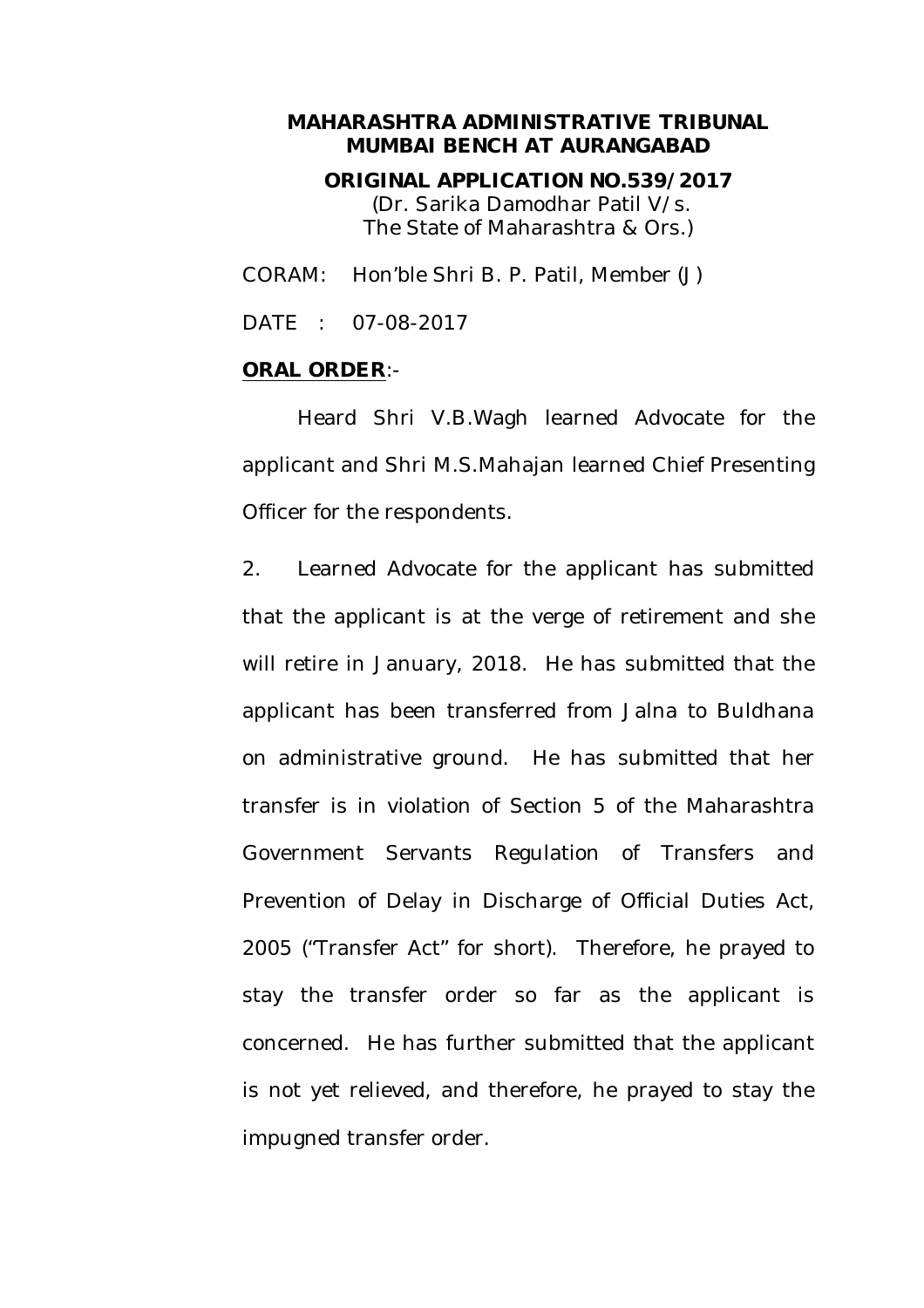**MAHARASHTRA ADMINISTRATIVE TRIBUNAL**
**MUMBAI BENCH AT AURANGABAD**

**ORIGINAL APPLICATION NO.539/2017**
(Dr. Sarika Damodhar Patil V/s.
The State of Maharashtra & Ors.)

CORAM: Hon'ble Shri B. P. Patil, Member (J)

DATE : 07-08-2017

**ORAL ORDER**:-

Heard Shri V.B.Wagh learned Advocate for the applicant and Shri M.S.Mahajan learned Chief Presenting Officer for the respondents.

2. Learned Advocate for the applicant has submitted that the applicant is at the verge of retirement and she will retire in January, 2018. He has submitted that the applicant has been transferred from Jalna to Buldhana on administrative ground. He has submitted that her transfer is in violation of Section 5 of the Maharashtra Government Servants Regulation of Transfers and Prevention of Delay in Discharge of Official Duties Act, 2005 ("Transfer Act" for short). Therefore, he prayed to stay the transfer order so far as the applicant is concerned. He has further submitted that the applicant is not yet relieved, and therefore, he prayed to stay the impugned transfer order.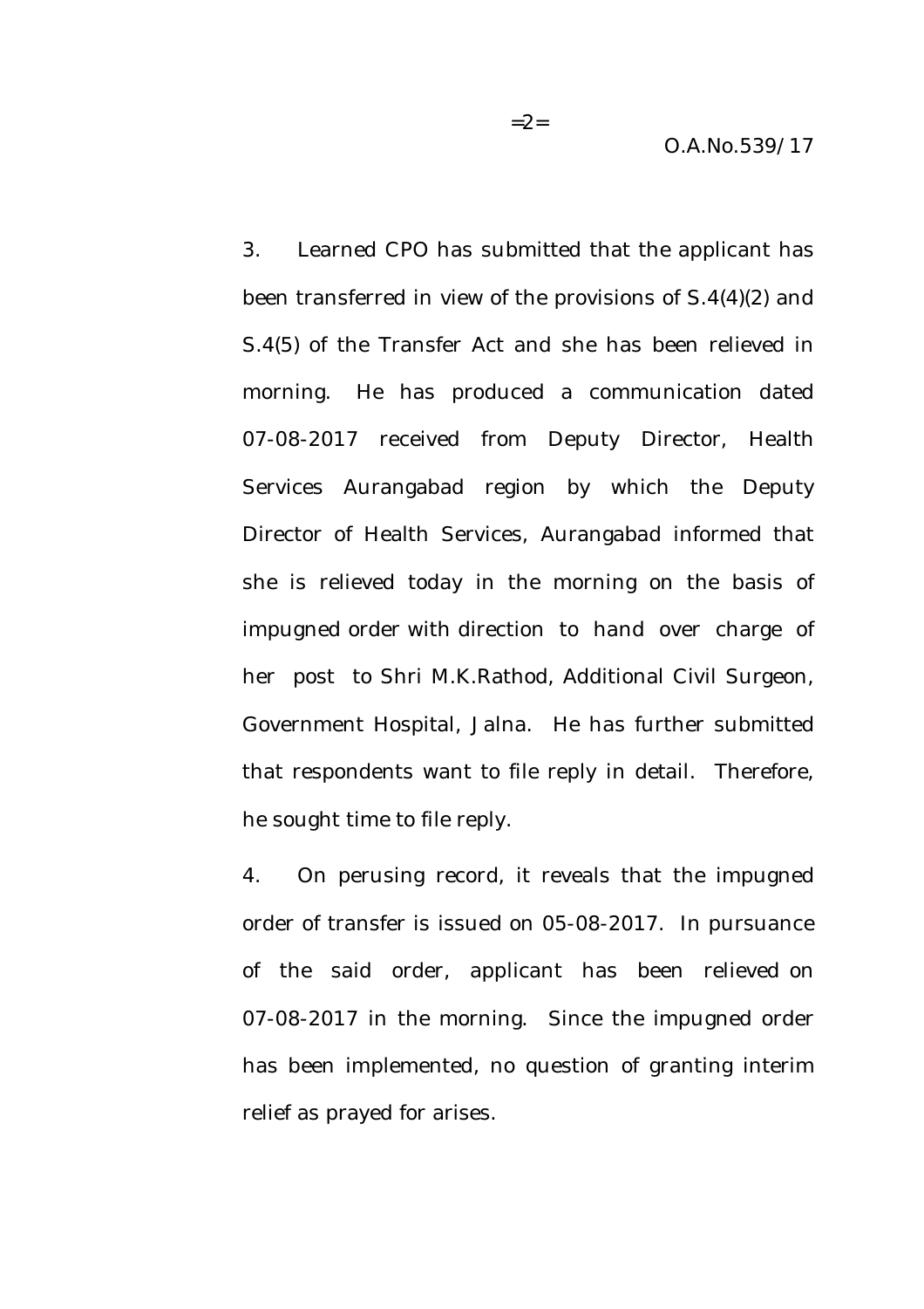3. Learned CPO has submitted that the applicant has been transferred in view of the provisions of S.4(4)(2) and S.4(5) of the Transfer Act and she has been relieved in morning. He has produced a communication dated 07-08-2017 received from Deputy Director, Health Services Aurangabad region by which the Deputy Director of Health Services, Aurangabad informed that she is relieved today in the morning on the basis of impugned order with direction to hand over charge of her post to Shri M.K.Rathod, Additional Civil Surgeon, Government Hospital, Jalna. He has further submitted that respondents want to file reply in detail. Therefore, he sought time to file reply.

4. On perusing record, it reveals that the impugned order of transfer is issued on 05-08-2017. In pursuance of the said order, applicant has been relieved on 07-08-2017 in the morning. Since the impugned order has been implemented, no question of granting interim relief as prayed for arises.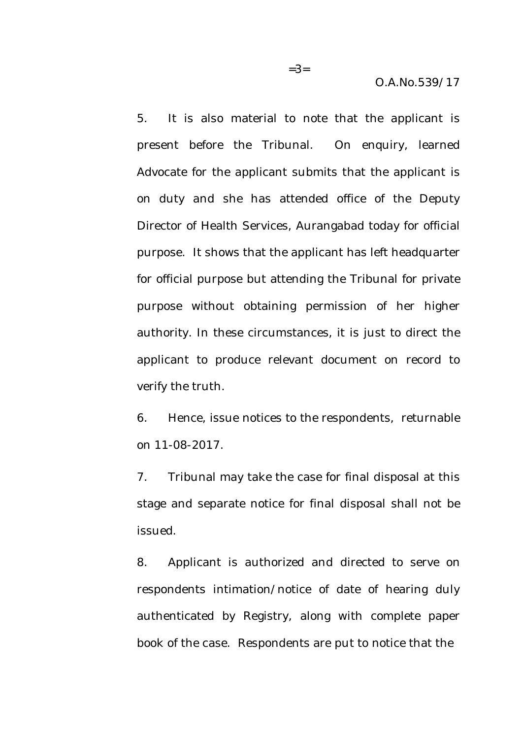5. It is also material to note that the applicant is present before the Tribunal. On enquiry, learned Advocate for the applicant submits that the applicant is on duty and she has attended office of the Deputy Director of Health Services, Aurangabad today for official purpose. It shows that the applicant has left headquarter for official purpose but attending the Tribunal for private purpose without obtaining permission of her higher authority. In these circumstances, it is just to direct the applicant to produce relevant document on record to verify the truth.

6. Hence, issue notices to the respondents, returnable on 11-08-2017.

7. Tribunal may take the case for final disposal at this stage and separate notice for final disposal shall not be issued.

8. Applicant is authorized and directed to serve on respondents intimation/notice of date of hearing duly authenticated by Registry, along with complete paper book of the case. Respondents are put to notice that the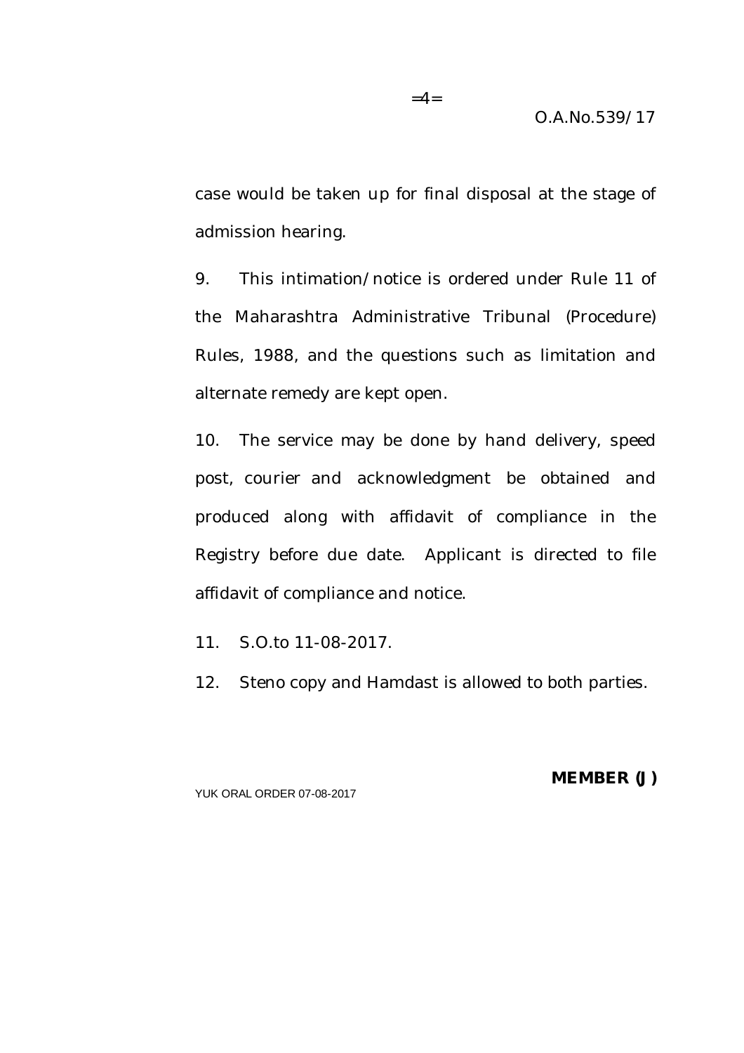case would be taken up for final disposal at the stage of admission hearing.

9. This intimation/notice is ordered under Rule 11 of the Maharashtra Administrative Tribunal (Procedure) Rules, 1988, and the questions such as limitation and alternate remedy are kept open.

10. The service may be done by hand delivery, speed post, courier and acknowledgment be obtained and produced along with affidavit of compliance in the Registry before due date. Applicant is directed to file affidavit of compliance and notice.

11. S.O.to 11-08-2017.

12. Steno copy and Hamdast is allowed to both parties.

**MEMBER (J)**

YUK ORAL ORDER 07-08-2017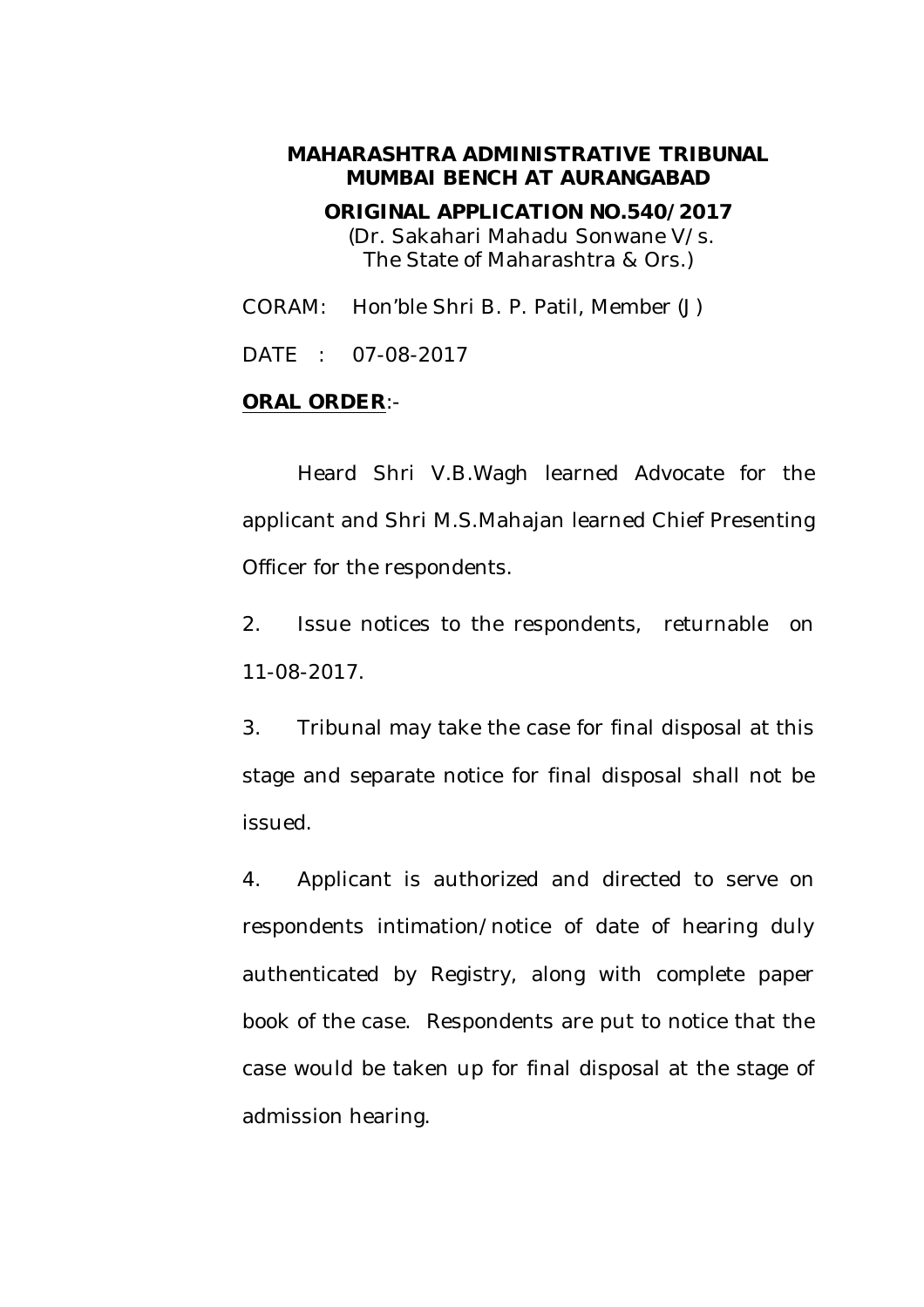**MAHARASHTRA ADMINISTRATIVE TRIBUNAL**
**MUMBAI BENCH AT AURANGABAD**

**ORIGINAL APPLICATION NO.540/2017**
(Dr. Sakahari Mahadu Sonwane V/s.
The State of Maharashtra & Ors.)

CORAM: Hon'ble Shri B. P. Patil, Member (J)

DATE : 07-08-2017

**ORAL ORDER**:-

Heard Shri V.B.Wagh learned Advocate for the applicant and Shri M.S.Mahajan learned Chief Presenting Officer for the respondents.

2. Issue notices to the respondents, returnable on 11-08-2017.

3. Tribunal may take the case for final disposal at this stage and separate notice for final disposal shall not be issued.

4. Applicant is authorized and directed to serve on respondents intimation/notice of date of hearing duly authenticated by Registry, along with complete paper book of the case. Respondents are put to notice that the case would be taken up for final disposal at the stage of admission hearing.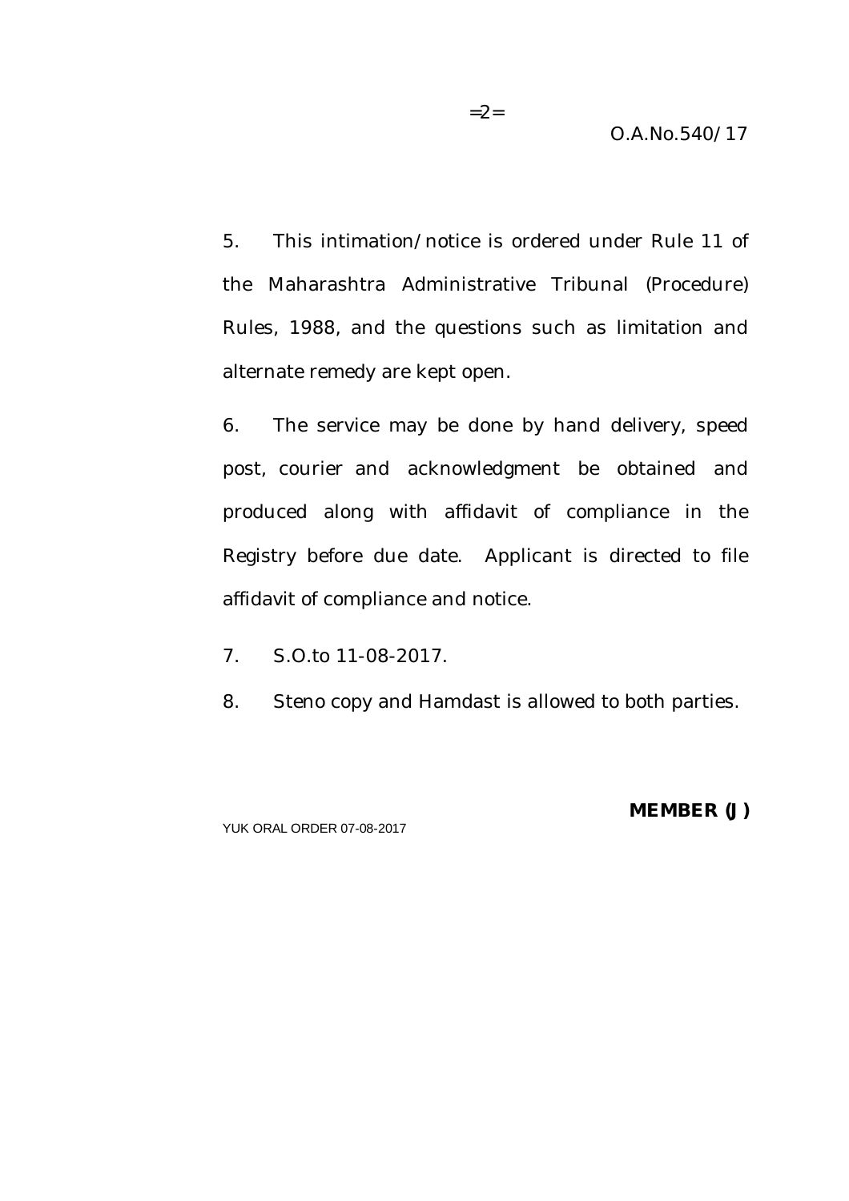O.A.No.540/17

5. This intimation/notice is ordered under Rule 11 of the Maharashtra Administrative Tribunal (Procedure) Rules, 1988, and the questions such as limitation and alternate remedy are kept open.

6. The service may be done by hand delivery, speed post, courier and acknowledgment be obtained and produced along with affidavit of compliance in the Registry before due date. Applicant is directed to file affidavit of compliance and notice.

7. S.O.to 11-08-2017.

8. Steno copy and Hamdast is allowed to both parties.

**MEMBER (J)**

YUK ORAL ORDER 07-08-2017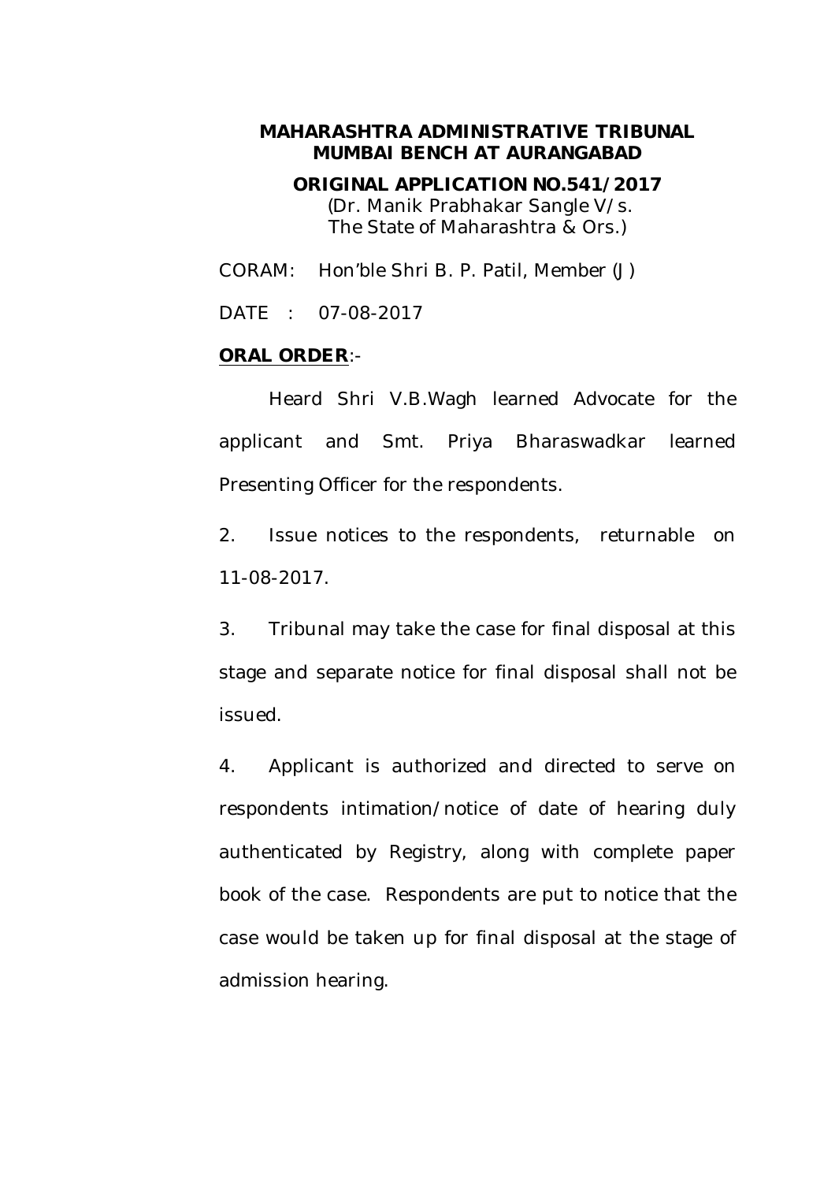**MAHARASHTRA ADMINISTRATIVE TRIBUNAL**
**MUMBAI BENCH AT AURANGABAD**

**ORIGINAL APPLICATION NO.541/2017**
(Dr. Manik Prabhakar Sangle V/s.
The State of Maharashtra & Ors.)

CORAM: Hon'ble Shri B. P. Patil, Member (J)

DATE : 07-08-2017

**ORAL ORDER**:-

Heard Shri V.B.Wagh learned Advocate for the applicant and Smt. Priya Bharaswadkar learned Presenting Officer for the respondents.

2. Issue notices to the respondents, returnable on 11-08-2017.

3. Tribunal may take the case for final disposal at this stage and separate notice for final disposal shall not be issued.

4. Applicant is authorized and directed to serve on respondents intimation/notice of date of hearing duly authenticated by Registry, along with complete paper book of the case. Respondents are put to notice that the case would be taken up for final disposal at the stage of admission hearing.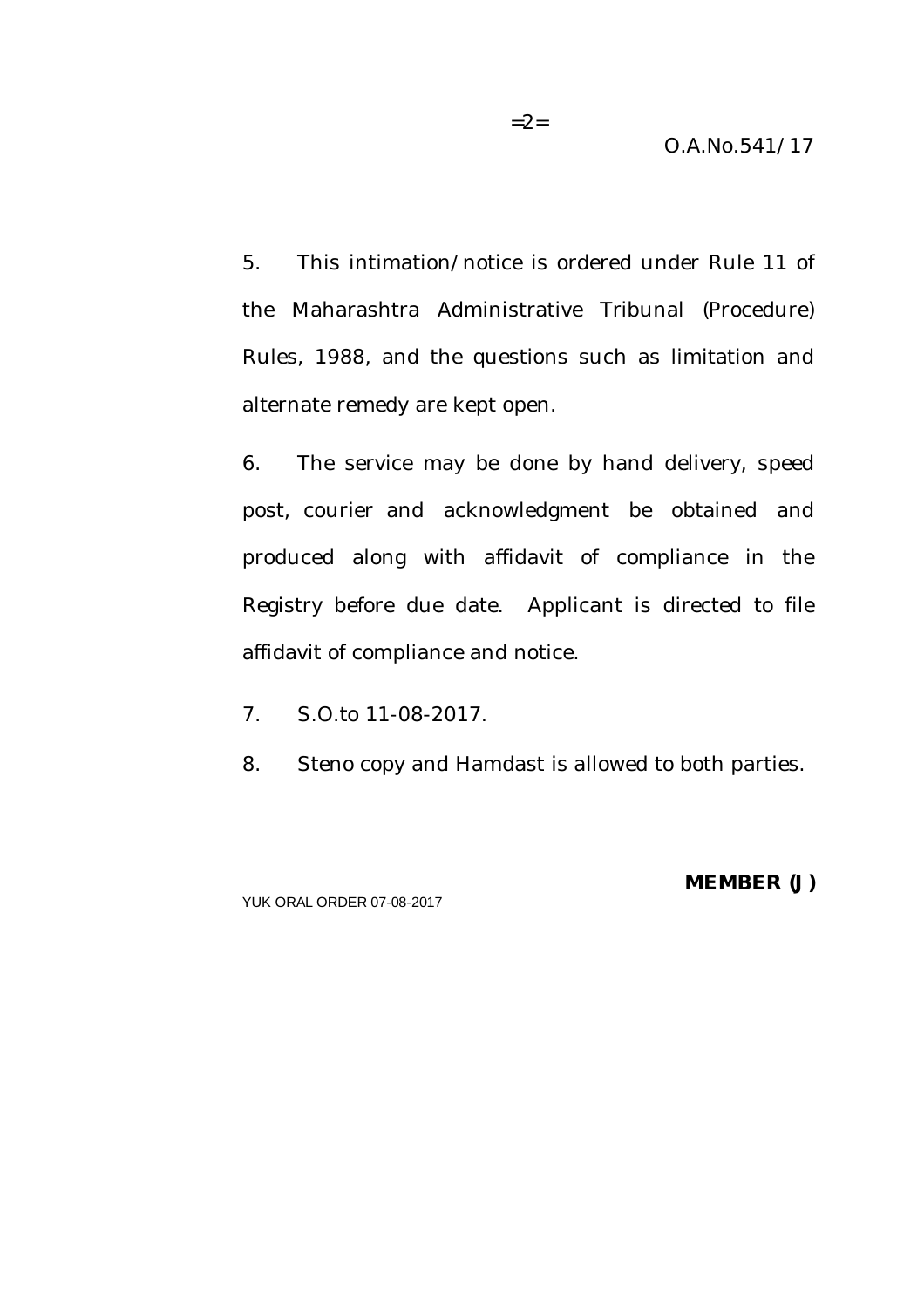5. This intimation/notice is ordered under Rule 11 of the Maharashtra Administrative Tribunal (Procedure) Rules, 1988, and the questions such as limitation and alternate remedy are kept open.

6. The service may be done by hand delivery, speed post, courier and acknowledgment be obtained and produced along with affidavit of compliance in the Registry before due date. Applicant is directed to file affidavit of compliance and notice.

7. S.O.to 11-08-2017.

8. Steno copy and Hamdast is allowed to both parties.

**MEMBER (J)**

YUK ORAL ORDER 07-08-2017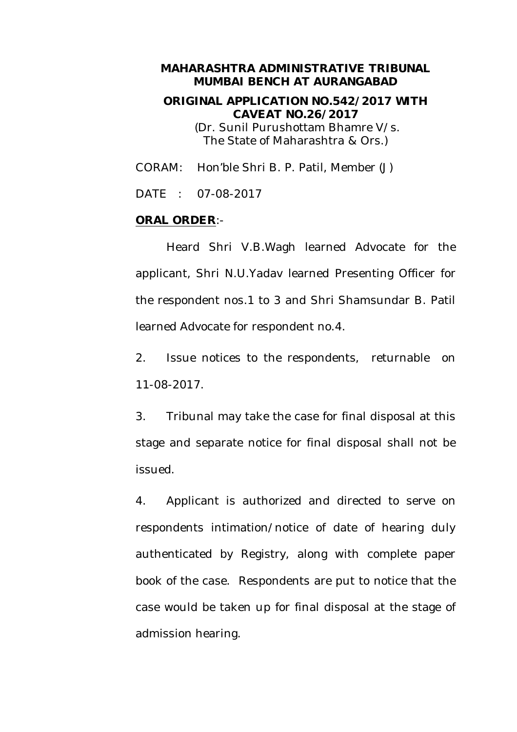**MAHARASHTRA ADMINISTRATIVE TRIBUNAL**
**MUMBAI BENCH AT AURANGABAD**

**ORIGINAL APPLICATION NO.542/2017 WITH CAVEAT NO.26/2017**
(Dr. Sunil Purushottam Bhamre V/s. The State of Maharashtra & Ors.)

CORAM: Hon'ble Shri B. P. Patil, Member (J)

DATE : 07-08-2017

**ORAL ORDER**:-

Heard Shri V.B.Wagh learned Advocate for the applicant, Shri N.U.Yadav learned Presenting Officer for the respondent nos.1 to 3 and Shri Shamsundar B. Patil learned Advocate for respondent no.4.

2. Issue notices to the respondents, returnable on 11-08-2017.

3. Tribunal may take the case for final disposal at this stage and separate notice for final disposal shall not be issued.

4. Applicant is authorized and directed to serve on respondents intimation/notice of date of hearing duly authenticated by Registry, along with complete paper book of the case. Respondents are put to notice that the case would be taken up for final disposal at the stage of admission hearing.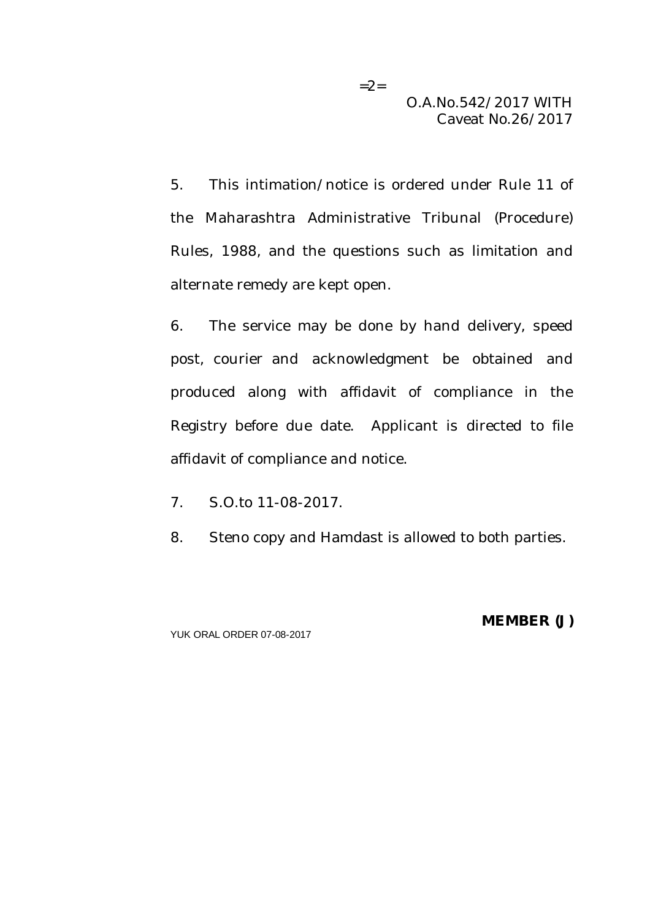5. This intimation/notice is ordered under Rule 11 of the Maharashtra Administrative Tribunal (Procedure) Rules, 1988, and the questions such as limitation and alternate remedy are kept open.

6. The service may be done by hand delivery, speed post, courier and acknowledgment be obtained and produced along with affidavit of compliance in the Registry before due date. Applicant is directed to file affidavit of compliance and notice.

7. S.O.to 11-08-2017.

8. Steno copy and Hamdast is allowed to both parties.

**MEMBER (J)**

YUK ORAL ORDER 07-08-2017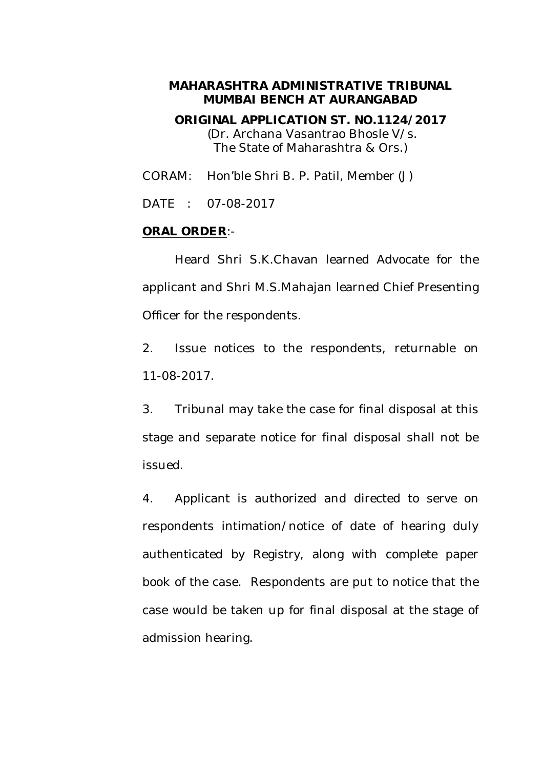**MAHARASHTRA ADMINISTRATIVE TRIBUNAL**
**MUMBAI BENCH AT AURANGABAD**

**ORIGINAL APPLICATION ST. NO.1124/2017**
(Dr. Archana Vasantrao Bhosle V/s.
The State of Maharashtra & Ors.)

CORAM: Hon'ble Shri B. P. Patil, Member (J)

DATE : 07-08-2017

**ORAL ORDER**:-

Heard Shri S.K.Chavan learned Advocate for the applicant and Shri M.S.Mahajan learned Chief Presenting Officer for the respondents.

2. Issue notices to the respondents, returnable on 11-08-2017.

3. Tribunal may take the case for final disposal at this stage and separate notice for final disposal shall not be issued.

4. Applicant is authorized and directed to serve on respondents intimation/notice of date of hearing duly authenticated by Registry, along with complete paper book of the case. Respondents are put to notice that the case would be taken up for final disposal at the stage of admission hearing.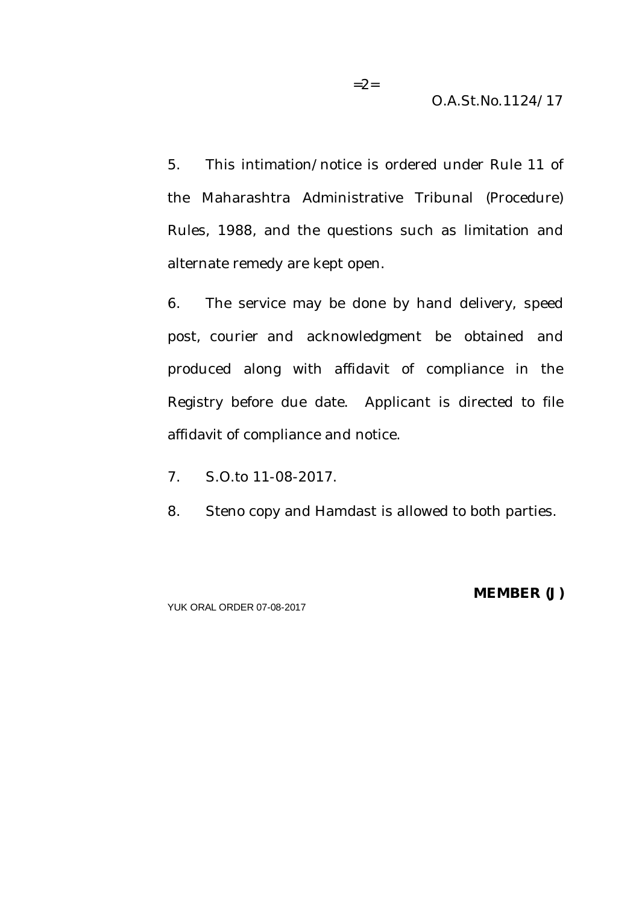5. This intimation/notice is ordered under Rule 11 of the Maharashtra Administrative Tribunal (Procedure) Rules, 1988, and the questions such as limitation and alternate remedy are kept open.

6. The service may be done by hand delivery, speed post, courier and acknowledgment be obtained and produced along with affidavit of compliance in the Registry before due date. Applicant is directed to file affidavit of compliance and notice.

7. S.O.to 11-08-2017.

8. Steno copy and Hamdast is allowed to both parties.

**MEMBER (J)**

YUK ORAL ORDER 07-08-2017